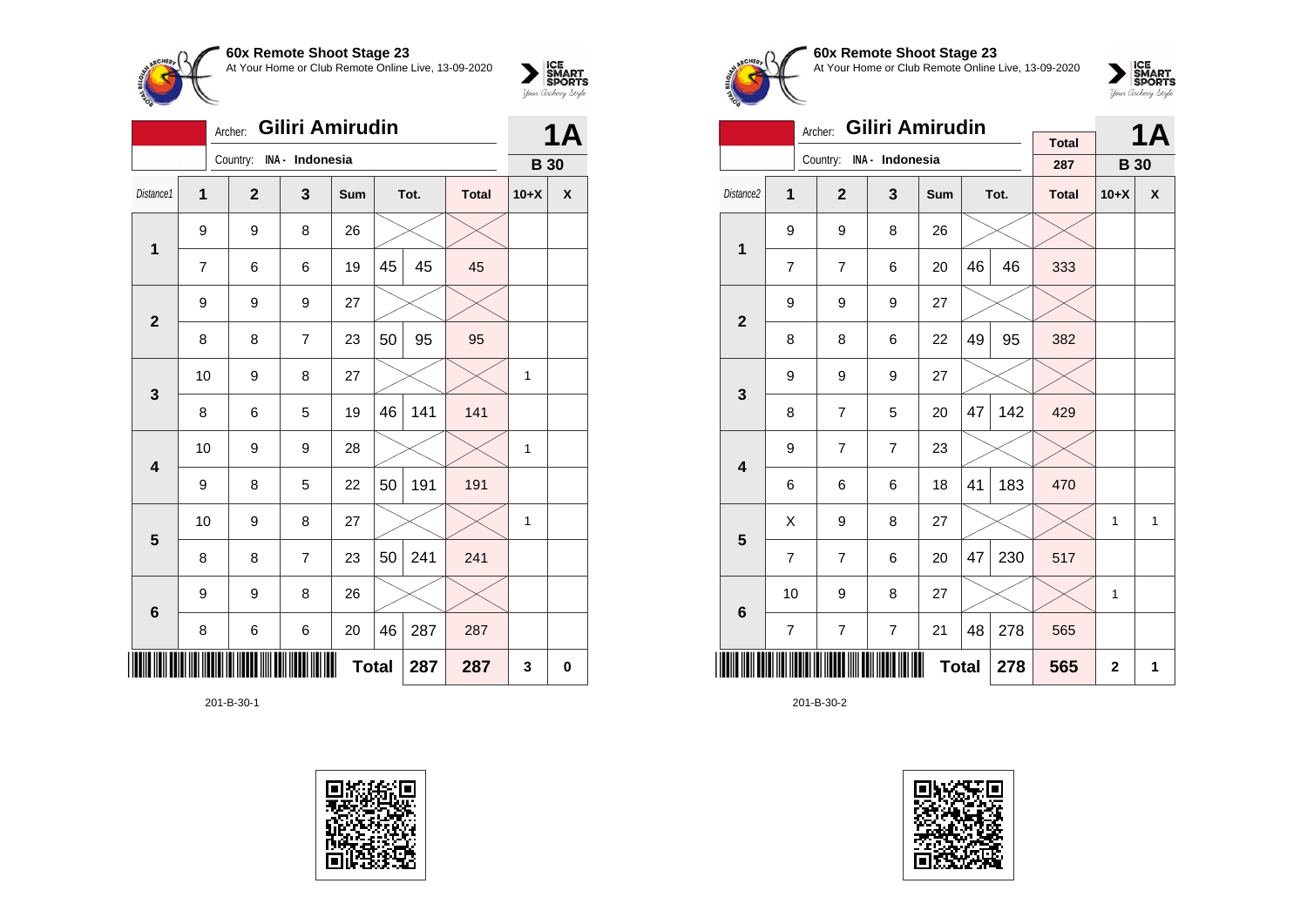## 60x Remote Shoot Stage 23

At Your Home or Club Remote Online Live, 13-09-2020

Archer: **Giliri Amirudin**

Country: INA - Indonesia

**1A** — **B 30**

| Distance1 | 1 | 2 | 3 | Sum | Tot. | | Total | 10+X | X |
|---|---|---|---|---|---|---|---|---|---|
| 1 | 9 | 9 | 8 | 26 | | | | | |
| | 7 | 6 | 6 | 19 | 45 | 45 | 45 | | |
| 2 | 9 | 9 | 9 | 27 | | | | | |
| | 8 | 8 | 7 | 23 | 50 | 95 | 95 | | |
| 3 | 10 | 9 | 8 | 27 | | | | 1 | |
| | 8 | 6 | 5 | 19 | 46 | 141 | 141 | | |
| 4 | 10 | 9 | 9 | 28 | | | | 1 | |
| | 9 | 8 | 5 | 22 | 50 | 191 | 191 | | |
| 5 | 10 | 9 | 8 | 27 | | | | 1 | |
| | 8 | 8 | 7 | 23 | 50 | 241 | 241 | | |
| 6 | 9 | 9 | 8 | 26 | | | | | |
| | 8 | 6 | 6 | 20 | 46 | 287 | 287 | | |
| | | | | | **Total** | **287** | **287** | **3** | **0** |

201-B-30-1

## 60x Remote Shoot Stage 23

At Your Home or Club Remote Online Live, 13-09-2020

Archer: **Giliri Amirudin**

Country: INA - Indonesia

Total: 287

**1A** — **B 30**

| Distance2 | 1 | 2 | 3 | Sum | Tot. | | Total | 10+X | X |
|---|---|---|---|---|---|---|---|---|---|
| 1 | 9 | 9 | 8 | 26 | | | | | |
| | 7 | 7 | 6 | 20 | 46 | 46 | 333 | | |
| 2 | 9 | 9 | 9 | 27 | | | | | |
| | 8 | 8 | 6 | 22 | 49 | 95 | 382 | | |
| 3 | 9 | 9 | 9 | 27 | | | | | |
| | 8 | 7 | 5 | 20 | 47 | 142 | 429 | | |
| 4 | 9 | 7 | 7 | 23 | | | | | |
| | 6 | 6 | 6 | 18 | 41 | 183 | 470 | | |
| 5 | X | 9 | 8 | 27 | | | | 1 | 1 |
| | 7 | 7 | 6 | 20 | 47 | 230 | 517 | | |
| 6 | 10 | 9 | 8 | 27 | | | | 1 | |
| | 7 | 7 | 7 | 21 | 48 | 278 | 565 | | |
| | | | | | **Total** | **278** | **565** | **2** | **1** |

201-B-30-2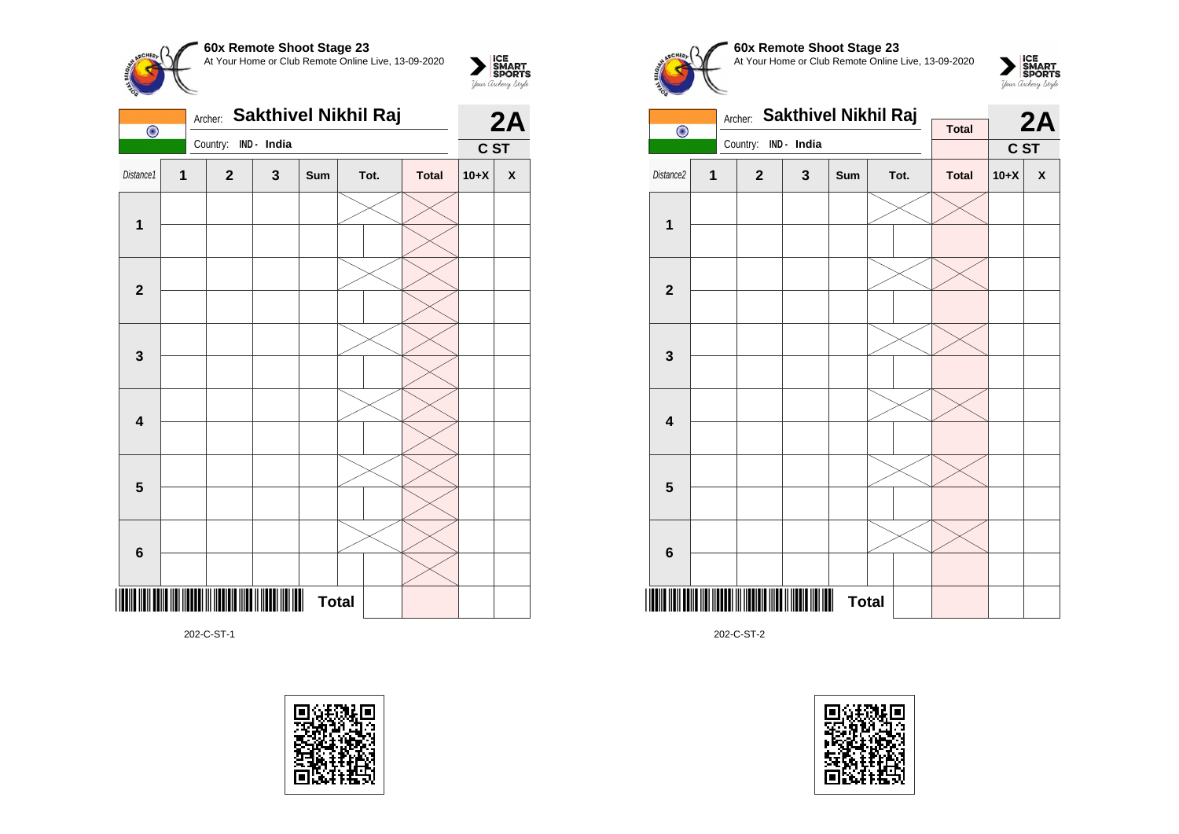**60x Remote Shoot Stage 23**
At Your Home or Club Remote Online Live, 13-09-2020

Archer: **Sakthivel Nikhil Raj**
Country: IND - India

**2A**
**C ST**

| Distance1 | 1 | 2 | 3 | Sum | Tot. | | Total | 10+X | X |
|---|---|---|---|---|---|---|---|---|---|
| 1 | | | | | | | | | |
| | | | | | | | | | |
| 2 | | | | | | | | | |
| | | | | | | | | | |
| 3 | | | | | | | | | |
| | | | | | | | | | |
| 4 | | | | | | | | | |
| | | | | | | | | | |
| 5 | | | | | | | | | |
| | | | | | | | | | |
| 6 | | | | | | | | | |
| | | | | | | | | | |
| | | | | | **Total** | | | | |

202-C-ST-1

**60x Remote Shoot Stage 23**
At Your Home or Club Remote Online Live, 13-09-2020

Archer: **Sakthivel Nikhil Raj**
Country: IND - India

**Total**

**2A**
**C ST**

| Distance2 | 1 | 2 | 3 | Sum | Tot. | | Total | 10+X | X |
|---|---|---|---|---|---|---|---|---|---|
| 1 | | | | | | | | | |
| | | | | | | | | | |
| 2 | | | | | | | | | |
| | | | | | | | | | |
| 3 | | | | | | | | | |
| | | | | | | | | | |
| 4 | | | | | | | | | |
| | | | | | | | | | |
| 5 | | | | | | | | | |
| | | | | | | | | | |
| 6 | | | | | | | | | |
| | | | | | | | | | |
| | | | | | **Total** | | | | |

202-C-ST-2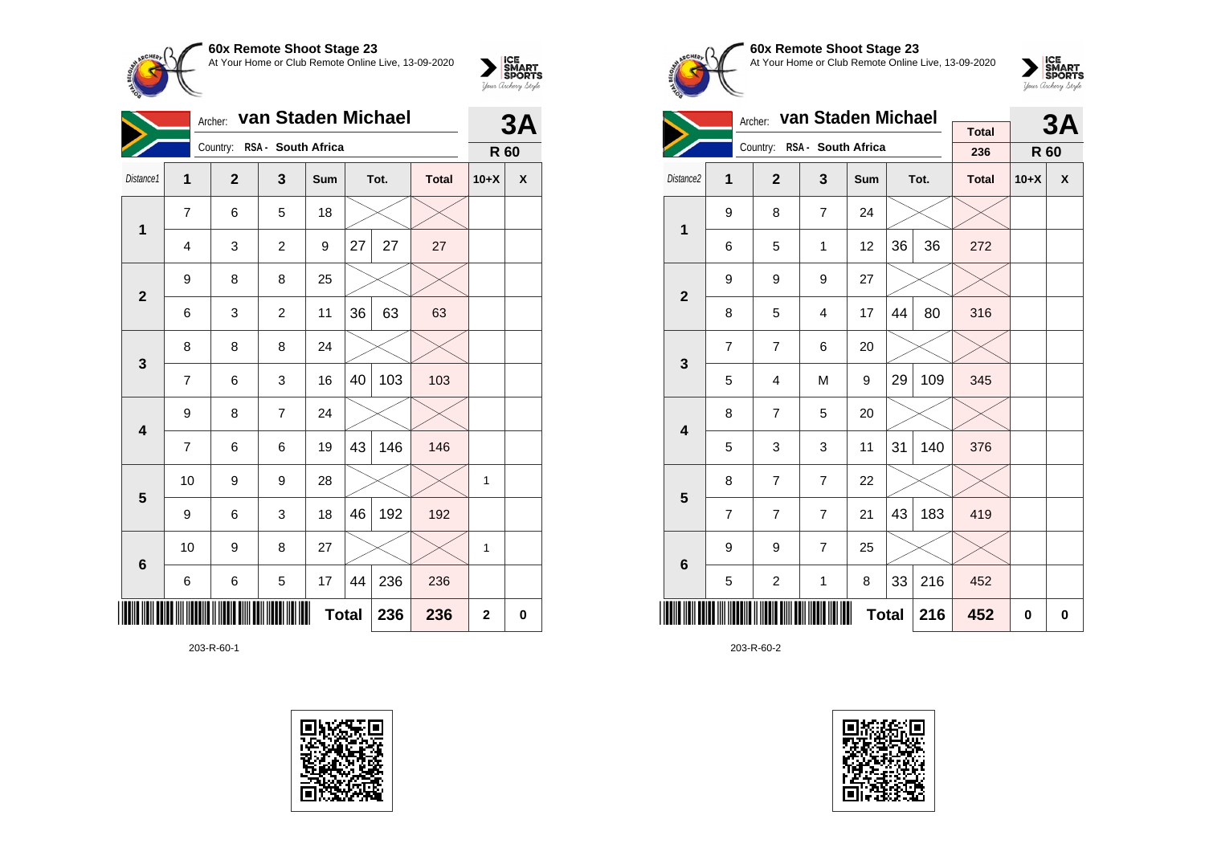**60x Remote Shoot Stage 23**
At Your Home or Club Remote Online Live, 13-09-2020

Archer: **van Staden Michael**
Country: RSA - South Africa

**3A** — **R 60**

| Distance1 | 1 | 2 | 3 | Sum | Tot. | | Total | 10+X | X |
|---|---|---|---|---|---|---|---|---|---|
| 1 | 7 | 6 | 5 | 18 | | | | | |
| | 4 | 3 | 2 | 9 | 27 | 27 | 27 | | |
| 2 | 9 | 8 | 8 | 25 | | | | | |
| | 6 | 3 | 2 | 11 | 36 | 63 | 63 | | |
| 3 | 8 | 8 | 8 | 24 | | | | | |
| | 7 | 6 | 3 | 16 | 40 | 103 | 103 | | |
| 4 | 9 | 8 | 7 | 24 | | | | | |
| | 7 | 6 | 6 | 19 | 43 | 146 | 146 | | |
| 5 | 10 | 9 | 9 | 28 | | | | 1 | |
| | 9 | 6 | 3 | 18 | 46 | 192 | 192 | | |
| 6 | 10 | 9 | 8 | 27 | | | | 1 | |
| | 6 | 6 | 5 | 17 | 44 | 236 | 236 | | |
| | | | | | Total | 236 | 236 | 2 | 0 |

203-R-60-1

**60x Remote Shoot Stage 23**
At Your Home or Club Remote Online Live, 13-09-2020

Archer: **van Staden Michael**
Country: RSA - South Africa

Total: 236

**3A** — **R 60**

| Distance2 | 1 | 2 | 3 | Sum | Tot. | | Total | 10+X | X |
|---|---|---|---|---|---|---|---|---|---|
| 1 | 9 | 8 | 7 | 24 | | | | | |
| | 6 | 5 | 1 | 12 | 36 | 36 | 272 | | |
| 2 | 9 | 9 | 9 | 27 | | | | | |
| | 8 | 5 | 4 | 17 | 44 | 80 | 316 | | |
| 3 | 7 | 7 | 6 | 20 | | | | | |
| | 5 | 4 | M | 9 | 29 | 109 | 345 | | |
| 4 | 8 | 7 | 5 | 20 | | | | | |
| | 5 | 3 | 3 | 11 | 31 | 140 | 376 | | |
| 5 | 8 | 7 | 7 | 22 | | | | | |
| | 7 | 7 | 7 | 21 | 43 | 183 | 419 | | |
| 6 | 9 | 9 | 7 | 25 | | | | | |
| | 5 | 2 | 1 | 8 | 33 | 216 | 452 | | |
| | | | | | Total | 216 | 452 | 0 | 0 |

203-R-60-2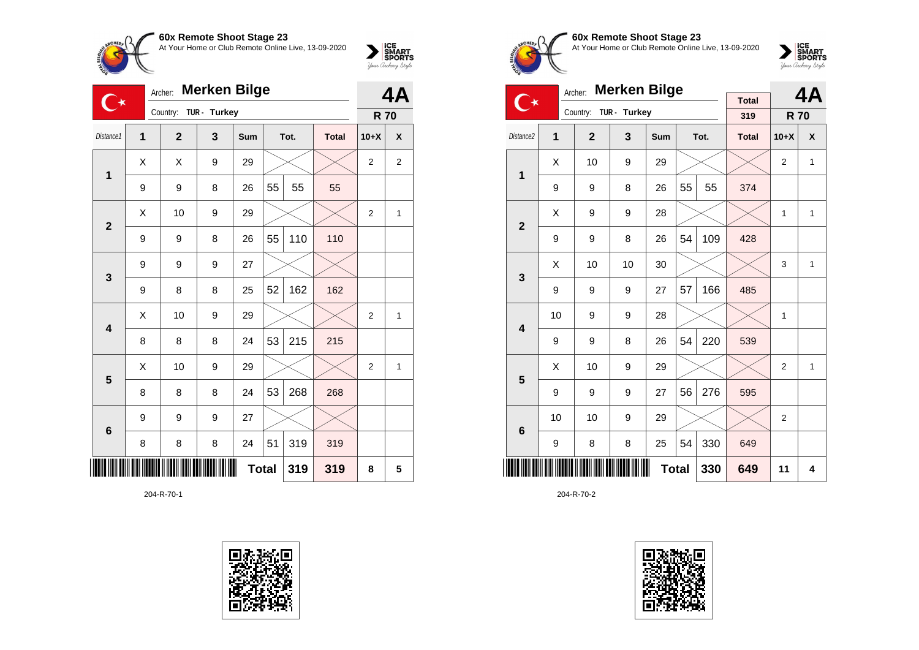## 60x Remote Shoot Stage 23

At Your Home or Club Remote Online Live, 13-09-2020

Archer: **Merken Bilge**

Country: TUR - Turkey

**4A** — **R 70**

| Distance1 | 1 | 2 | 3 | Sum | Tot. | | Total | 10+X | X |
|---|---|---|---|---|---|---|---|---|---|
| 1 | X | X | 9 | 29 | | | | 2 | 2 |
| | 9 | 9 | 8 | 26 | 55 | 55 | 55 | | |
| 2 | X | 10 | 9 | 29 | | | | 2 | 1 |
| | 9 | 9 | 8 | 26 | 55 | 110 | 110 | | |
| 3 | 9 | 9 | 9 | 27 | | | | | |
| | 9 | 8 | 8 | 25 | 52 | 162 | 162 | | |
| 4 | X | 10 | 9 | 29 | | | | 2 | 1 |
| | 8 | 8 | 8 | 24 | 53 | 215 | 215 | | |
| 5 | X | 10 | 9 | 29 | | | | 2 | 1 |
| | 8 | 8 | 8 | 24 | 53 | 268 | 268 | | |
| 6 | 9 | 9 | 9 | 27 | | | | | |
| | 8 | 8 | 8 | 24 | 51 | 319 | 319 | | |
| | | | | | **Total** | **319** | **319** | **8** | **5** |

204-R-70-1

## 60x Remote Shoot Stage 23

At Your Home or Club Remote Online Live, 13-09-2020

Archer: **Merken Bilge**

Country: TUR - Turkey

Total: 319

**4A** — **R 70**

| Distance2 | 1 | 2 | 3 | Sum | Tot. | | Total | 10+X | X |
|---|---|---|---|---|---|---|---|---|---|
| 1 | X | 10 | 9 | 29 | | | | 2 | 1 |
| | 9 | 9 | 8 | 26 | 55 | 55 | 374 | | |
| 2 | X | 9 | 9 | 28 | | | | 1 | 1 |
| | 9 | 9 | 8 | 26 | 54 | 109 | 428 | | |
| 3 | X | 10 | 10 | 30 | | | | 3 | 1 |
| | 9 | 9 | 9 | 27 | 57 | 166 | 485 | | |
| 4 | 10 | 9 | 9 | 28 | | | | 1 | |
| | 9 | 9 | 8 | 26 | 54 | 220 | 539 | | |
| 5 | X | 10 | 9 | 29 | | | | 2 | 1 |
| | 9 | 9 | 9 | 27 | 56 | 276 | 595 | | |
| 6 | 10 | 10 | 9 | 29 | | | | 2 | |
| | 9 | 8 | 8 | 25 | 54 | 330 | 649 | | |
| | | | | | **Total** | **330** | **649** | **11** | **4** |

204-R-70-2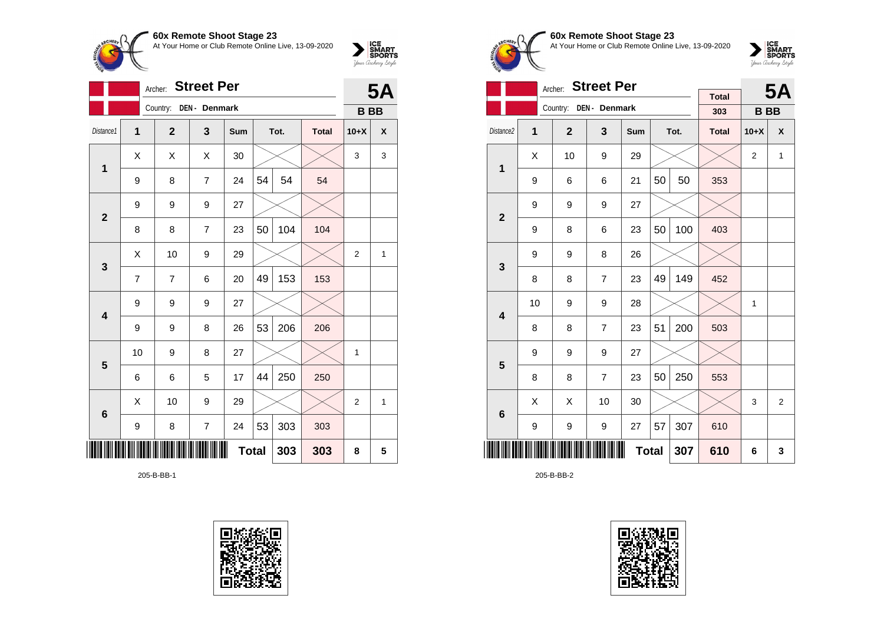## 60x Remote Shoot Stage 23

At Your Home or Club Remote Online Live, 13-09-2020

Archer: **Street Per**

Country: DEN - Denmark

**5A**

**B BB**

| Distance1 | 1 | 2 | 3 | Sum | Tot. | | Total | 10+X | X |
|---|---|---|---|---|---|---|---|---|---|
| 1 | X | X | X | 30 | | | | 3 | 3 |
| | 9 | 8 | 7 | 24 | 54 | 54 | 54 | | |
| 2 | 9 | 9 | 9 | 27 | | | | | |
| | 8 | 8 | 7 | 23 | 50 | 104 | 104 | | |
| 3 | X | 10 | 9 | 29 | | | | 2 | 1 |
| | 7 | 7 | 6 | 20 | 49 | 153 | 153 | | |
| 4 | 9 | 9 | 9 | 27 | | | | | |
| | 9 | 9 | 8 | 26 | 53 | 206 | 206 | | |
| 5 | 10 | 9 | 8 | 27 | | | | 1 | |
| | 6 | 6 | 5 | 17 | 44 | 250 | 250 | | |
| 6 | X | 10 | 9 | 29 | | | | 2 | 1 |
| | 9 | 8 | 7 | 24 | 53 | 303 | 303 | | |
| | | | | | **Total** | **303** | **303** | **8** | **5** |

205-B-BB-1

## 60x Remote Shoot Stage 23

At Your Home or Club Remote Online Live, 13-09-2020

Archer: **Street Per**

Country: DEN - Denmark

Total: 303

**5A**

**B BB**

| Distance2 | 1 | 2 | 3 | Sum | Tot. | | Total | 10+X | X |
|---|---|---|---|---|---|---|---|---|---|
| 1 | X | 10 | 9 | 29 | | | | 2 | 1 |
| | 9 | 6 | 6 | 21 | 50 | 50 | 353 | | |
| 2 | 9 | 9 | 9 | 27 | | | | | |
| | 9 | 8 | 6 | 23 | 50 | 100 | 403 | | |
| 3 | 9 | 9 | 8 | 26 | | | | | |
| | 8 | 8 | 7 | 23 | 49 | 149 | 452 | | |
| 4 | 10 | 9 | 9 | 28 | | | | 1 | |
| | 8 | 8 | 7 | 23 | 51 | 200 | 503 | | |
| 5 | 9 | 9 | 9 | 27 | | | | | |
| | 8 | 8 | 7 | 23 | 50 | 250 | 553 | | |
| 6 | X | X | 10 | 30 | | | | 3 | 2 |
| | 9 | 9 | 9 | 27 | 57 | 307 | 610 | | |
| | | | | | **Total** | **307** | **610** | **6** | **3** |

205-B-BB-2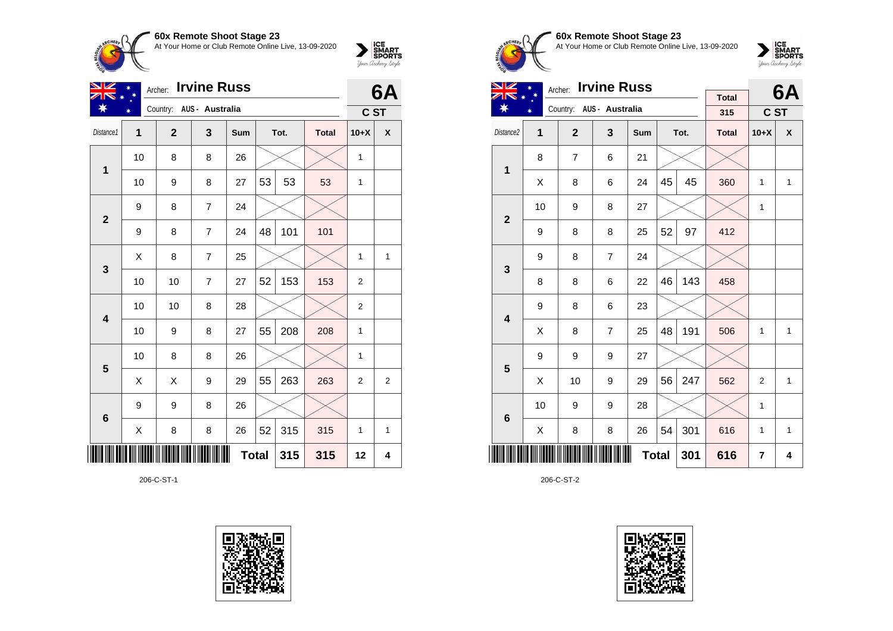## 60x Remote Shoot Stage 23

At Your Home or Club Remote Online Live, 13-09-2020

Archer: **Irvine Russ** — **6A**

Country: AUS - Australia — C ST

| Distance1 | 1 | 2 | 3 | Sum | Tot. | | Total | 10+X | X |
|---|---|---|---|---|---|---|---|---|---|
| 1 | 10 | 8 | 8 | 26 | | | | 1 | |
| | 10 | 9 | 8 | 27 | 53 | 53 | 53 | 1 | |
| 2 | 9 | 8 | 7 | 24 | | | | | |
| | 9 | 8 | 7 | 24 | 48 | 101 | 101 | | |
| 3 | X | 8 | 7 | 25 | | | | 1 | 1 |
| | 10 | 10 | 7 | 27 | 52 | 153 | 153 | 2 | |
| 4 | 10 | 10 | 8 | 28 | | | | 2 | |
| | 10 | 9 | 8 | 27 | 55 | 208 | 208 | 1 | |
| 5 | 10 | 8 | 8 | 26 | | | | 1 | |
| | X | X | 9 | 29 | 55 | 263 | 263 | 2 | 2 |
| 6 | 9 | 9 | 8 | 26 | | | | | |
| | X | 8 | 8 | 26 | 52 | 315 | 315 | 1 | 1 |
| | | | | | Total | 315 | 315 | 12 | 4 |

206-C-ST-1

## 60x Remote Shoot Stage 23

At Your Home or Club Remote Online Live, 13-09-2020

Archer: **Irvine Russ** — Total 315 — **6A**

Country: AUS - Australia — C ST

| Distance2 | 1 | 2 | 3 | Sum | Tot. | | Total | 10+X | X |
|---|---|---|---|---|---|---|---|---|---|
| 1 | 8 | 7 | 6 | 21 | | | | | |
| | X | 8 | 6 | 24 | 45 | 45 | 360 | 1 | 1 |
| 2 | 10 | 9 | 8 | 27 | | | | 1 | |
| | 9 | 8 | 8 | 25 | 52 | 97 | 412 | | |
| 3 | 9 | 8 | 7 | 24 | | | | | |
| | 8 | 8 | 6 | 22 | 46 | 143 | 458 | | |
| 4 | 9 | 8 | 6 | 23 | | | | | |
| | X | 8 | 7 | 25 | 48 | 191 | 506 | 1 | 1 |
| 5 | 9 | 9 | 9 | 27 | | | | | |
| | X | 10 | 9 | 29 | 56 | 247 | 562 | 2 | 1 |
| 6 | 10 | 9 | 9 | 28 | | | | 1 | |
| | X | 8 | 8 | 26 | 54 | 301 | 616 | 1 | 1 |
| | | | | | Total | 301 | 616 | 7 | 4 |

206-C-ST-2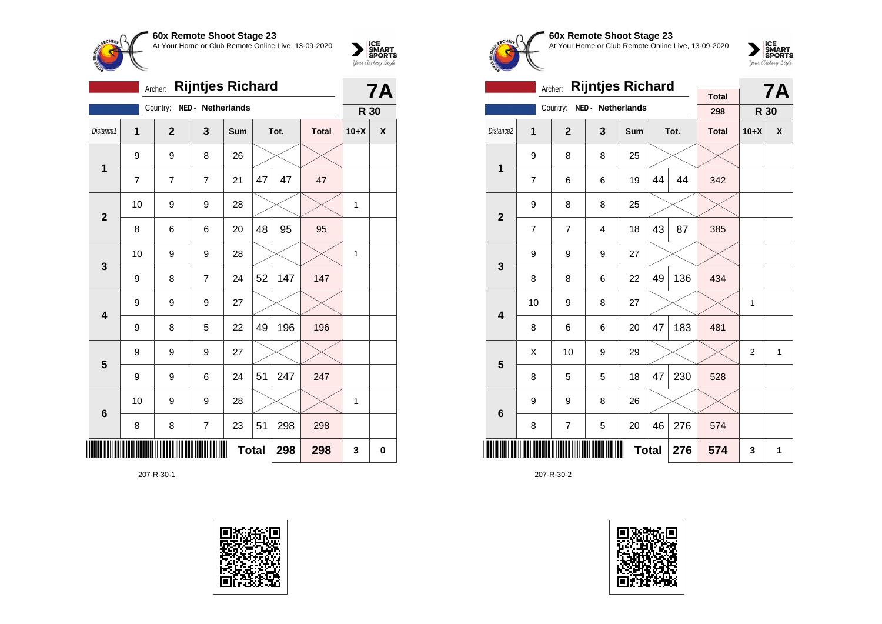**60x Remote Shoot Stage 23**
At Your Home or Club Remote Online Live, 13-09-2020

Archer: **Rijntjes Richard**
Country: NED - Netherlands

**7A**
**R 30**

| Distance1 | 1 | 2 | 3 | Sum | Tot. | | Total | 10+X | X |
|---|---|---|---|---|---|---|---|---|---|
| 1 | 9 | 9 | 8 | 26 | | | | | |
| | 7 | 7 | 7 | 21 | 47 | 47 | 47 | | |
| 2 | 10 | 9 | 9 | 28 | | | | 1 | |
| | 8 | 6 | 6 | 20 | 48 | 95 | 95 | | |
| 3 | 10 | 9 | 9 | 28 | | | | 1 | |
| | 9 | 8 | 7 | 24 | 52 | 147 | 147 | | |
| 4 | 9 | 9 | 9 | 27 | | | | | |
| | 9 | 8 | 5 | 22 | 49 | 196 | 196 | | |
| 5 | 9 | 9 | 9 | 27 | | | | | |
| | 9 | 9 | 6 | 24 | 51 | 247 | 247 | | |
| 6 | 10 | 9 | 9 | 28 | | | | 1 | |
| | 8 | 8 | 7 | 23 | 51 | 298 | 298 | | |
| | | | | Total | | 298 | 298 | 3 | 0 |

207-R-30-1

**60x Remote Shoot Stage 23**
At Your Home or Club Remote Online Live, 13-09-2020

Archer: **Rijntjes Richard**
Country: NED - Netherlands

Total: 298

**7A**
**R 30**

| Distance2 | 1 | 2 | 3 | Sum | Tot. | | Total | 10+X | X |
|---|---|---|---|---|---|---|---|---|---|
| 1 | 9 | 8 | 8 | 25 | | | | | |
| | 7 | 6 | 6 | 19 | 44 | 44 | 342 | | |
| 2 | 9 | 8 | 8 | 25 | | | | | |
| | 7 | 7 | 4 | 18 | 43 | 87 | 385 | | |
| 3 | 9 | 9 | 9 | 27 | | | | | |
| | 8 | 8 | 6 | 22 | 49 | 136 | 434 | | |
| 4 | 10 | 9 | 8 | 27 | | | | 1 | |
| | 8 | 6 | 6 | 20 | 47 | 183 | 481 | | |
| 5 | X | 10 | 9 | 29 | | | | 2 | 1 |
| | 8 | 5 | 5 | 18 | 47 | 230 | 528 | | |
| 6 | 9 | 9 | 8 | 26 | | | | | |
| | 8 | 7 | 5 | 20 | 46 | 276 | 574 | | |
| | | | | Total | | 276 | 574 | 3 | 1 |

207-R-30-2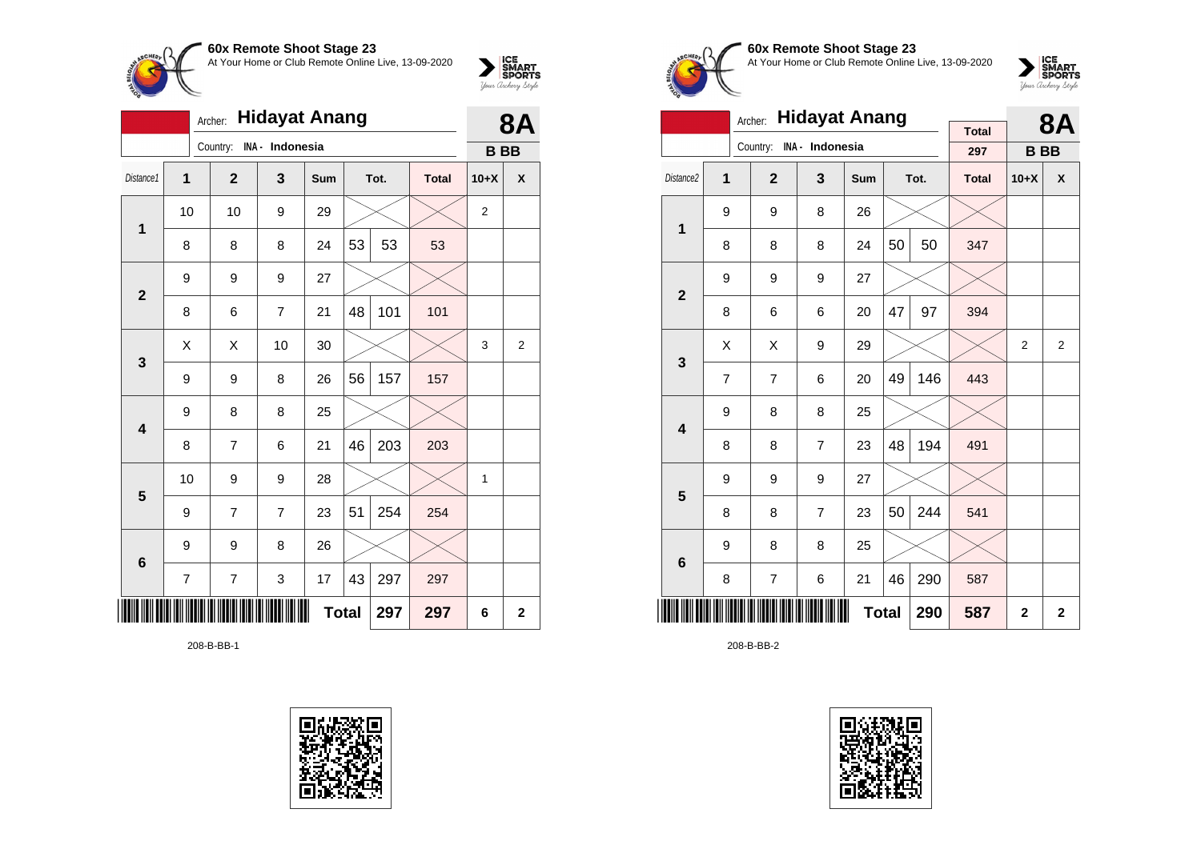## 60x Remote Shoot Stage 23

At Your Home or Club Remote Online Live, 13-09-2020

Archer: **Hidayat Anang**

Country: INA - Indonesia

**8A** — **B BB**

| Distance1 | 1 | 2 | 3 | Sum | Tot. | | Total | 10+X | X |
|---|---|---|---|---|---|---|---|---|---|
| 1 | 10 | 10 | 9 | 29 | | | | 2 | |
| | 8 | 8 | 8 | 24 | 53 | 53 | 53 | | |
| 2 | 9 | 9 | 9 | 27 | | | | | |
| | 8 | 6 | 7 | 21 | 48 | 101 | 101 | | |
| 3 | X | X | 10 | 30 | | | | 3 | 2 |
| | 9 | 9 | 8 | 26 | 56 | 157 | 157 | | |
| 4 | 9 | 8 | 8 | 25 | | | | | |
| | 8 | 7 | 6 | 21 | 46 | 203 | 203 | | |
| 5 | 10 | 9 | 9 | 28 | | | | 1 | |
| | 9 | 7 | 7 | 23 | 51 | 254 | 254 | | |
| 6 | 9 | 9 | 8 | 26 | | | | | |
| | 7 | 7 | 3 | 17 | 43 | 297 | 297 | | |
| | | | | | **Total** | **297** | **297** | **6** | **2** |

208-B-BB-1

## 60x Remote Shoot Stage 23

At Your Home or Club Remote Online Live, 13-09-2020

Archer: **Hidayat Anang**

Country: INA - Indonesia

Total: 297

**8A** — **B BB**

| Distance2 | 1 | 2 | 3 | Sum | Tot. | | Total | 10+X | X |
|---|---|---|---|---|---|---|---|---|---|
| 1 | 9 | 9 | 8 | 26 | | | | | |
| | 8 | 8 | 8 | 24 | 50 | 50 | 347 | | |
| 2 | 9 | 9 | 9 | 27 | | | | | |
| | 8 | 6 | 6 | 20 | 47 | 97 | 394 | | |
| 3 | X | X | 9 | 29 | | | | 2 | 2 |
| | 7 | 7 | 6 | 20 | 49 | 146 | 443 | | |
| 4 | 9 | 8 | 8 | 25 | | | | | |
| | 8 | 8 | 7 | 23 | 48 | 194 | 491 | | |
| 5 | 9 | 9 | 9 | 27 | | | | | |
| | 8 | 8 | 7 | 23 | 50 | 244 | 541 | | |
| 6 | 9 | 8 | 8 | 25 | | | | | |
| | 8 | 7 | 6 | 21 | 46 | 290 | 587 | | |
| | | | | | **Total** | **290** | **587** | **2** | **2** |

208-B-BB-2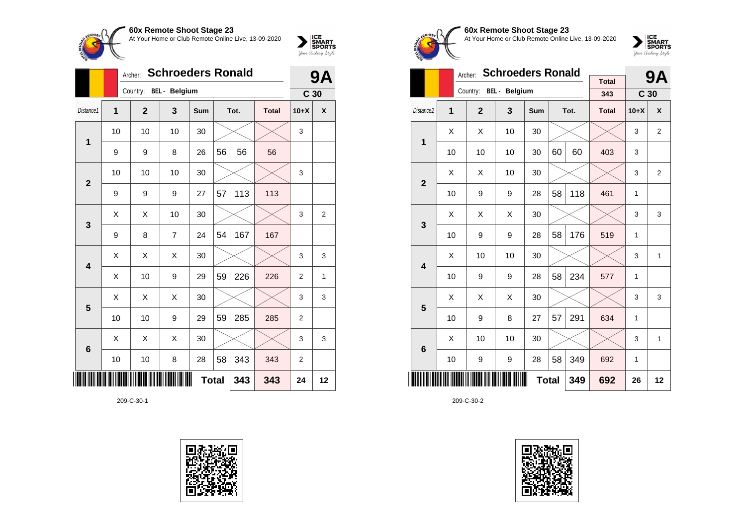**60x Remote Shoot Stage 23**
At Your Home or Club Remote Online Live, 13-09-2020

Archer: **Schroeders Ronald** — **9A**
Country: BEL - Belgium — **C 30**

| Distance1 | 1 | 2 | 3 | Sum | Tot. | | Total | 10+X | X |
|---|---|---|---|---|---|---|---|---|---|
| 1 | 10 | 10 | 10 | 30 | | | | 3 | |
| | 9 | 9 | 8 | 26 | 56 | 56 | 56 | | |
| 2 | 10 | 10 | 10 | 30 | | | | 3 | |
| | 9 | 9 | 9 | 27 | 57 | 113 | 113 | | |
| 3 | X | X | 10 | 30 | | | | 3 | 2 |
| | 9 | 8 | 7 | 24 | 54 | 167 | 167 | | |
| 4 | X | X | X | 30 | | | | 3 | 3 |
| | X | 10 | 9 | 29 | 59 | 226 | 226 | 2 | 1 |
| 5 | X | X | X | 30 | | | | 3 | 3 |
| | 10 | 10 | 9 | 29 | 59 | 285 | 285 | 2 | |
| 6 | X | X | X | 30 | | | | 3 | 3 |
| | 10 | 10 | 8 | 28 | 58 | 343 | 343 | 2 | |
| | | | | **Total** | | 343 | 343 | 24 | 12 |

209-C-30-1

**60x Remote Shoot Stage 23**
At Your Home or Club Remote Online Live, 13-09-2020

Archer: **Schroeders Ronald** — Total: 343 — **9A**
Country: BEL - Belgium — **C 30**

| Distance2 | 1 | 2 | 3 | Sum | Tot. | | Total | 10+X | X |
|---|---|---|---|---|---|---|---|---|---|
| 1 | X | X | 10 | 30 | | | | 3 | 2 |
| | 10 | 10 | 10 | 30 | 60 | 60 | 403 | 3 | |
| 2 | X | X | 10 | 30 | | | | 3 | 2 |
| | 10 | 9 | 9 | 28 | 58 | 118 | 461 | 1 | |
| 3 | X | X | X | 30 | | | | 3 | 3 |
| | 10 | 9 | 9 | 28 | 58 | 176 | 519 | 1 | |
| 4 | X | 10 | 10 | 30 | | | | 3 | 1 |
| | 10 | 9 | 9 | 28 | 58 | 234 | 577 | 1 | |
| 5 | X | X | X | 30 | | | | 3 | 3 |
| | 10 | 9 | 8 | 27 | 57 | 291 | 634 | 1 | |
| 6 | X | 10 | 10 | 30 | | | | 3 | 1 |
| | 10 | 9 | 9 | 28 | 58 | 349 | 692 | 1 | |
| | | | | **Total** | | 349 | 692 | 26 | 12 |

209-C-30-2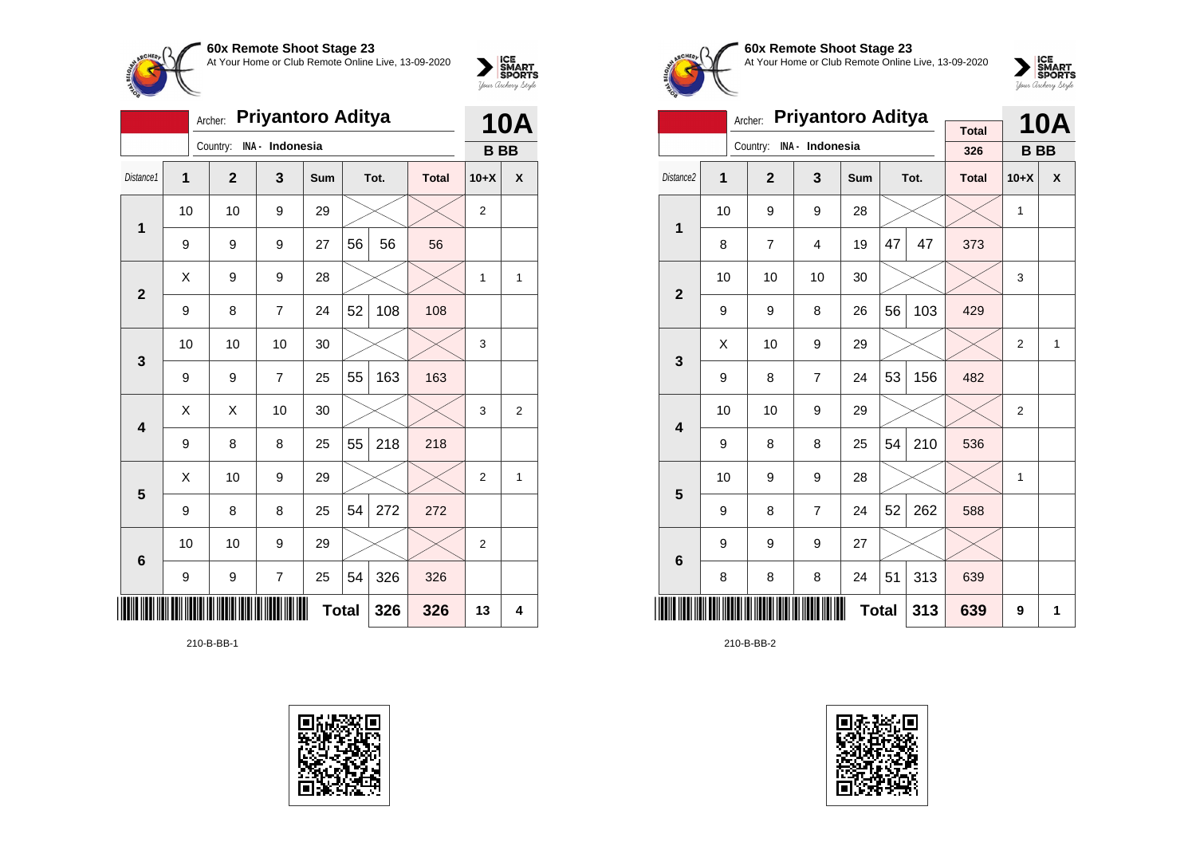## 60x Remote Shoot Stage 23

At Your Home or Club Remote Online Live, 13-09-2020

Archer: **Priyantoro Aditya**

Country: INA - Indonesia

**10A**

**B BB**

| Distance1 | 1 | 2 | 3 | Sum | Tot. | | Total | 10+X | X |
|---|---|---|---|---|---|---|---|---|---|
| 1 | 10 | 10 | 9 | 29 | | | | 2 | |
| | 9 | 9 | 9 | 27 | 56 | 56 | 56 | | |
| 2 | X | 9 | 9 | 28 | | | | 1 | 1 |
| | 9 | 8 | 7 | 24 | 52 | 108 | 108 | | |
| 3 | 10 | 10 | 10 | 30 | | | | 3 | |
| | 9 | 9 | 7 | 25 | 55 | 163 | 163 | | |
| 4 | X | X | 10 | 30 | | | | 3 | 2 |
| | 9 | 8 | 8 | 25 | 55 | 218 | 218 | | |
| 5 | X | 10 | 9 | 29 | | | | 2 | 1 |
| | 9 | 8 | 8 | 25 | 54 | 272 | 272 | | |
| 6 | 10 | 10 | 9 | 29 | | | | 2 | |
| | 9 | 9 | 7 | 25 | 54 | 326 | 326 | | |
| | | | | Total | | 326 | 326 | 13 | 4 |

210-B-BB-1

## 60x Remote Shoot Stage 23

At Your Home or Club Remote Online Live, 13-09-2020

Archer: **Priyantoro Aditya**

Country: INA - Indonesia

Total: 326

**10A**

**B BB**

| Distance2 | 1 | 2 | 3 | Sum | Tot. | | Total | 10+X | X |
|---|---|---|---|---|---|---|---|---|---|
| 1 | 10 | 9 | 9 | 28 | | | | 1 | |
| | 8 | 7 | 4 | 19 | 47 | 47 | 373 | | |
| 2 | 10 | 10 | 10 | 30 | | | | 3 | |
| | 9 | 9 | 8 | 26 | 56 | 103 | 429 | | |
| 3 | X | 10 | 9 | 29 | | | | 2 | 1 |
| | 9 | 8 | 7 | 24 | 53 | 156 | 482 | | |
| 4 | 10 | 10 | 9 | 29 | | | | 2 | |
| | 9 | 8 | 8 | 25 | 54 | 210 | 536 | | |
| 5 | 10 | 9 | 9 | 28 | | | | 1 | |
| | 9 | 8 | 7 | 24 | 52 | 262 | 588 | | |
| 6 | 9 | 9 | 9 | 27 | | | | | |
| | 8 | 8 | 8 | 24 | 51 | 313 | 639 | | |
| | | | | Total | | 313 | 639 | 9 | 1 |

210-B-BB-2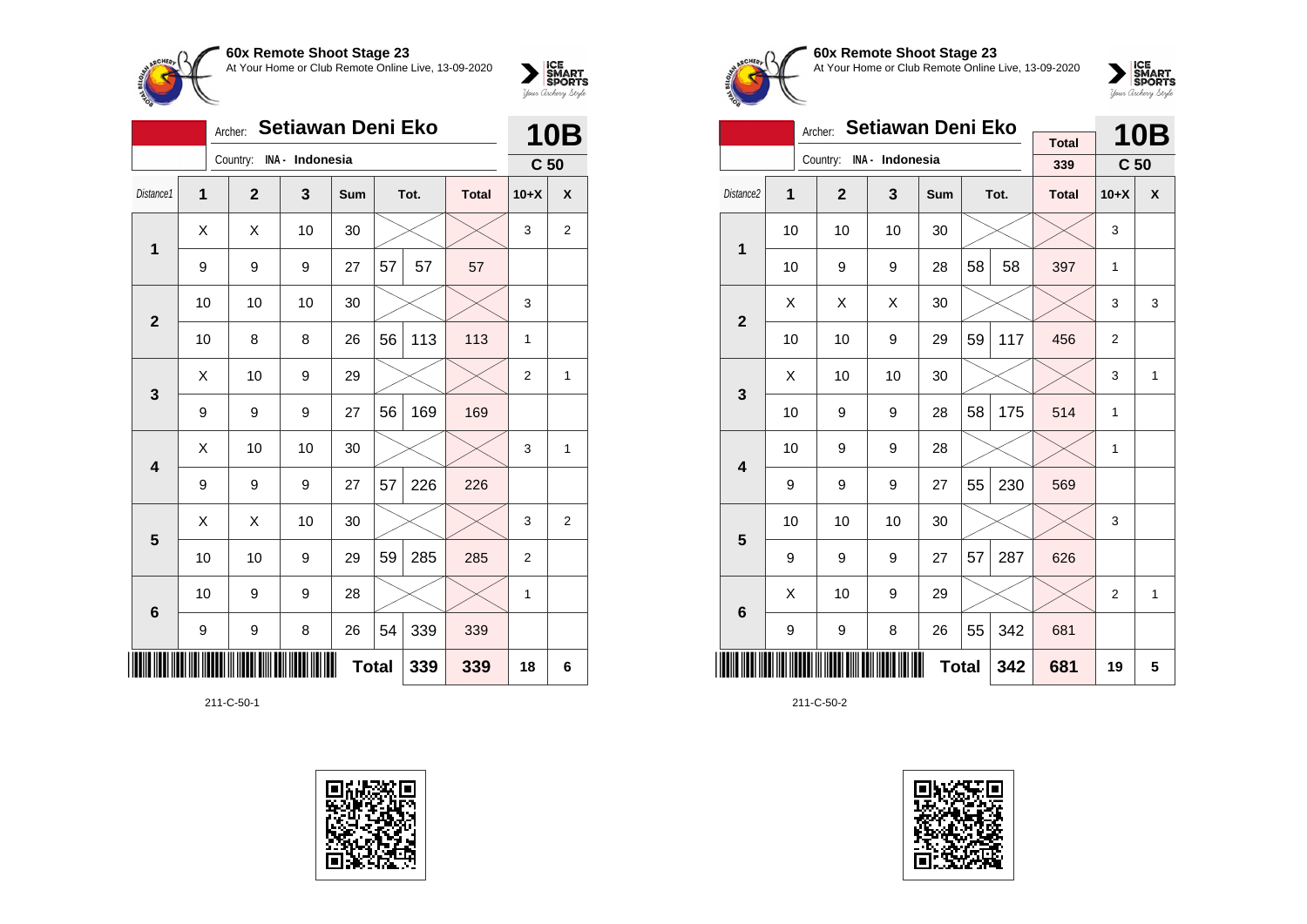## 60x Remote Shoot Stage 23

At Your Home or Club Remote Online Live, 13-09-2020

Archer: **Setiawan Deni Eko** — **10B**

Country: INA - Indonesia — **C 50**

| Distance1 | 1 | 2 | 3 | Sum | Tot. | | Total | 10+X | X |
|---|---|---|---|---|---|---|---|---|---|
| 1 | X | X | 10 | 30 | | | | 3 | 2 |
| | 9 | 9 | 9 | 27 | 57 | 57 | 57 | | |
| 2 | 10 | 10 | 10 | 30 | | | | 3 | |
| | 10 | 8 | 8 | 26 | 56 | 113 | 113 | 1 | |
| 3 | X | 10 | 9 | 29 | | | | 2 | 1 |
| | 9 | 9 | 9 | 27 | 56 | 169 | 169 | | |
| 4 | X | 10 | 10 | 30 | | | | 3 | 1 |
| | 9 | 9 | 9 | 27 | 57 | 226 | 226 | | |
| 5 | X | X | 10 | 30 | | | | 3 | 2 |
| | 10 | 10 | 9 | 29 | 59 | 285 | 285 | 2 | |
| 6 | 10 | 9 | 9 | 28 | | | | 1 | |
| | 9 | 9 | 8 | 26 | 54 | 339 | 339 | | |
| | | | | | **Total** | 339 | 339 | 18 | 6 |

211-C-50-1

## 60x Remote Shoot Stage 23

At Your Home or Club Remote Online Live, 13-09-2020

Archer: **Setiawan Deni Eko** — Total 339 — **10B**

Country: INA - Indonesia — **C 50**

| Distance2 | 1 | 2 | 3 | Sum | Tot. | | Total | 10+X | X |
|---|---|---|---|---|---|---|---|---|---|
| 1 | 10 | 10 | 10 | 30 | | | | 3 | |
| | 10 | 9 | 9 | 28 | 58 | 58 | 397 | 1 | |
| 2 | X | X | X | 30 | | | | 3 | 3 |
| | 10 | 10 | 9 | 29 | 59 | 117 | 456 | 2 | |
| 3 | X | 10 | 10 | 30 | | | | 3 | 1 |
| | 10 | 9 | 9 | 28 | 58 | 175 | 514 | 1 | |
| 4 | 10 | 9 | 9 | 28 | | | | 1 | |
| | 9 | 9 | 9 | 27 | 55 | 230 | 569 | | |
| 5 | 10 | 10 | 10 | 30 | | | | 3 | |
| | 9 | 9 | 9 | 27 | 57 | 287 | 626 | | |
| 6 | X | 10 | 9 | 29 | | | | 2 | 1 |
| | 9 | 9 | 8 | 26 | 55 | 342 | 681 | | |
| | | | | | **Total** | 342 | 681 | 19 | 5 |

211-C-50-2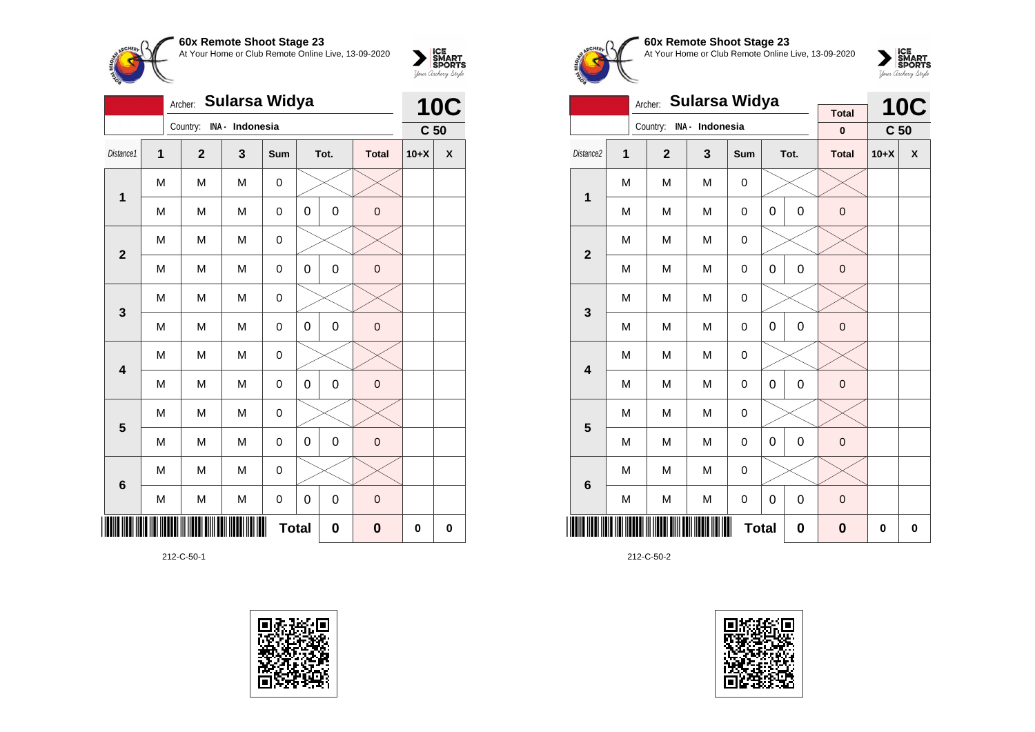## 60x Remote Shoot Stage 23

At Your Home or Club Remote Online Live, 13-09-2020

Archer: **Sularsa Widya**

Country: INA - Indonesia

**10C**

**C 50**

| Distance1 | 1 | 2 | 3 | Sum | Tot. | | Total | 10+X | X |
|---|---|---|---|---|---|---|---|---|---|
| 1 | M | M | M | 0 | | | | | |
| | M | M | M | 0 | 0 | 0 | 0 | | |
| 2 | M | M | M | 0 | | | | | |
| | M | M | M | 0 | 0 | 0 | 0 | | |
| 3 | M | M | M | 0 | | | | | |
| | M | M | M | 0 | 0 | 0 | 0 | | |
| 4 | M | M | M | 0 | | | | | |
| | M | M | M | 0 | 0 | 0 | 0 | | |
| 5 | M | M | M | 0 | | | | | |
| | M | M | M | 0 | 0 | 0 | 0 | | |
| 6 | M | M | M | 0 | | | | | |
| | M | M | M | 0 | 0 | 0 | 0 | | |
| | | | | **Total** | | **0** | **0** | **0** | **0** |

212-C-50-1

## 60x Remote Shoot Stage 23

At Your Home or Club Remote Online Live, 13-09-2020

Archer: **Sularsa Widya**

Country: INA - Indonesia

Total: **0**

**10C**

**C 50**

| Distance2 | 1 | 2 | 3 | Sum | Tot. | | Total | 10+X | X |
|---|---|---|---|---|---|---|---|---|---|
| 1 | M | M | M | 0 | | | | | |
| | M | M | M | 0 | 0 | 0 | 0 | | |
| 2 | M | M | M | 0 | | | | | |
| | M | M | M | 0 | 0 | 0 | 0 | | |
| 3 | M | M | M | 0 | | | | | |
| | M | M | M | 0 | 0 | 0 | 0 | | |
| 4 | M | M | M | 0 | | | | | |
| | M | M | M | 0 | 0 | 0 | 0 | | |
| 5 | M | M | M | 0 | | | | | |
| | M | M | M | 0 | 0 | 0 | 0 | | |
| 6 | M | M | M | 0 | | | | | |
| | M | M | M | 0 | 0 | 0 | 0 | | |
| | | | | **Total** | | **0** | **0** | **0** | **0** |

212-C-50-2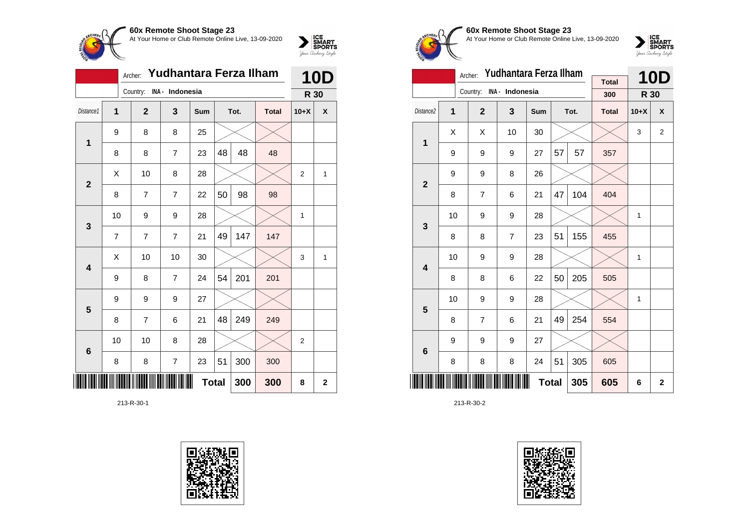**60x Remote Shoot Stage 23**
At Your Home or Club Remote Online Live, 13-09-2020

Archer: **Yudhantara Ferza Ilham**
Country: INA - Indonesia

**10D**
**R 30**

| Distance1 | 1 | 2 | 3 | Sum | Tot. | | Total | 10+X | X |
|---|---|---|---|---|---|---|---|---|---|
| 1 | 9 | 8 | 8 | 25 | | | | | |
| | 8 | 8 | 7 | 23 | 48 | 48 | 48 | | |
| 2 | X | 10 | 8 | 28 | | | | 2 | 1 |
| | 8 | 7 | 7 | 22 | 50 | 98 | 98 | | |
| 3 | 10 | 9 | 9 | 28 | | | | 1 | |
| | 7 | 7 | 7 | 21 | 49 | 147 | 147 | | |
| 4 | X | 10 | 10 | 30 | | | | 3 | 1 |
| | 9 | 8 | 7 | 24 | 54 | 201 | 201 | | |
| 5 | 9 | 9 | 9 | 27 | | | | | |
| | 8 | 7 | 6 | 21 | 48 | 249 | 249 | | |
| 6 | 10 | 10 | 8 | 28 | | | | 2 | |
| | 8 | 8 | 7 | 23 | 51 | 300 | 300 | | |
| | | | | | **Total** | **300** | **300** | **8** | **2** |

213-R-30-1

**60x Remote Shoot Stage 23**
At Your Home or Club Remote Online Live, 13-09-2020

Archer: **Yudhantara Ferza Ilham**
Country: INA - Indonesia

Total: 300

**10D**
**R 30**

| Distance2 | 1 | 2 | 3 | Sum | Tot. | | Total | 10+X | X |
|---|---|---|---|---|---|---|---|---|---|
| 1 | X | X | 10 | 30 | | | | 3 | 2 |
| | 9 | 9 | 9 | 27 | 57 | 57 | 357 | | |
| 2 | 9 | 9 | 8 | 26 | | | | | |
| | 8 | 7 | 6 | 21 | 47 | 104 | 404 | | |
| 3 | 10 | 9 | 9 | 28 | | | | 1 | |
| | 8 | 8 | 7 | 23 | 51 | 155 | 455 | | |
| 4 | 10 | 9 | 9 | 28 | | | | 1 | |
| | 8 | 8 | 6 | 22 | 50 | 205 | 505 | | |
| 5 | 10 | 9 | 9 | 28 | | | | 1 | |
| | 8 | 7 | 6 | 21 | 49 | 254 | 554 | | |
| 6 | 9 | 9 | 9 | 27 | | | | | |
| | 8 | 8 | 8 | 24 | 51 | 305 | 605 | | |
| | | | | | **Total** | **305** | **605** | **6** | **2** |

213-R-30-2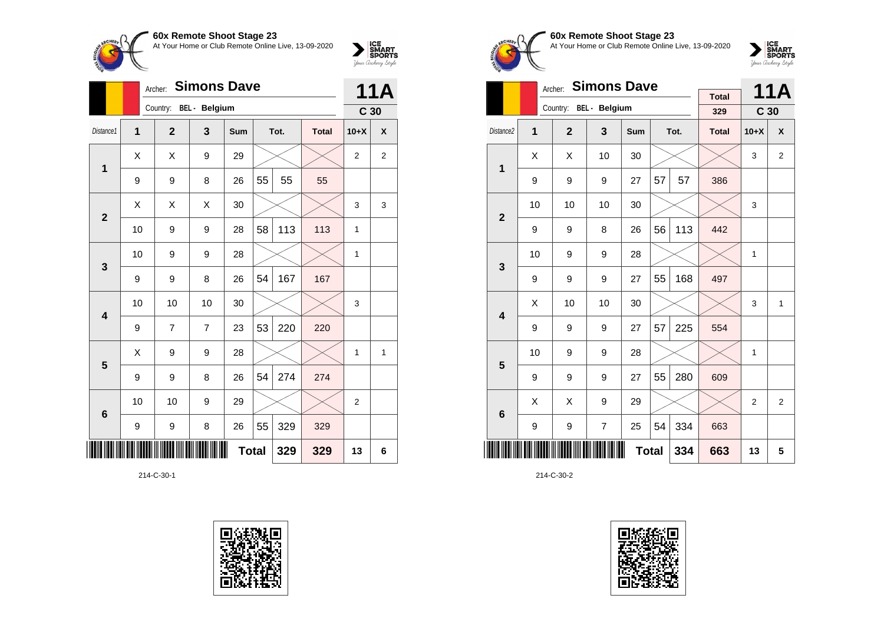## 60x Remote Shoot Stage 23

At Your Home or Club Remote Online Live, 13-09-2020

Archer: **Simons Dave**
Country: BEL - Belgium

**11A** C 30

| Distance1 | 1 | 2 | 3 | Sum | Tot. | | Total | 10+X | X |
|---|---|---|---|---|---|---|---|---|---|
| 1 | X | X | 9 | 29 | | | | 2 | 2 |
| | 9 | 9 | 8 | 26 | 55 | 55 | 55 | | |
| 2 | X | X | X | 30 | | | | 3 | 3 |
| | 10 | 9 | 9 | 28 | 58 | 113 | 113 | 1 | |
| 3 | 10 | 9 | 9 | 28 | | | | 1 | |
| | 9 | 9 | 8 | 26 | 54 | 167 | 167 | | |
| 4 | 10 | 10 | 10 | 30 | | | | 3 | |
| | 9 | 7 | 7 | 23 | 53 | 220 | 220 | | |
| 5 | X | 9 | 9 | 28 | | | | 1 | 1 |
| | 9 | 9 | 8 | 26 | 54 | 274 | 274 | | |
| 6 | 10 | 10 | 9 | 29 | | | | 2 | |
| | 9 | 9 | 8 | 26 | 55 | 329 | 329 | | |
| | | | | | **Total** | **329** | **329** | **13** | **6** |

214-C-30-1

## 60x Remote Shoot Stage 23

At Your Home or Club Remote Online Live, 13-09-2020

Archer: **Simons Dave**
Country: BEL - Belgium

Total: 329

**11A** C 30

| Distance2 | 1 | 2 | 3 | Sum | Tot. | | Total | 10+X | X |
|---|---|---|---|---|---|---|---|---|---|
| 1 | X | X | 10 | 30 | | | | 3 | 2 |
| | 9 | 9 | 9 | 27 | 57 | 57 | 386 | | |
| 2 | 10 | 10 | 10 | 30 | | | | 3 | |
| | 9 | 9 | 8 | 26 | 56 | 113 | 442 | | |
| 3 | 10 | 9 | 9 | 28 | | | | 1 | |
| | 9 | 9 | 9 | 27 | 55 | 168 | 497 | | |
| 4 | X | 10 | 10 | 30 | | | | 3 | 1 |
| | 9 | 9 | 9 | 27 | 57 | 225 | 554 | | |
| 5 | 10 | 9 | 9 | 28 | | | | 1 | |
| | 9 | 9 | 9 | 27 | 55 | 280 | 609 | | |
| 6 | X | X | 9 | 29 | | | | 2 | 2 |
| | 9 | 9 | 7 | 25 | 54 | 334 | 663 | | |
| | | | | | **Total** | **334** | **663** | **13** | **5** |

214-C-30-2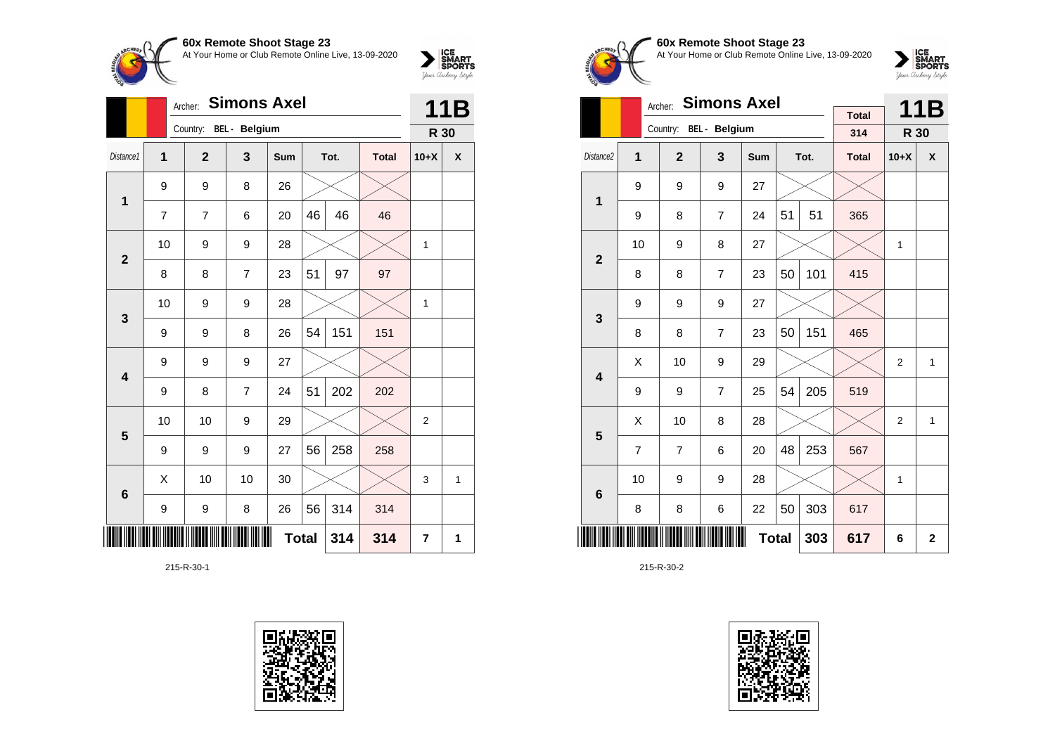## 60x Remote Shoot Stage 23

At Your Home or Club Remote Online Live, 13-09-2020

Archer: **Simons Axel**

Country: BEL - Belgium

**11B** — **R 30**

| Distance1 | 1 | 2 | 3 | Sum | Tot. | | Total | 10+X | X |
|---|---|---|---|---|---|---|---|---|---|
| 1 | 9 | 9 | 8 | 26 | | | | | |
| | 7 | 7 | 6 | 20 | 46 | 46 | 46 | | |
| 2 | 10 | 9 | 9 | 28 | | | | 1 | |
| | 8 | 8 | 7 | 23 | 51 | 97 | 97 | | |
| 3 | 10 | 9 | 9 | 28 | | | | 1 | |
| | 9 | 9 | 8 | 26 | 54 | 151 | 151 | | |
| 4 | 9 | 9 | 9 | 27 | | | | | |
| | 9 | 8 | 7 | 24 | 51 | 202 | 202 | | |
| 5 | 10 | 10 | 9 | 29 | | | | 2 | |
| | 9 | 9 | 9 | 27 | 56 | 258 | 258 | | |
| 6 | X | 10 | 10 | 30 | | | | 3 | 1 |
| | 9 | 9 | 8 | 26 | 56 | 314 | 314 | | |
| | | | | Total | | 314 | 314 | 7 | 1 |

215-R-30-1

## 60x Remote Shoot Stage 23

At Your Home or Club Remote Online Live, 13-09-2020

Archer: **Simons Axel**

Country: BEL - Belgium

Total: 314

**11B** — **R 30**

| Distance2 | 1 | 2 | 3 | Sum | Tot. | | Total | 10+X | X |
|---|---|---|---|---|---|---|---|---|---|
| 1 | 9 | 9 | 9 | 27 | | | | | |
| | 9 | 8 | 7 | 24 | 51 | 51 | 365 | | |
| 2 | 10 | 9 | 8 | 27 | | | | 1 | |
| | 8 | 8 | 7 | 23 | 50 | 101 | 415 | | |
| 3 | 9 | 9 | 9 | 27 | | | | | |
| | 8 | 8 | 7 | 23 | 50 | 151 | 465 | | |
| 4 | X | 10 | 9 | 29 | | | | 2 | 1 |
| | 9 | 9 | 7 | 25 | 54 | 205 | 519 | | |
| 5 | X | 10 | 8 | 28 | | | | 2 | 1 |
| | 7 | 7 | 6 | 20 | 48 | 253 | 567 | | |
| 6 | 10 | 9 | 9 | 28 | | | | 1 | |
| | 8 | 8 | 6 | 22 | 50 | 303 | 617 | | |
| | | | | Total | | 303 | 617 | 6 | 2 |

215-R-30-2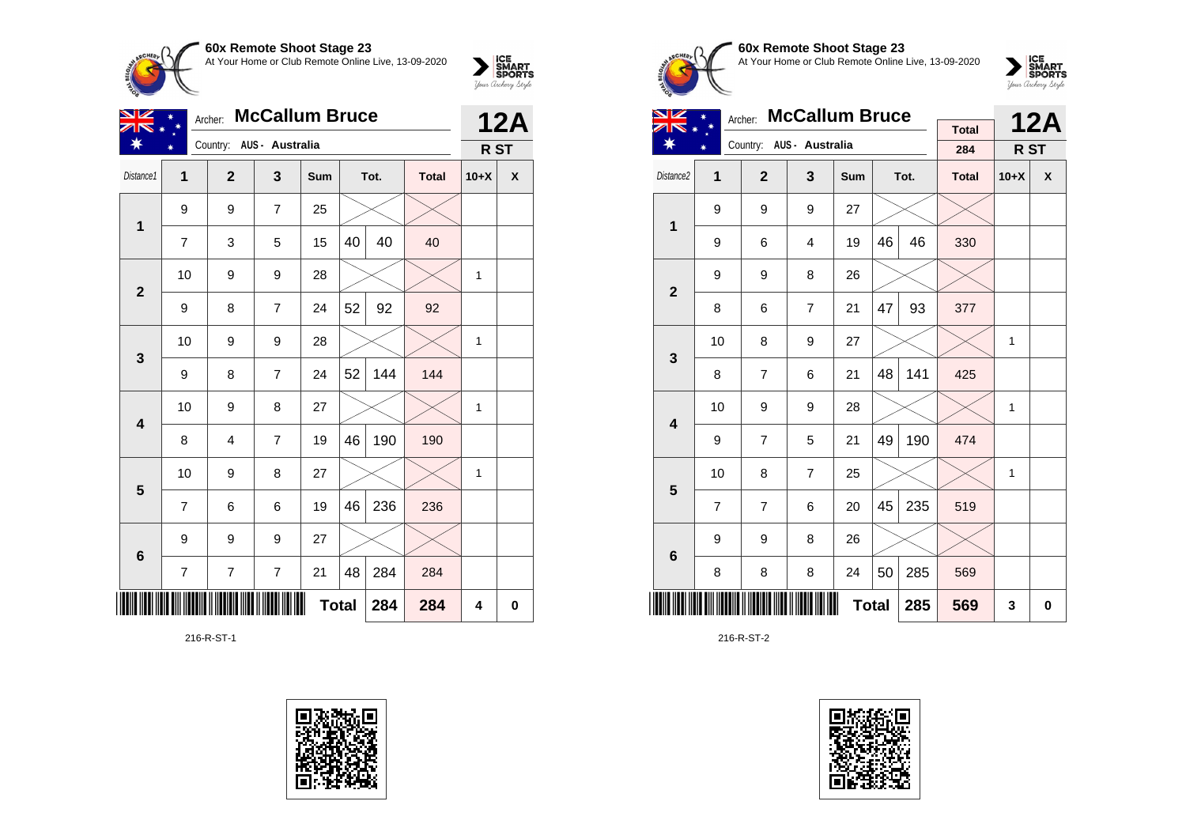**60x Remote Shoot Stage 23**
At Your Home or Club Remote Online Live, 13-09-2020

Archer: **McCallum Bruce**
Country: AUS - Australia

**12A**
**R ST**

| Distance1 | 1 | 2 | 3 | Sum | Tot. | | Total | 10+X | X |
|---|---|---|---|---|---|---|---|---|---|
| 1 | 9 | 9 | 7 | 25 | | | | | |
| | 7 | 3 | 5 | 15 | 40 | 40 | 40 | | |
| 2 | 10 | 9 | 9 | 28 | | | | 1 | |
| | 9 | 8 | 7 | 24 | 52 | 92 | 92 | | |
| 3 | 10 | 9 | 9 | 28 | | | | 1 | |
| | 9 | 8 | 7 | 24 | 52 | 144 | 144 | | |
| 4 | 10 | 9 | 8 | 27 | | | | 1 | |
| | 8 | 4 | 7 | 19 | 46 | 190 | 190 | | |
| 5 | 10 | 9 | 8 | 27 | | | | 1 | |
| | 7 | 6 | 6 | 19 | 46 | 236 | 236 | | |
| 6 | 9 | 9 | 9 | 27 | | | | | |
| | 7 | 7 | 7 | 21 | 48 | 284 | 284 | | |
| | | | | | **Total** | **284** | **284** | **4** | **0** |

216-R-ST-1

**60x Remote Shoot Stage 23**
At Your Home or Club Remote Online Live, 13-09-2020

Archer: **McCallum Bruce**
Country: AUS - Australia

Total: 284

**12A**
**R ST**

| Distance2 | 1 | 2 | 3 | Sum | Tot. | | Total | 10+X | X |
|---|---|---|---|---|---|---|---|---|---|
| 1 | 9 | 9 | 9 | 27 | | | | | |
| | 9 | 6 | 4 | 19 | 46 | 46 | 330 | | |
| 2 | 9 | 9 | 8 | 26 | | | | | |
| | 8 | 6 | 7 | 21 | 47 | 93 | 377 | | |
| 3 | 10 | 8 | 9 | 27 | | | | 1 | |
| | 8 | 7 | 6 | 21 | 48 | 141 | 425 | | |
| 4 | 10 | 9 | 9 | 28 | | | | 1 | |
| | 9 | 7 | 5 | 21 | 49 | 190 | 474 | | |
| 5 | 10 | 8 | 7 | 25 | | | | 1 | |
| | 7 | 7 | 6 | 20 | 45 | 235 | 519 | | |
| 6 | 9 | 9 | 8 | 26 | | | | | |
| | 8 | 8 | 8 | 24 | 50 | 285 | 569 | | |
| | | | | | **Total** | **285** | **569** | **3** | **0** |

216-R-ST-2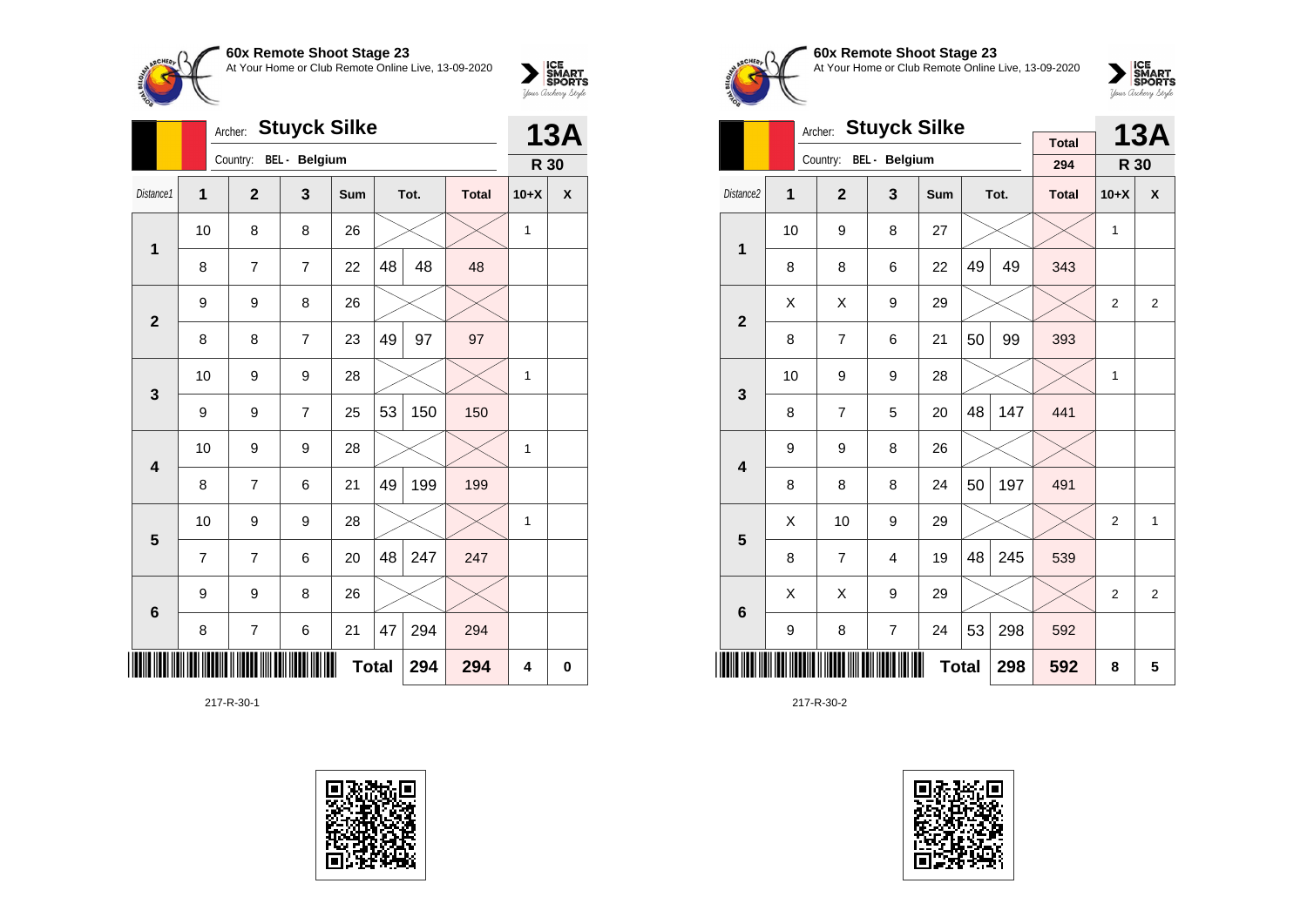## 60x Remote Shoot Stage 23

At Your Home or Club Remote Online Live, 13-09-2020

Archer: **Stuyck Silke**

Country: **BEL - Belgium**

**13A**

**R 30**

| Distance1 | 1 | 2 | 3 | Sum | Tot. | | Total | 10+X | X |
|---|---|---|---|---|---|---|---|---|---|
| 1 | 10 | 8 | 8 | 26 | | | | 1 | |
| | 8 | 7 | 7 | 22 | 48 | 48 | 48 | | |
| 2 | 9 | 9 | 8 | 26 | | | | | |
| | 8 | 8 | 7 | 23 | 49 | 97 | 97 | | |
| 3 | 10 | 9 | 9 | 28 | | | | 1 | |
| | 9 | 9 | 7 | 25 | 53 | 150 | 150 | | |
| 4 | 10 | 9 | 9 | 28 | | | | 1 | |
| | 8 | 7 | 6 | 21 | 49 | 199 | 199 | | |
| 5 | 10 | 9 | 9 | 28 | | | | 1 | |
| | 7 | 7 | 6 | 20 | 48 | 247 | 247 | | |
| 6 | 9 | 9 | 8 | 26 | | | | | |
| | 8 | 7 | 6 | 21 | 47 | 294 | 294 | | |
| | | | | **Total** | | **294** | **294** | **4** | **0** |

217-R-30-1

## 60x Remote Shoot Stage 23

At Your Home or Club Remote Online Live, 13-09-2020

Archer: **Stuyck Silke**

Country: **BEL - Belgium**

Total: **294**

**13A**

**R 30**

| Distance2 | 1 | 2 | 3 | Sum | Tot. | | Total | 10+X | X |
|---|---|---|---|---|---|---|---|---|---|
| 1 | 10 | 9 | 8 | 27 | | | | 1 | |
| | 8 | 8 | 6 | 22 | 49 | 49 | 343 | | |
| 2 | X | X | 9 | 29 | | | | 2 | 2 |
| | 8 | 7 | 6 | 21 | 50 | 99 | 393 | | |
| 3 | 10 | 9 | 9 | 28 | | | | 1 | |
| | 8 | 7 | 5 | 20 | 48 | 147 | 441 | | |
| 4 | 9 | 9 | 8 | 26 | | | | | |
| | 8 | 8 | 8 | 24 | 50 | 197 | 491 | | |
| 5 | X | 10 | 9 | 29 | | | | 2 | 1 |
| | 8 | 7 | 4 | 19 | 48 | 245 | 539 | | |
| 6 | X | X | 9 | 29 | | | | 2 | 2 |
| | 9 | 8 | 7 | 24 | 53 | 298 | 592 | | |
| | | | | **Total** | | **298** | **592** | **8** | **5** |

217-R-30-2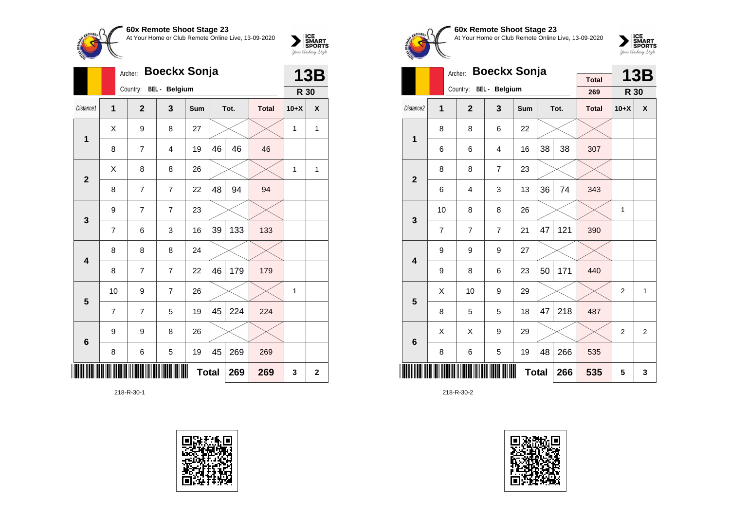**60x Remote Shoot Stage 23**
At Your Home or Club Remote Online Live, 13-09-2020

Archer: **Boeckx Sonja**
Country: BEL - Belgium

**13B**
**R 30**

| Distance1 | 1 | 2 | 3 | Sum | Tot. | | Total | 10+X | X |
|---|---|---|---|---|---|---|---|---|---|
| 1 | X | 9 | 8 | 27 | | | | 1 | 1 |
| | 8 | 7 | 4 | 19 | 46 | 46 | 46 | | |
| 2 | X | 8 | 8 | 26 | | | | 1 | 1 |
| | 8 | 7 | 7 | 22 | 48 | 94 | 94 | | |
| 3 | 9 | 7 | 7 | 23 | | | | | |
| | 7 | 6 | 3 | 16 | 39 | 133 | 133 | | |
| 4 | 8 | 8 | 8 | 24 | | | | | |
| | 8 | 7 | 7 | 22 | 46 | 179 | 179 | | |
| 5 | 10 | 9 | 7 | 26 | | | | 1 | |
| | 7 | 7 | 5 | 19 | 45 | 224 | 224 | | |
| 6 | 9 | 9 | 8 | 26 | | | | | |
| | 8 | 6 | 5 | 19 | 45 | 269 | 269 | | |
| | | | | | **Total** | **269** | **269** | **3** | **2** |

218-R-30-1

**60x Remote Shoot Stage 23**
At Your Home or Club Remote Online Live, 13-09-2020

Archer: **Boeckx Sonja**
Country: BEL - Belgium

Total: 269

**13B**
**R 30**

| Distance2 | 1 | 2 | 3 | Sum | Tot. | | Total | 10+X | X |
|---|---|---|---|---|---|---|---|---|---|
| 1 | 8 | 8 | 6 | 22 | | | | | |
| | 6 | 6 | 4 | 16 | 38 | 38 | 307 | | |
| 2 | 8 | 8 | 7 | 23 | | | | | |
| | 6 | 4 | 3 | 13 | 36 | 74 | 343 | | |
| 3 | 10 | 8 | 8 | 26 | | | | 1 | |
| | 7 | 7 | 7 | 21 | 47 | 121 | 390 | | |
| 4 | 9 | 9 | 9 | 27 | | | | | |
| | 9 | 8 | 6 | 23 | 50 | 171 | 440 | | |
| 5 | X | 10 | 9 | 29 | | | | 2 | 1 |
| | 8 | 5 | 5 | 18 | 47 | 218 | 487 | | |
| 6 | X | X | 9 | 29 | | | | 2 | 2 |
| | 8 | 6 | 5 | 19 | 48 | 266 | 535 | | |
| | | | | | **Total** | **266** | **535** | **5** | **3** |

218-R-30-2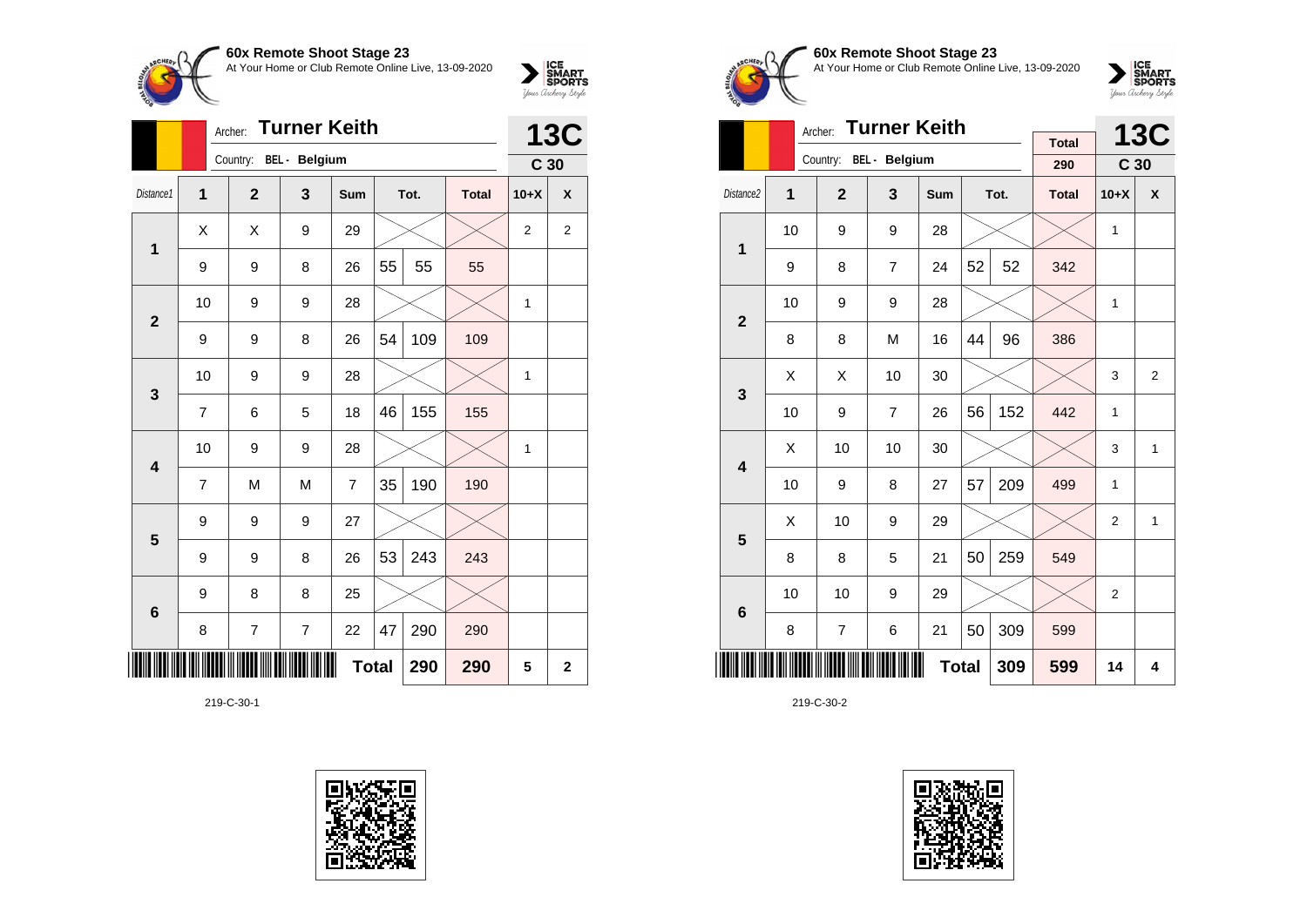## 60x Remote Shoot Stage 23

At Your Home or Club Remote Online Live, 13-09-2020

Archer: **Turner Keith**

Country: BEL - Belgium

**13C**

**C 30**

| Distance1 | 1 | 2 | 3 | Sum | Tot. | | Total | 10+X | X |
|---|---|---|---|---|---|---|---|---|---|
| 1 | X | X | 9 | 29 | | | | 2 | 2 |
| | 9 | 9 | 8 | 26 | 55 | 55 | 55 | | |
| 2 | 10 | 9 | 9 | 28 | | | | 1 | |
| | 9 | 9 | 8 | 26 | 54 | 109 | 109 | | |
| 3 | 10 | 9 | 9 | 28 | | | | 1 | |
| | 7 | 6 | 5 | 18 | 46 | 155 | 155 | | |
| 4 | 10 | 9 | 9 | 28 | | | | 1 | |
| | 7 | M | M | 7 | 35 | 190 | 190 | | |
| 5 | 9 | 9 | 9 | 27 | | | | | |
| | 9 | 9 | 8 | 26 | 53 | 243 | 243 | | |
| 6 | 9 | 8 | 8 | 25 | | | | | |
| | 8 | 7 | 7 | 22 | 47 | 290 | 290 | | |
| | | | | | **Total** | **290** | **290** | **5** | **2** |

219-C-30-1

## 60x Remote Shoot Stage 23

At Your Home or Club Remote Online Live, 13-09-2020

Archer: **Turner Keith**

Country: BEL - Belgium

Total: 290

**13C**

**C 30**

| Distance2 | 1 | 2 | 3 | Sum | Tot. | | Total | 10+X | X |
|---|---|---|---|---|---|---|---|---|---|
| 1 | 10 | 9 | 9 | 28 | | | | 1 | |
| | 9 | 8 | 7 | 24 | 52 | 52 | 342 | | |
| 2 | 10 | 9 | 9 | 28 | | | | 1 | |
| | 8 | 8 | M | 16 | 44 | 96 | 386 | | |
| 3 | X | X | 10 | 30 | | | | 3 | 2 |
| | 10 | 9 | 7 | 26 | 56 | 152 | 442 | 1 | |
| 4 | X | 10 | 10 | 30 | | | | 3 | 1 |
| | 10 | 9 | 8 | 27 | 57 | 209 | 499 | 1 | |
| 5 | X | 10 | 9 | 29 | | | | 2 | 1 |
| | 8 | 8 | 5 | 21 | 50 | 259 | 549 | | |
| 6 | 10 | 10 | 9 | 29 | | | | 2 | |
| | 8 | 7 | 6 | 21 | 50 | 309 | 599 | | |
| | | | | | **Total** | **309** | **599** | **14** | **4** |

219-C-30-2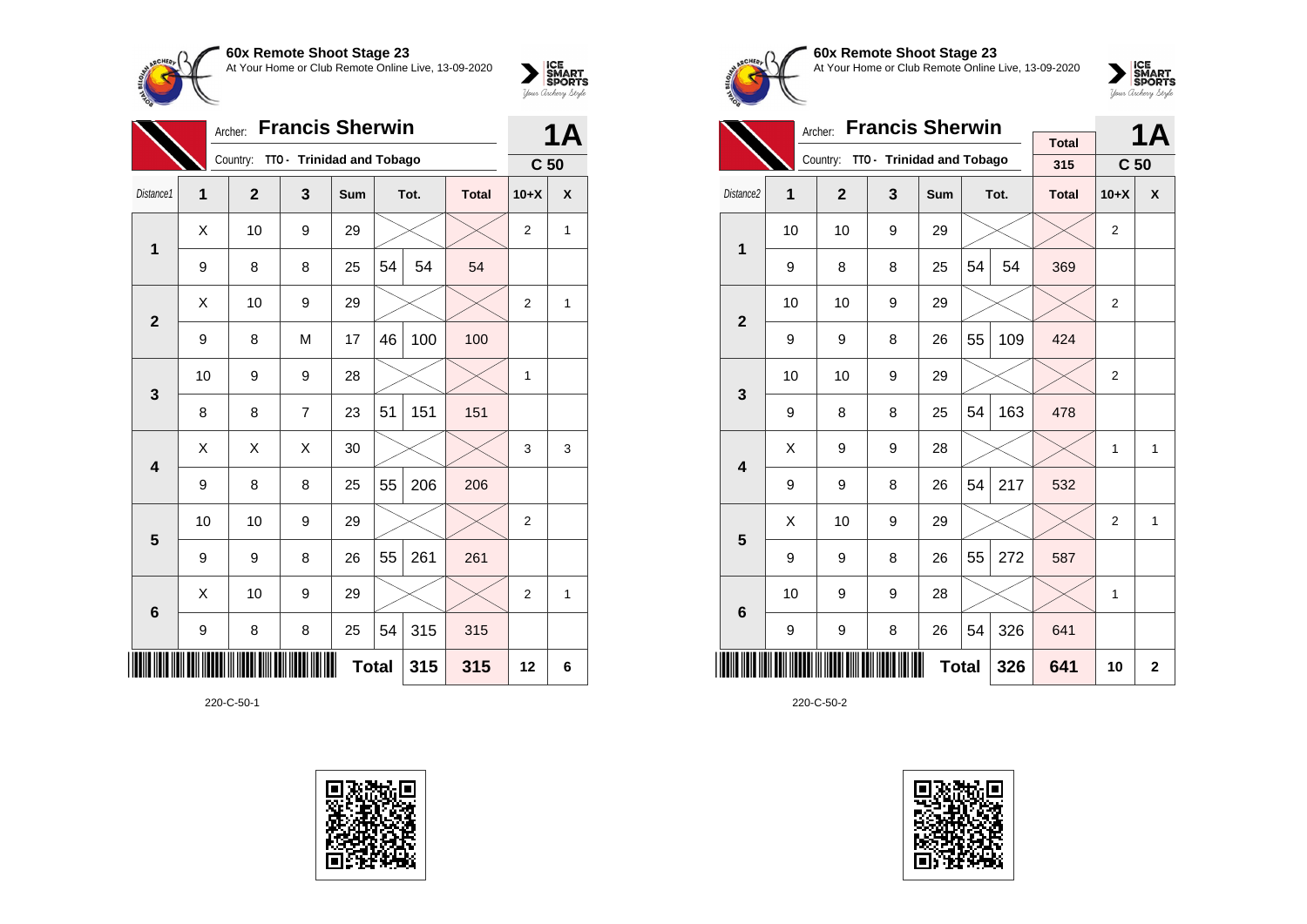**60x Remote Shoot Stage 23**
At Your Home or Club Remote Online Live, 13-09-2020

Archer: **Francis Sherwin** — **1A**
Country: TTO - Trinidad and Tobago — **C 50**

| Distance1 | 1 | 2 | 3 | Sum | Tot. | | Total | 10+X | X |
|---|---|---|---|---|---|---|---|---|---|
| 1 | X | 10 | 9 | 29 | | | | 2 | 1 |
| | 9 | 8 | 8 | 25 | 54 | 54 | 54 | | |
| 2 | X | 10 | 9 | 29 | | | | 2 | 1 |
| | 9 | 8 | M | 17 | 46 | 100 | 100 | | |
| 3 | 10 | 9 | 9 | 28 | | | | 1 | |
| | 8 | 8 | 7 | 23 | 51 | 151 | 151 | | |
| 4 | X | X | X | 30 | | | | 3 | 3 |
| | 9 | 8 | 8 | 25 | 55 | 206 | 206 | | |
| 5 | 10 | 10 | 9 | 29 | | | | 2 | |
| | 9 | 9 | 8 | 26 | 55 | 261 | 261 | | |
| 6 | X | 10 | 9 | 29 | | | | 2 | 1 |
| | 9 | 8 | 8 | 25 | 54 | 315 | 315 | | |
| | | | | Total | | 315 | 315 | 12 | 6 |

220-C-50-1

**60x Remote Shoot Stage 23**
At Your Home or Club Remote Online Live, 13-09-2020

Archer: **Francis Sherwin** — Total 315 — **1A**
Country: TTO - Trinidad and Tobago — **C 50**

| Distance2 | 1 | 2 | 3 | Sum | Tot. | | Total | 10+X | X |
|---|---|---|---|---|---|---|---|---|---|
| 1 | 10 | 10 | 9 | 29 | | | | 2 | |
| | 9 | 8 | 8 | 25 | 54 | 54 | 369 | | |
| 2 | 10 | 10 | 9 | 29 | | | | 2 | |
| | 9 | 9 | 8 | 26 | 55 | 109 | 424 | | |
| 3 | 10 | 10 | 9 | 29 | | | | 2 | |
| | 9 | 8 | 8 | 25 | 54 | 163 | 478 | | |
| 4 | X | 9 | 9 | 28 | | | | 1 | 1 |
| | 9 | 9 | 8 | 26 | 54 | 217 | 532 | | |
| 5 | X | 10 | 9 | 29 | | | | 2 | 1 |
| | 9 | 9 | 8 | 26 | 55 | 272 | 587 | | |
| 6 | 10 | 9 | 9 | 28 | | | | 1 | |
| | 9 | 9 | 8 | 26 | 54 | 326 | 641 | | |
| | | | | Total | | 326 | 641 | 10 | 2 |

220-C-50-2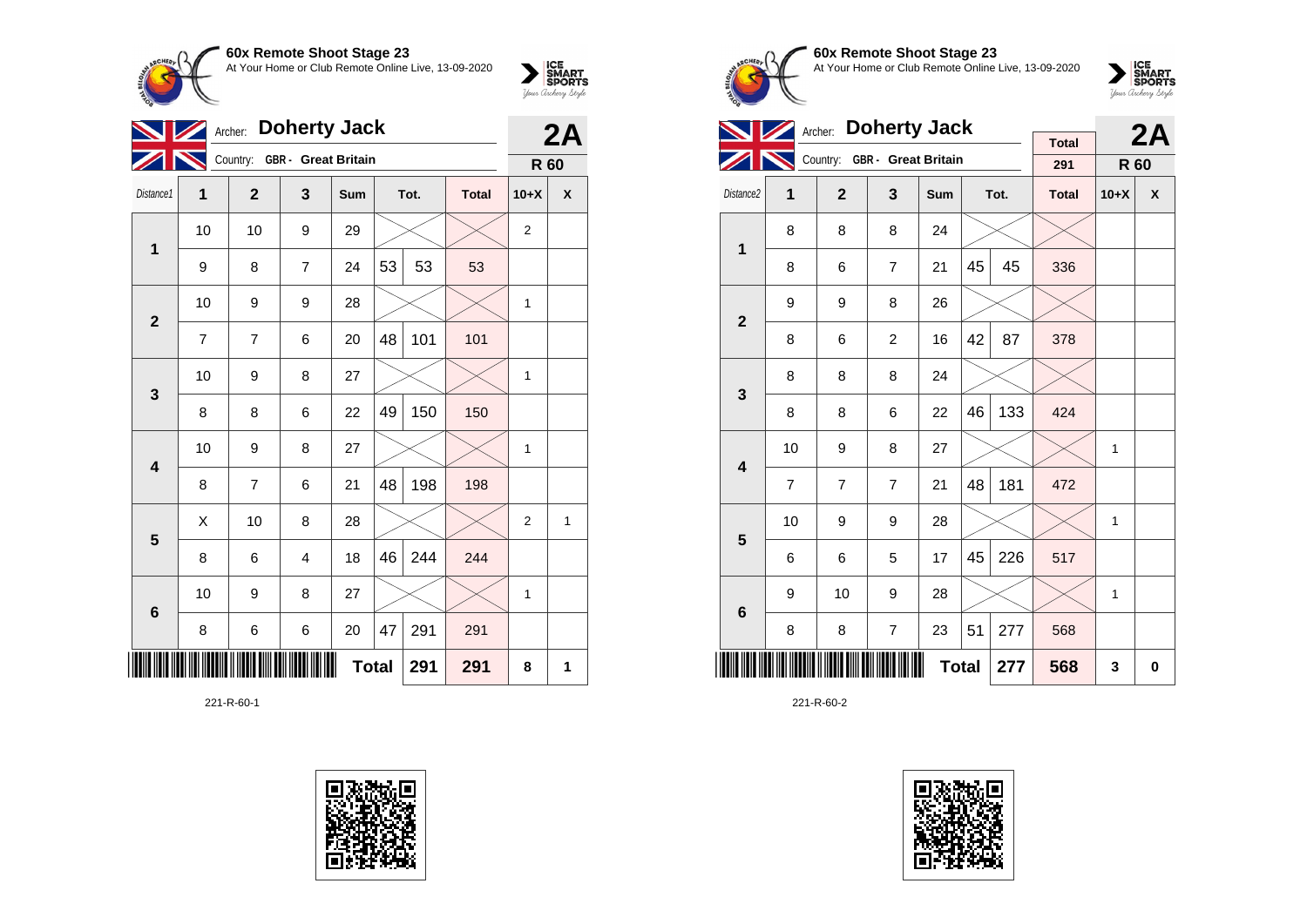**60x Remote Shoot Stage 23**
At Your Home or Club Remote Online Live, 13-09-2020

Archer: **Doherty Jack** — **2A**
Country: GBR - Great Britain — **R 60**

| Distance1 | 1 | 2 | 3 | Sum | Tot. | | Total | 10+X | X |
|---|---|---|---|---|---|---|---|---|---|
| 1 | 10 | 10 | 9 | 29 | | | | 2 | |
| | 9 | 8 | 7 | 24 | 53 | 53 | 53 | | |
| 2 | 10 | 9 | 9 | 28 | | | | 1 | |
| | 7 | 7 | 6 | 20 | 48 | 101 | 101 | | |
| 3 | 10 | 9 | 8 | 27 | | | | 1 | |
| | 8 | 8 | 6 | 22 | 49 | 150 | 150 | | |
| 4 | 10 | 9 | 8 | 27 | | | | 1 | |
| | 8 | 7 | 6 | 21 | 48 | 198 | 198 | | |
| 5 | X | 10 | 8 | 28 | | | | 2 | 1 |
| | 8 | 6 | 4 | 18 | 46 | 244 | 244 | | |
| 6 | 10 | 9 | 8 | 27 | | | | 1 | |
| | 8 | 6 | 6 | 20 | 47 | 291 | 291 | | |
| | | | | | Total | 291 | 291 | 8 | 1 |

221-R-60-1

**60x Remote Shoot Stage 23**
At Your Home or Club Remote Online Live, 13-09-2020

Archer: **Doherty Jack** — **2A**
Country: GBR - Great Britain — Total: 291 — **R 60**

| Distance2 | 1 | 2 | 3 | Sum | Tot. | | Total | 10+X | X |
|---|---|---|---|---|---|---|---|---|---|
| 1 | 8 | 8 | 8 | 24 | | | | | |
| | 8 | 6 | 7 | 21 | 45 | 45 | 336 | | |
| 2 | 9 | 9 | 8 | 26 | | | | | |
| | 8 | 6 | 2 | 16 | 42 | 87 | 378 | | |
| 3 | 8 | 8 | 8 | 24 | | | | | |
| | 8 | 8 | 6 | 22 | 46 | 133 | 424 | | |
| 4 | 10 | 9 | 8 | 27 | | | | 1 | |
| | 7 | 7 | 7 | 21 | 48 | 181 | 472 | | |
| 5 | 10 | 9 | 9 | 28 | | | | 1 | |
| | 6 | 6 | 5 | 17 | 45 | 226 | 517 | | |
| 6 | 9 | 10 | 9 | 28 | | | | 1 | |
| | 8 | 8 | 7 | 23 | 51 | 277 | 568 | | |
| | | | | | Total | 277 | 568 | 3 | 0 |

221-R-60-2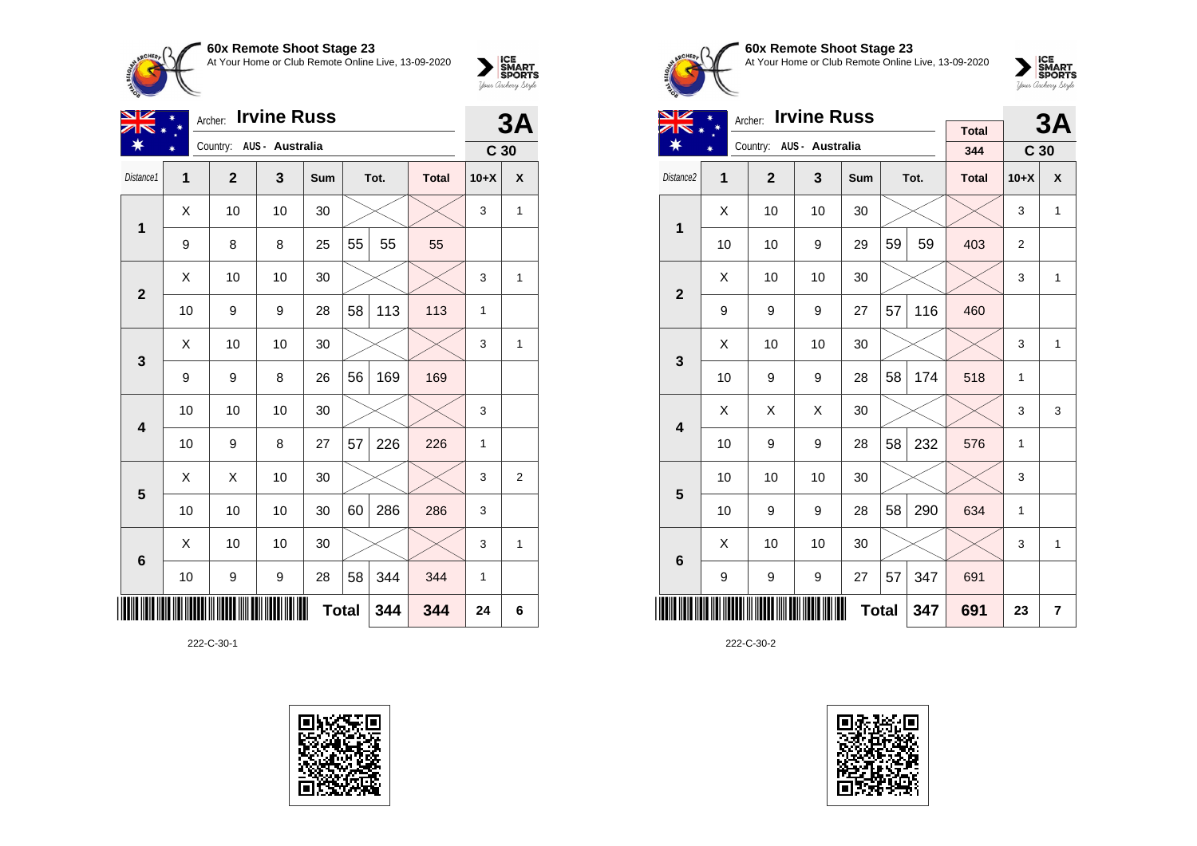**60x Remote Shoot Stage 23**
At Your Home or Club Remote Online Live, 13-09-2020

Archer: **Irvine Russ**
Country: AUS - Australia

**3A**
**C 30**

| Distance1 | 1 | 2 | 3 | Sum | Tot. | | Total | 10+X | X |
|---|---|---|---|---|---|---|---|---|---|
| 1 | X | 10 | 10 | 30 | | | | 3 | 1 |
| | 9 | 8 | 8 | 25 | 55 | 55 | 55 | | |
| 2 | X | 10 | 10 | 30 | | | | 3 | 1 |
| | 10 | 9 | 9 | 28 | 58 | 113 | 113 | 1 | |
| 3 | X | 10 | 10 | 30 | | | | 3 | 1 |
| | 9 | 9 | 8 | 26 | 56 | 169 | 169 | | |
| 4 | 10 | 10 | 10 | 30 | | | | 3 | |
| | 10 | 9 | 8 | 27 | 57 | 226 | 226 | 1 | |
| 5 | X | X | 10 | 30 | | | | 3 | 2 |
| | 10 | 10 | 10 | 30 | 60 | 286 | 286 | 3 | |
| 6 | X | 10 | 10 | 30 | | | | 3 | 1 |
| | 10 | 9 | 9 | 28 | 58 | 344 | 344 | 1 | |
| | | | | **Total** | | 344 | 344 | 24 | 6 |

222-C-30-1

**60x Remote Shoot Stage 23**
At Your Home or Club Remote Online Live, 13-09-2020

Archer: **Irvine Russ**
Country: AUS - Australia

Total: 344

**3A**
**C 30**

| Distance2 | 1 | 2 | 3 | Sum | Tot. | | Total | 10+X | X |
|---|---|---|---|---|---|---|---|---|---|
| 1 | X | 10 | 10 | 30 | | | | 3 | 1 |
| | 10 | 10 | 9 | 29 | 59 | 59 | 403 | 2 | |
| 2 | X | 10 | 10 | 30 | | | | 3 | 1 |
| | 9 | 9 | 9 | 27 | 57 | 116 | 460 | | |
| 3 | X | 10 | 10 | 30 | | | | 3 | 1 |
| | 10 | 9 | 9 | 28 | 58 | 174 | 518 | 1 | |
| 4 | X | X | X | 30 | | | | 3 | 3 |
| | 10 | 9 | 9 | 28 | 58 | 232 | 576 | 1 | |
| 5 | 10 | 10 | 10 | 30 | | | | 3 | |
| | 10 | 9 | 9 | 28 | 58 | 290 | 634 | 1 | |
| 6 | X | 10 | 10 | 30 | | | | 3 | 1 |
| | 9 | 9 | 9 | 27 | 57 | 347 | 691 | | |
| | | | | **Total** | | 347 | 691 | 23 | 7 |

222-C-30-2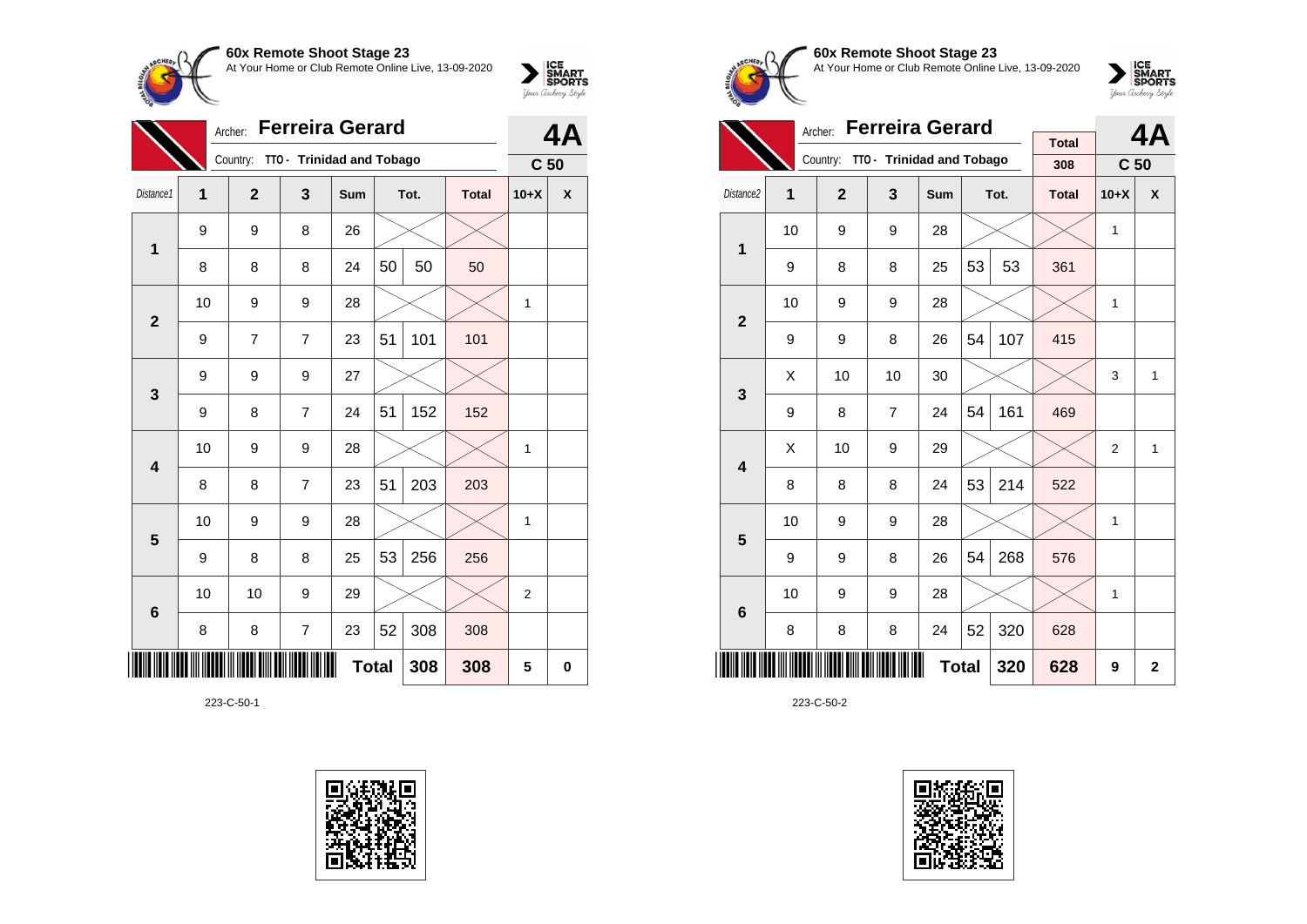## 60x Remote Shoot Stage 23

At Your Home or Club Remote Online Live, 13-09-2020

Archer: **Ferreira Gerard**

Country: TTO - Trinidad and Tobago

**4A** — C 50

| Distance1 | 1 | 2 | 3 | Sum | Tot. | | Total | 10+X | X |
|---|---|---|---|---|---|---|---|---|---|
| 1 | 9 | 9 | 8 | 26 | | | | | |
| | 8 | 8 | 8 | 24 | 50 | 50 | 50 | | |
| 2 | 10 | 9 | 9 | 28 | | | | 1 | |
| | 9 | 7 | 7 | 23 | 51 | 101 | 101 | | |
| 3 | 9 | 9 | 9 | 27 | | | | | |
| | 9 | 8 | 7 | 24 | 51 | 152 | 152 | | |
| 4 | 10 | 9 | 9 | 28 | | | | 1 | |
| | 8 | 8 | 7 | 23 | 51 | 203 | 203 | | |
| 5 | 10 | 9 | 9 | 28 | | | | 1 | |
| | 9 | 8 | 8 | 25 | 53 | 256 | 256 | | |
| 6 | 10 | 10 | 9 | 29 | | | | 2 | |
| | 8 | 8 | 7 | 23 | 52 | 308 | 308 | | |
| | | | | **Total** | | 308 | 308 | 5 | 0 |

223-C-50-1

## 60x Remote Shoot Stage 23

At Your Home or Club Remote Online Live, 13-09-2020

Archer: **Ferreira Gerard**

Country: TTO - Trinidad and Tobago

Total: 308

**4A** — C 50

| Distance2 | 1 | 2 | 3 | Sum | Tot. | | Total | 10+X | X |
|---|---|---|---|---|---|---|---|---|---|
| 1 | 10 | 9 | 9 | 28 | | | | 1 | |
| | 9 | 8 | 8 | 25 | 53 | 53 | 361 | | |
| 2 | 10 | 9 | 9 | 28 | | | | 1 | |
| | 9 | 9 | 8 | 26 | 54 | 107 | 415 | | |
| 3 | X | 10 | 10 | 30 | | | | 3 | 1 |
| | 9 | 8 | 7 | 24 | 54 | 161 | 469 | | |
| 4 | X | 10 | 9 | 29 | | | | 2 | 1 |
| | 8 | 8 | 8 | 24 | 53 | 214 | 522 | | |
| 5 | 10 | 9 | 9 | 28 | | | | 1 | |
| | 9 | 9 | 8 | 26 | 54 | 268 | 576 | | |
| 6 | 10 | 9 | 9 | 28 | | | | 1 | |
| | 8 | 8 | 8 | 24 | 52 | 320 | 628 | | |
| | | | | **Total** | | 320 | 628 | 9 | 2 |

223-C-50-2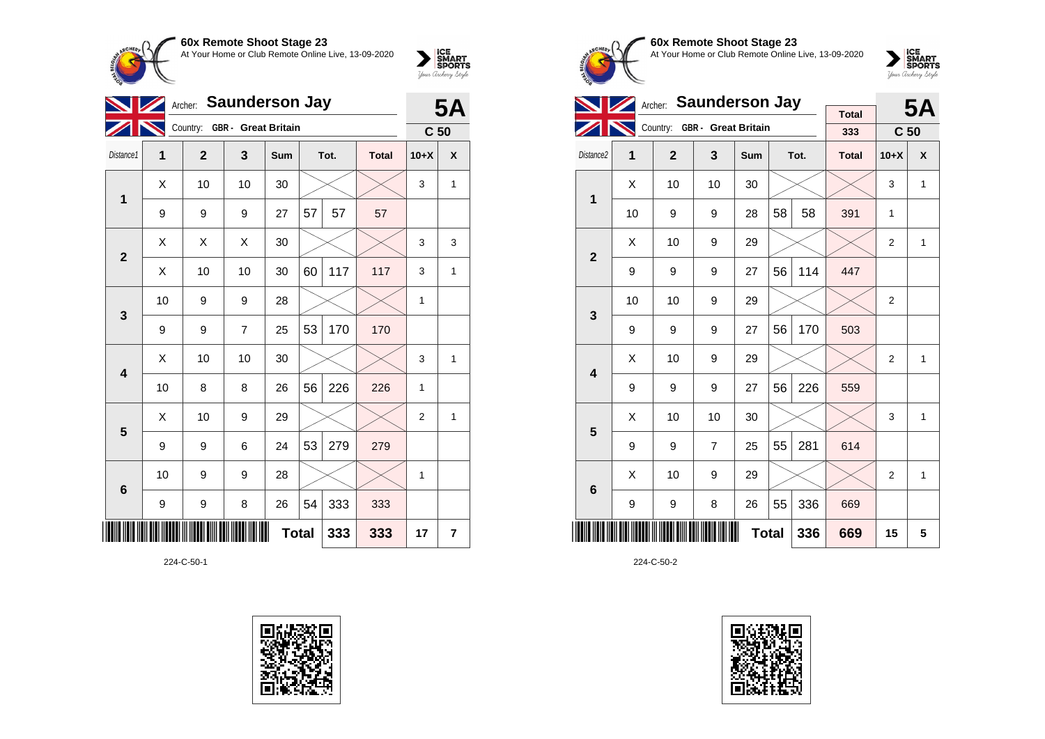**60x Remote Shoot Stage 23**
At Your Home or Club Remote Online Live, 13-09-2020

Archer: **Saunderson Jay**
Country: GBR - Great Britain

**5A**
**C 50**

| Distance1 | 1 | 2 | 3 | Sum | Tot. | | Total | 10+X | X |
|---|---|---|---|---|---|---|---|---|---|
| 1 | X | 10 | 10 | 30 | | | | 3 | 1 |
| | 9 | 9 | 9 | 27 | 57 | 57 | 57 | | |
| 2 | X | X | X | 30 | | | | 3 | 3 |
| | X | 10 | 10 | 30 | 60 | 117 | 117 | 3 | 1 |
| 3 | 10 | 9 | 9 | 28 | | | | 1 | |
| | 9 | 9 | 7 | 25 | 53 | 170 | 170 | | |
| 4 | X | 10 | 10 | 30 | | | | 3 | 1 |
| | 10 | 8 | 8 | 26 | 56 | 226 | 226 | 1 | |
| 5 | X | 10 | 9 | 29 | | | | 2 | 1 |
| | 9 | 9 | 6 | 24 | 53 | 279 | 279 | | |
| 6 | 10 | 9 | 9 | 28 | | | | 1 | |
| | 9 | 9 | 8 | 26 | 54 | 333 | 333 | | |
| | | | | **Total** | | 333 | 333 | 17 | 7 |

224-C-50-1

**60x Remote Shoot Stage 23**
At Your Home or Club Remote Online Live, 13-09-2020

Archer: **Saunderson Jay**
Country: GBR - Great Britain

Total: 333

**5A**
**C 50**

| Distance2 | 1 | 2 | 3 | Sum | Tot. | | Total | 10+X | X |
|---|---|---|---|---|---|---|---|---|---|
| 1 | X | 10 | 10 | 30 | | | | 3 | 1 |
| | 10 | 9 | 9 | 28 | 58 | 58 | 391 | 1 | |
| 2 | X | 10 | 9 | 29 | | | | 2 | 1 |
| | 9 | 9 | 9 | 27 | 56 | 114 | 447 | | |
| 3 | 10 | 10 | 9 | 29 | | | | 2 | |
| | 9 | 9 | 9 | 27 | 56 | 170 | 503 | | |
| 4 | X | 10 | 9 | 29 | | | | 2 | 1 |
| | 9 | 9 | 9 | 27 | 56 | 226 | 559 | | |
| 5 | X | 10 | 10 | 30 | | | | 3 | 1 |
| | 9 | 9 | 7 | 25 | 55 | 281 | 614 | | |
| 6 | X | 10 | 9 | 29 | | | | 2 | 1 |
| | 9 | 9 | 8 | 26 | 55 | 336 | 669 | | |
| | | | | **Total** | | 336 | 669 | 15 | 5 |

224-C-50-2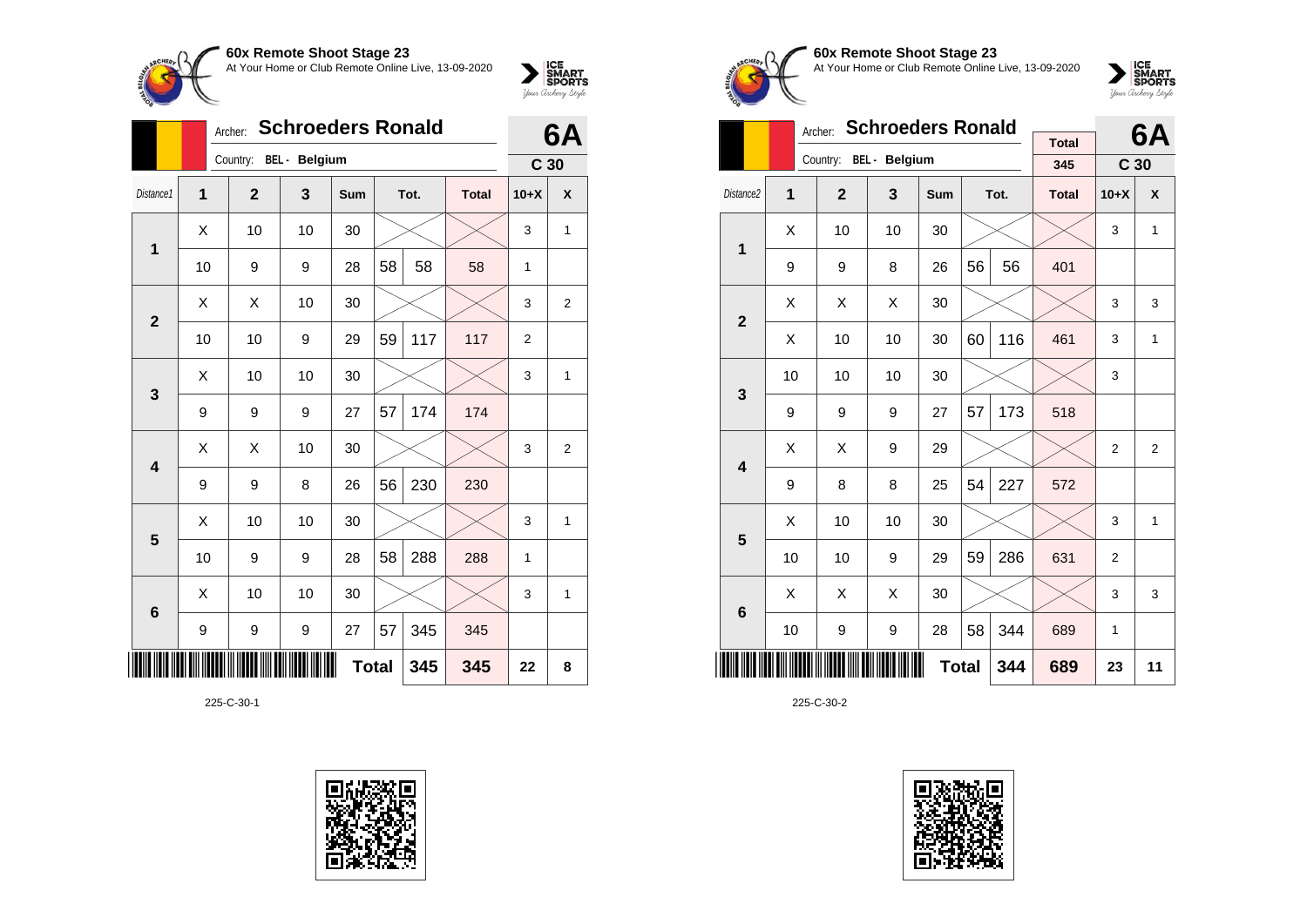## 60x Remote Shoot Stage 23

At Your Home or Club Remote Online Live, 13-09-2020

Archer: **Schroeders Ronald** — **6A**

Country: BEL - Belgium — **C 30**

| Distance1 | 1 | 2 | 3 | Sum | Tot. | | Total | 10+X | X |
|---|---|---|---|---|---|---|---|---|---|
| **1** | X | 10 | 10 | 30 | | | | 3 | 1 |
| | 10 | 9 | 9 | 28 | 58 | 58 | 58 | 1 | |
| **2** | X | X | 10 | 30 | | | | 3 | 2 |
| | 10 | 10 | 9 | 29 | 59 | 117 | 117 | 2 | |
| **3** | X | 10 | 10 | 30 | | | | 3 | 1 |
| | 9 | 9 | 9 | 27 | 57 | 174 | 174 | | |
| **4** | X | X | 10 | 30 | | | | 3 | 2 |
| | 9 | 9 | 8 | 26 | 56 | 230 | 230 | | |
| **5** | X | 10 | 10 | 30 | | | | 3 | 1 |
| | 10 | 9 | 9 | 28 | 58 | 288 | 288 | 1 | |
| **6** | X | 10 | 10 | 30 | | | | 3 | 1 |
| | 9 | 9 | 9 | 27 | 57 | 345 | 345 | | |
| | | | | **Total** | | 345 | 345 | 22 | 8 |

225-C-30-1

## 60x Remote Shoot Stage 23

At Your Home or Club Remote Online Live, 13-09-2020

Archer: **Schroeders Ronald** — **6A**

Country: BEL - Belgium — Total 345 — **C 30**

| Distance2 | 1 | 2 | 3 | Sum | Tot. | | Total | 10+X | X |
|---|---|---|---|---|---|---|---|---|---|
| **1** | X | 10 | 10 | 30 | | | | 3 | 1 |
| | 9 | 9 | 8 | 26 | 56 | 56 | 401 | | |
| **2** | X | X | X | 30 | | | | 3 | 3 |
| | X | 10 | 10 | 30 | 60 | 116 | 461 | 3 | 1 |
| **3** | 10 | 10 | 10 | 30 | | | | 3 | |
| | 9 | 9 | 9 | 27 | 57 | 173 | 518 | | |
| **4** | X | X | 9 | 29 | | | | 2 | 2 |
| | 9 | 8 | 8 | 25 | 54 | 227 | 572 | | |
| **5** | X | 10 | 10 | 30 | | | | 3 | 1 |
| | 10 | 10 | 9 | 29 | 59 | 286 | 631 | 2 | |
| **6** | X | X | X | 30 | | | | 3 | 3 |
| | 10 | 9 | 9 | 28 | 58 | 344 | 689 | 1 | |
| | | | | **Total** | | 344 | 689 | 23 | 11 |

225-C-30-2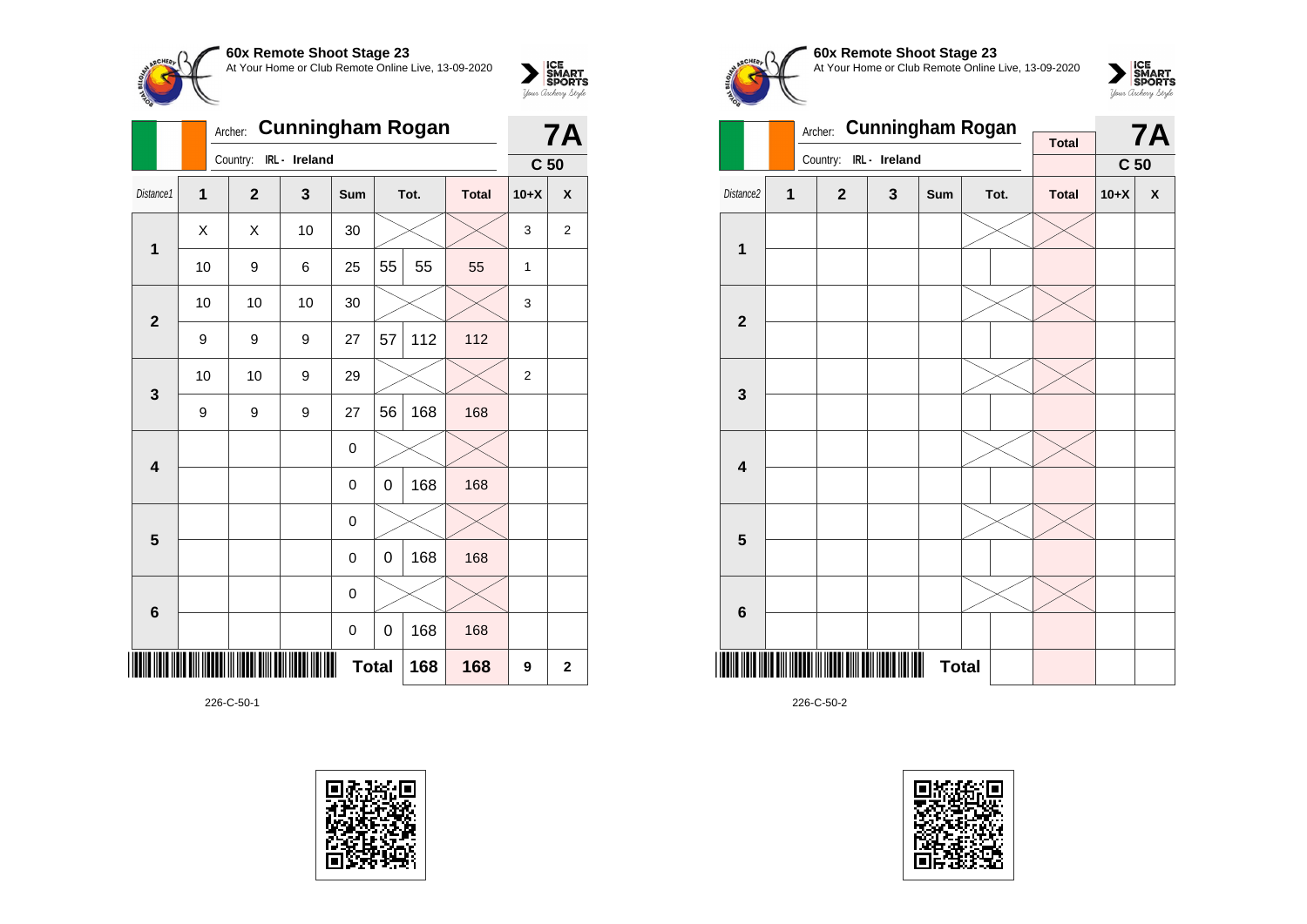**60x Remote Shoot Stage 23**
At Your Home or Club Remote Online Live, 13-09-2020

Archer: **Cunningham Rogan**
Country: IRL - Ireland

**7A**
**C 50**

| Distance1 | 1 | 2 | 3 | Sum | Tot. | | Total | 10+X | X |
|---|---|---|---|---|---|---|---|---|---|
| 1 | X | X | 10 | 30 | | | | 3 | 2 |
| | 10 | 9 | 6 | 25 | 55 | 55 | 55 | 1 | |
| 2 | 10 | 10 | 10 | 30 | | | | 3 | |
| | 9 | 9 | 9 | 27 | 57 | 112 | 112 | | |
| 3 | 10 | 10 | 9 | 29 | | | | 2 | |
| | 9 | 9 | 9 | 27 | 56 | 168 | 168 | | |
| 4 | | | | 0 | | | | | |
| | | | | 0 | 0 | 168 | 168 | | |
| 5 | | | | 0 | | | | | |
| | | | | 0 | 0 | 168 | 168 | | |
| 6 | | | | 0 | | | | | |
| | | | | 0 | 0 | 168 | 168 | | |
| | | | | **Total** | | **168** | **168** | **9** | **2** |

226-C-50-1

**60x Remote Shoot Stage 23**
At Your Home or Club Remote Online Live, 13-09-2020

Archer: **Cunningham Rogan**
Country: IRL - Ireland

**7A**
**C 50**

| Distance2 | 1 | 2 | 3 | Sum | Tot. | | Total | 10+X | X |
|---|---|---|---|---|---|---|---|---|---|
| 1 | | | | | | | | | |
| | | | | | | | | | |
| 2 | | | | | | | | | |
| | | | | | | | | | |
| 3 | | | | | | | | | |
| | | | | | | | | | |
| 4 | | | | | | | | | |
| | | | | | | | | | |
| 5 | | | | | | | | | |
| | | | | | | | | | |
| 6 | | | | | | | | | |
| | | | | | | | | | |
| | | | | **Total** | | | | | |

226-C-50-2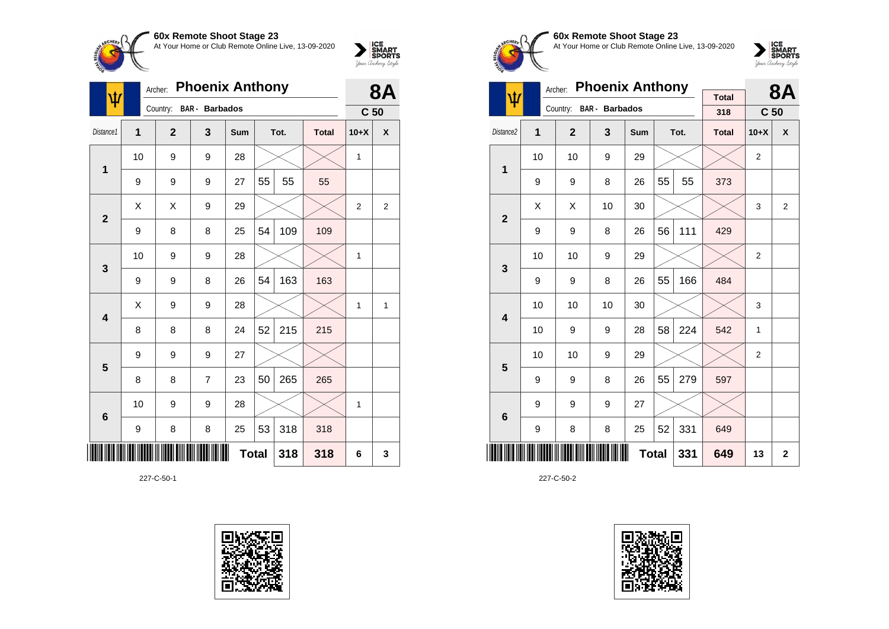**60x Remote Shoot Stage 23**
At Your Home or Club Remote Online Live, 13-09-2020

Archer: **Phoenix Anthony**
Country: BAR - Barbados

**8A**
**C 50**

| Distance1 | 1 | 2 | 3 | Sum | Tot. | | Total | 10+X | X |
|---|---|---|---|---|---|---|---|---|---|
| 1 | 10 | 9 | 9 | 28 | | | | 1 | |
| | 9 | 9 | 9 | 27 | 55 | 55 | 55 | | |
| 2 | X | X | 9 | 29 | | | | 2 | 2 |
| | 9 | 8 | 8 | 25 | 54 | 109 | 109 | | |
| 3 | 10 | 9 | 9 | 28 | | | | 1 | |
| | 9 | 9 | 8 | 26 | 54 | 163 | 163 | | |
| 4 | X | 9 | 9 | 28 | | | | 1 | 1 |
| | 8 | 8 | 8 | 24 | 52 | 215 | 215 | | |
| 5 | 9 | 9 | 9 | 27 | | | | | |
| | 8 | 8 | 7 | 23 | 50 | 265 | 265 | | |
| 6 | 10 | 9 | 9 | 28 | | | | 1 | |
| | 9 | 8 | 8 | 25 | 53 | 318 | 318 | | |
| | | | | Total | | 318 | 318 | 6 | 3 |

227-C-50-1

**60x Remote Shoot Stage 23**
At Your Home or Club Remote Online Live, 13-09-2020

Archer: **Phoenix Anthony**
Country: BAR - Barbados

Total: 318

**8A**
**C 50**

| Distance2 | 1 | 2 | 3 | Sum | Tot. | | Total | 10+X | X |
|---|---|---|---|---|---|---|---|---|---|
| 1 | 10 | 10 | 9 | 29 | | | | 2 | |
| | 9 | 9 | 8 | 26 | 55 | 55 | 373 | | |
| 2 | X | X | 10 | 30 | | | | 3 | 2 |
| | 9 | 9 | 8 | 26 | 56 | 111 | 429 | | |
| 3 | 10 | 10 | 9 | 29 | | | | 2 | |
| | 9 | 9 | 8 | 26 | 55 | 166 | 484 | | |
| 4 | 10 | 10 | 10 | 30 | | | | 3 | |
| | 10 | 9 | 9 | 28 | 58 | 224 | 542 | 1 | |
| 5 | 10 | 10 | 9 | 29 | | | | 2 | |
| | 9 | 9 | 8 | 26 | 55 | 279 | 597 | | |
| 6 | 9 | 9 | 9 | 27 | | | | | |
| | 9 | 8 | 8 | 25 | 52 | 331 | 649 | | |
| | | | | Total | | 331 | 649 | 13 | 2 |

227-C-50-2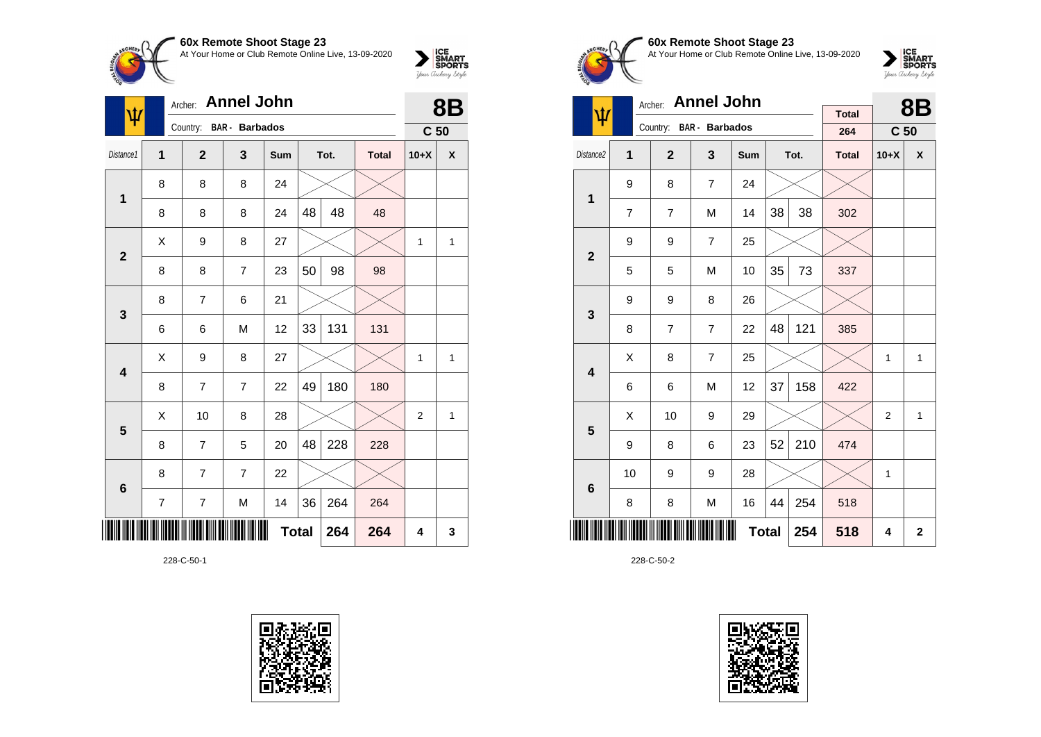**60x Remote Shoot Stage 23**
At Your Home or Club Remote Online Live, 13-09-2020

Archer: **Annel John**
Country: BAR - Barbados

**8B**
C 50

| Distance1 | 1 | 2 | 3 | Sum | Tot. | | Total | 10+X | X |
|---|---|---|---|---|---|---|---|---|---|
| 1 | 8 | 8 | 8 | 24 | | | | | |
| | 8 | 8 | 8 | 24 | 48 | 48 | 48 | | |
| 2 | X | 9 | 8 | 27 | | | | 1 | 1 |
| | 8 | 8 | 7 | 23 | 50 | 98 | 98 | | |
| 3 | 8 | 7 | 6 | 21 | | | | | |
| | 6 | 6 | M | 12 | 33 | 131 | 131 | | |
| 4 | X | 9 | 8 | 27 | | | | 1 | 1 |
| | 8 | 7 | 7 | 22 | 49 | 180 | 180 | | |
| 5 | X | 10 | 8 | 28 | | | | 2 | 1 |
| | 8 | 7 | 5 | 20 | 48 | 228 | 228 | | |
| 6 | 8 | 7 | 7 | 22 | | | | | |
| | 7 | 7 | M | 14 | 36 | 264 | 264 | | |
| | | | | | Total | 264 | 264 | 4 | 3 |

228-C-50-1

**60x Remote Shoot Stage 23**
At Your Home or Club Remote Online Live, 13-09-2020

Archer: **Annel John**
Country: BAR - Barbados

Total: 264

**8B**
C 50

| Distance2 | 1 | 2 | 3 | Sum | Tot. | | Total | 10+X | X |
|---|---|---|---|---|---|---|---|---|---|
| 1 | 9 | 8 | 7 | 24 | | | | | |
| | 7 | 7 | M | 14 | 38 | 38 | 302 | | |
| 2 | 9 | 9 | 7 | 25 | | | | | |
| | 5 | 5 | M | 10 | 35 | 73 | 337 | | |
| 3 | 9 | 9 | 8 | 26 | | | | | |
| | 8 | 7 | 7 | 22 | 48 | 121 | 385 | | |
| 4 | X | 8 | 7 | 25 | | | | 1 | 1 |
| | 6 | 6 | M | 12 | 37 | 158 | 422 | | |
| 5 | X | 10 | 9 | 29 | | | | 2 | 1 |
| | 9 | 8 | 6 | 23 | 52 | 210 | 474 | | |
| 6 | 10 | 9 | 9 | 28 | | | | 1 | |
| | 8 | 8 | M | 16 | 44 | 254 | 518 | | |
| | | | | | Total | 254 | 518 | 4 | 2 |

228-C-50-2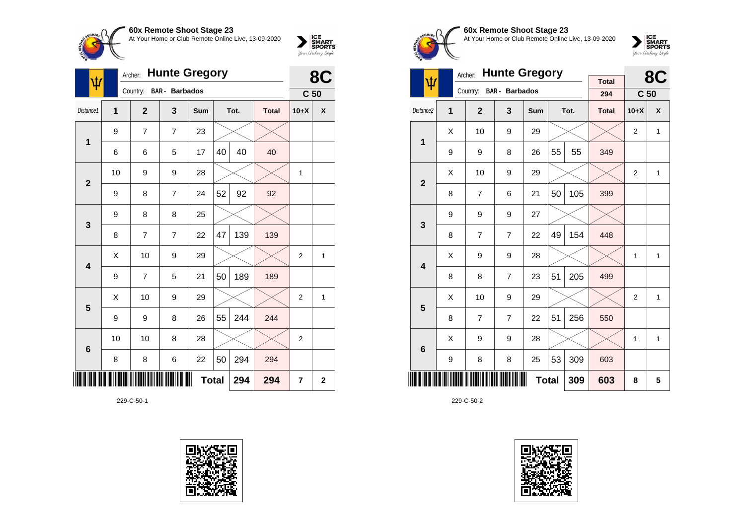**60x Remote Shoot Stage 23**
At Your Home or Club Remote Online Live, 13-09-2020

Archer: **Hunte Gregory**
Country: BAR - Barbados

**8C**
**C 50**

| Distance1 | 1 | 2 | 3 | Sum | Tot. | | Total | 10+X | X |
|---|---|---|---|---|---|---|---|---|---|
| 1 | 9 | 7 | 7 | 23 | | | | | |
| | 6 | 6 | 5 | 17 | 40 | 40 | 40 | | |
| 2 | 10 | 9 | 9 | 28 | | | | 1 | |
| | 9 | 8 | 7 | 24 | 52 | 92 | 92 | | |
| 3 | 9 | 8 | 8 | 25 | | | | | |
| | 8 | 7 | 7 | 22 | 47 | 139 | 139 | | |
| 4 | X | 10 | 9 | 29 | | | | 2 | 1 |
| | 9 | 7 | 5 | 21 | 50 | 189 | 189 | | |
| 5 | X | 10 | 9 | 29 | | | | 2 | 1 |
| | 9 | 9 | 8 | 26 | 55 | 244 | 244 | | |
| 6 | 10 | 10 | 8 | 28 | | | | 2 | |
| | 8 | 8 | 6 | 22 | 50 | 294 | 294 | | |
| | | | | | **Total** | **294** | **294** | **7** | **2** |

229-C-50-1

**60x Remote Shoot Stage 23**
At Your Home or Club Remote Online Live, 13-09-2020

Archer: **Hunte Gregory**
Country: BAR - Barbados

Total: 294

**8C**
**C 50**

| Distance2 | 1 | 2 | 3 | Sum | Tot. | | Total | 10+X | X |
|---|---|---|---|---|---|---|---|---|---|
| 1 | X | 10 | 9 | 29 | | | | 2 | 1 |
| | 9 | 9 | 8 | 26 | 55 | 55 | 349 | | |
| 2 | X | 10 | 9 | 29 | | | | 2 | 1 |
| | 8 | 7 | 6 | 21 | 50 | 105 | 399 | | |
| 3 | 9 | 9 | 9 | 27 | | | | | |
| | 8 | 7 | 7 | 22 | 49 | 154 | 448 | | |
| 4 | X | 9 | 9 | 28 | | | | 1 | 1 |
| | 8 | 8 | 7 | 23 | 51 | 205 | 499 | | |
| 5 | X | 10 | 9 | 29 | | | | 2 | 1 |
| | 8 | 7 | 7 | 22 | 51 | 256 | 550 | | |
| 6 | X | 9 | 9 | 28 | | | | 1 | 1 |
| | 9 | 8 | 8 | 25 | 53 | 309 | 603 | | |
| | | | | | **Total** | **309** | **603** | **8** | **5** |

229-C-50-2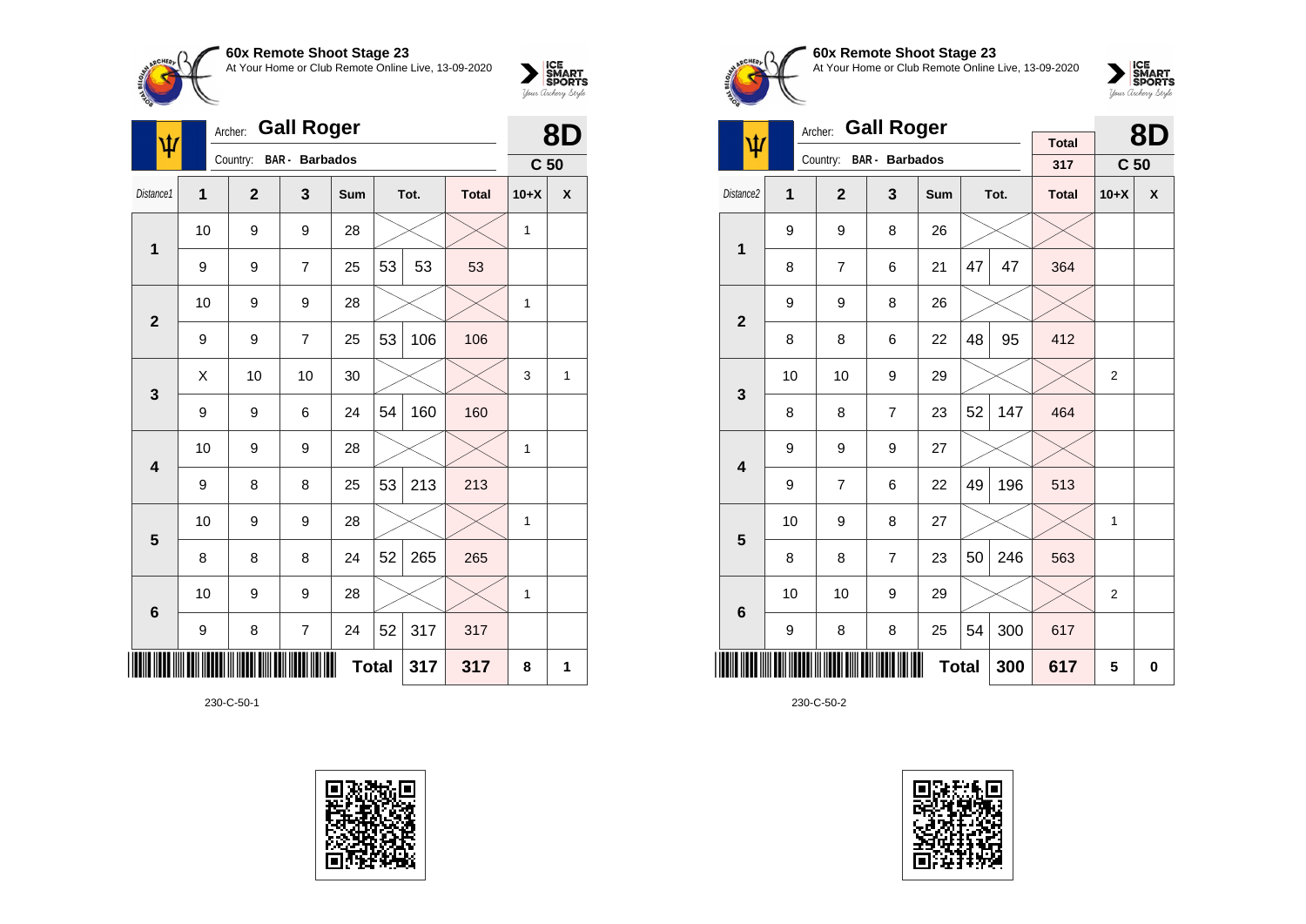**60x Remote Shoot Stage 23**
At Your Home or Club Remote Online Live, 13-09-2020

Archer: **Gall Roger**
Country: BAR - Barbados

**8D**
**C 50**

| Distance1 | 1 | 2 | 3 | Sum | Tot. | | Total | 10+X | X |
|---|---|---|---|---|---|---|---|---|---|
| 1 | 10 | 9 | 9 | 28 | | | | 1 | |
| | 9 | 9 | 7 | 25 | 53 | 53 | 53 | | |
| 2 | 10 | 9 | 9 | 28 | | | | 1 | |
| | 9 | 9 | 7 | 25 | 53 | 106 | 106 | | |
| 3 | X | 10 | 10 | 30 | | | | 3 | 1 |
| | 9 | 9 | 6 | 24 | 54 | 160 | 160 | | |
| 4 | 10 | 9 | 9 | 28 | | | | 1 | |
| | 9 | 8 | 8 | 25 | 53 | 213 | 213 | | |
| 5 | 10 | 9 | 9 | 28 | | | | 1 | |
| | 8 | 8 | 8 | 24 | 52 | 265 | 265 | | |
| 6 | 10 | 9 | 9 | 28 | | | | 1 | |
| | 9 | 8 | 7 | 24 | 52 | 317 | 317 | | |
| | | | | | **Total** | **317** | **317** | **8** | **1** |

230-C-50-1

**60x Remote Shoot Stage 23**
At Your Home or Club Remote Online Live, 13-09-2020

Archer: **Gall Roger**
Country: BAR - Barbados

Total: 317

**8D**
**C 50**

| Distance2 | 1 | 2 | 3 | Sum | Tot. | | Total | 10+X | X |
|---|---|---|---|---|---|---|---|---|---|
| 1 | 9 | 9 | 8 | 26 | | | | | |
| | 8 | 7 | 6 | 21 | 47 | 47 | 364 | | |
| 2 | 9 | 9 | 8 | 26 | | | | | |
| | 8 | 8 | 6 | 22 | 48 | 95 | 412 | | |
| 3 | 10 | 10 | 9 | 29 | | | | 2 | |
| | 8 | 8 | 7 | 23 | 52 | 147 | 464 | | |
| 4 | 9 | 9 | 9 | 27 | | | | | |
| | 9 | 7 | 6 | 22 | 49 | 196 | 513 | | |
| 5 | 10 | 9 | 8 | 27 | | | | 1 | |
| | 8 | 8 | 7 | 23 | 50 | 246 | 563 | | |
| 6 | 10 | 10 | 9 | 29 | | | | 2 | |
| | 9 | 8 | 8 | 25 | 54 | 300 | 617 | | |
| | | | | | **Total** | **300** | **617** | **5** | **0** |

230-C-50-2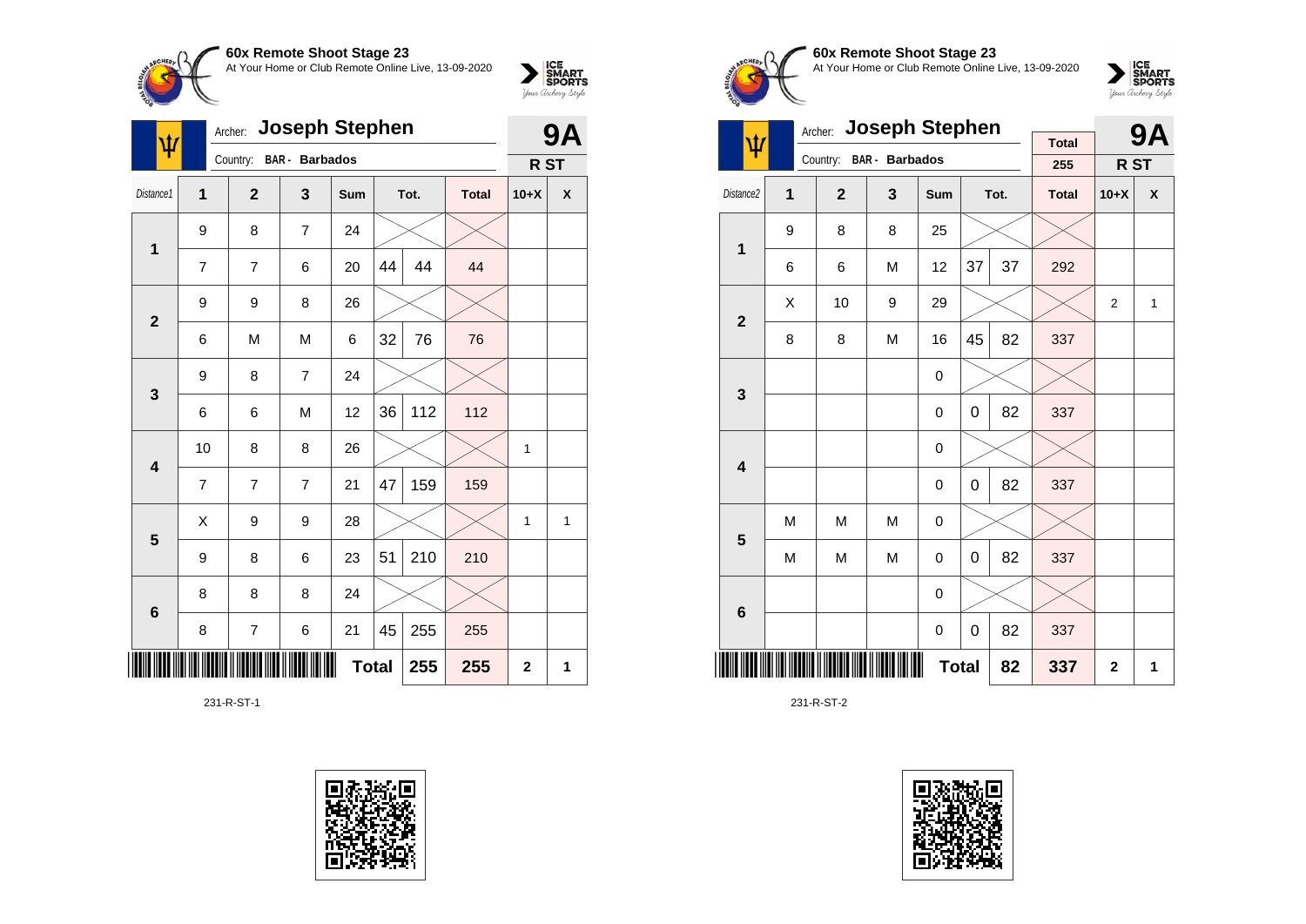**60x Remote Shoot Stage 23**
At Your Home or Club Remote Online Live, 13-09-2020

Archer: **Joseph Stephen** — **9A**
Country: BAR - Barbados — **R ST**

| Distance1 | 1 | 2 | 3 | Sum | Tot. | | Total | 10+X | X |
|---|---|---|---|---|---|---|---|---|---|
| 1 | 9 | 8 | 7 | 24 | | | | | |
| | 7 | 7 | 6 | 20 | 44 | 44 | 44 | | |
| 2 | 9 | 9 | 8 | 26 | | | | | |
| | 6 | M | M | 6 | 32 | 76 | 76 | | |
| 3 | 9 | 8 | 7 | 24 | | | | | |
| | 6 | 6 | M | 12 | 36 | 112 | 112 | | |
| 4 | 10 | 8 | 8 | 26 | | | | 1 | |
| | 7 | 7 | 7 | 21 | 47 | 159 | 159 | | |
| 5 | X | 9 | 9 | 28 | | | | 1 | 1 |
| | 9 | 8 | 6 | 23 | 51 | 210 | 210 | | |
| 6 | 8 | 8 | 8 | 24 | | | | | |
| | 8 | 7 | 6 | 21 | 45 | 255 | 255 | | |
| | | | | Total | | 255 | 255 | 2 | 1 |

231-R-ST-1

**60x Remote Shoot Stage 23**
At Your Home or Club Remote Online Live, 13-09-2020

Archer: **Joseph Stephen** — Total 255 — **9A**
Country: BAR - Barbados — **R ST**

| Distance2 | 1 | 2 | 3 | Sum | Tot. | | Total | 10+X | X |
|---|---|---|---|---|---|---|---|---|---|
| 1 | 9 | 8 | 8 | 25 | | | | | |
| | 6 | 6 | M | 12 | 37 | 37 | 292 | | |
| 2 | X | 10 | 9 | 29 | | | | 2 | 1 |
| | 8 | 8 | M | 16 | 45 | 82 | 337 | | |
| 3 | | | | 0 | | | | | |
| | | | | 0 | 0 | 82 | 337 | | |
| 4 | | | | 0 | | | | | |
| | | | | 0 | 0 | 82 | 337 | | |
| 5 | M | M | M | 0 | | | | | |
| | M | M | M | 0 | 0 | 82 | 337 | | |
| 6 | | | | 0 | | | | | |
| | | | | 0 | 0 | 82 | 337 | | |
| | | | | Total | | 82 | 337 | 2 | 1 |

231-R-ST-2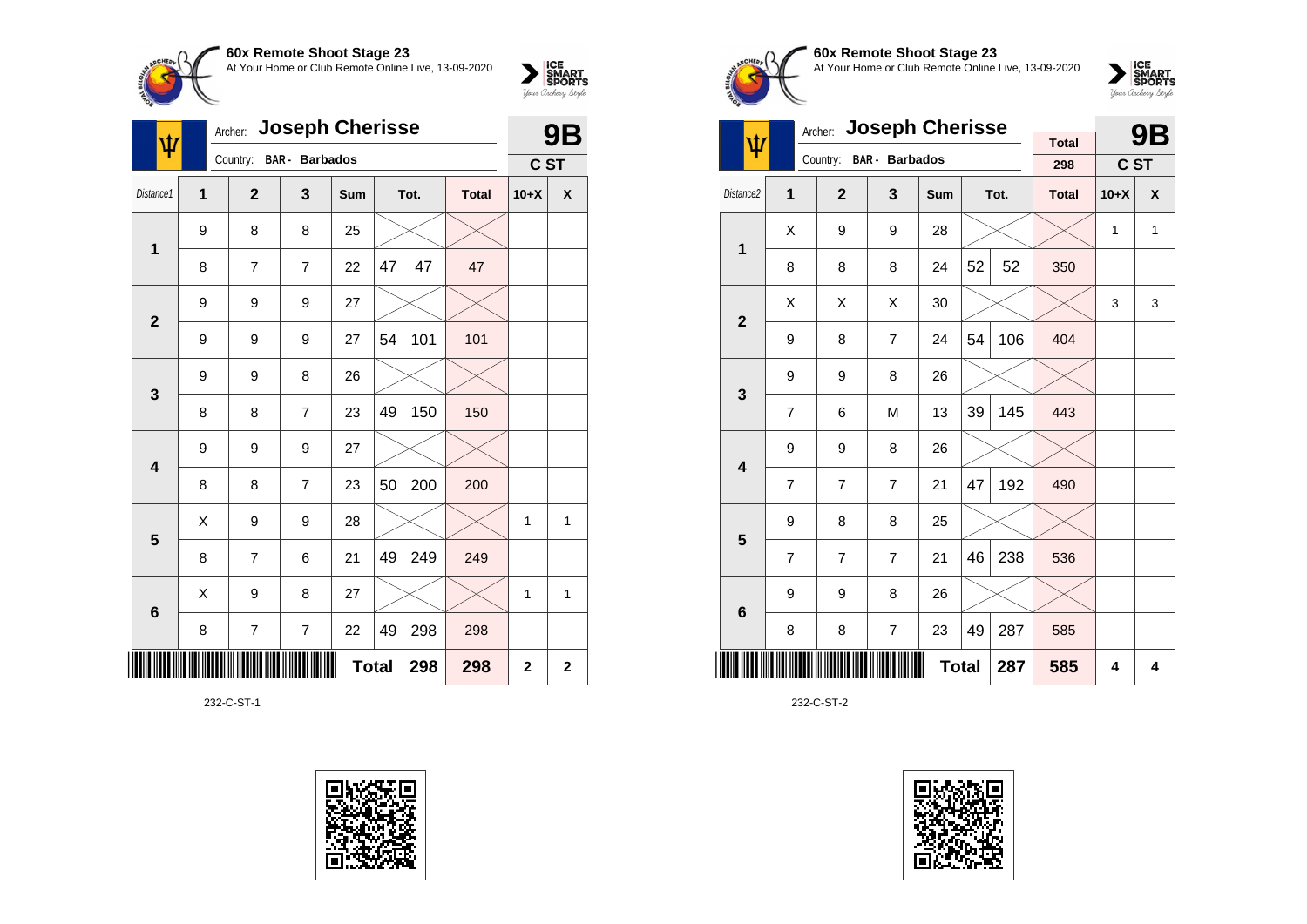## 60x Remote Shoot Stage 23
At Your Home or Club Remote Online Live, 13-09-2020

Archer: **Joseph Cherisse**
Country: BAR - Barbados

**9B**
**C ST**

| Distance1 | 1 | 2 | 3 | Sum | Tot. | | Total | 10+X | X |
|---|---|---|---|---|---|---|---|---|---|
| 1 | 9 | 8 | 8 | 25 | | | | | |
| | 8 | 7 | 7 | 22 | 47 | 47 | 47 | | |
| 2 | 9 | 9 | 9 | 27 | | | | | |
| | 9 | 9 | 9 | 27 | 54 | 101 | 101 | | |
| 3 | 9 | 9 | 8 | 26 | | | | | |
| | 8 | 8 | 7 | 23 | 49 | 150 | 150 | | |
| 4 | 9 | 9 | 9 | 27 | | | | | |
| | 8 | 8 | 7 | 23 | 50 | 200 | 200 | | |
| 5 | X | 9 | 9 | 28 | | | | 1 | 1 |
| | 8 | 7 | 6 | 21 | 49 | 249 | 249 | | |
| 6 | X | 9 | 8 | 27 | | | | 1 | 1 |
| | 8 | 7 | 7 | 22 | 49 | 298 | 298 | | |
| | | | | **Total** | | **298** | **298** | **2** | **2** |

232-C-ST-1

## 60x Remote Shoot Stage 23
At Your Home or Club Remote Online Live, 13-09-2020

Archer: **Joseph Cherisse**
Country: BAR - Barbados

Total: 298

**9B**
**C ST**

| Distance2 | 1 | 2 | 3 | Sum | Tot. | | Total | 10+X | X |
|---|---|---|---|---|---|---|---|---|---|
| 1 | X | 9 | 9 | 28 | | | | 1 | 1 |
| | 8 | 8 | 8 | 24 | 52 | 52 | 350 | | |
| 2 | X | X | X | 30 | | | | 3 | 3 |
| | 9 | 8 | 7 | 24 | 54 | 106 | 404 | | |
| 3 | 9 | 9 | 8 | 26 | | | | | |
| | 7 | 6 | M | 13 | 39 | 145 | 443 | | |
| 4 | 9 | 9 | 8 | 26 | | | | | |
| | 7 | 7 | 7 | 21 | 47 | 192 | 490 | | |
| 5 | 9 | 8 | 8 | 25 | | | | | |
| | 7 | 7 | 7 | 21 | 46 | 238 | 536 | | |
| 6 | 9 | 9 | 8 | 26 | | | | | |
| | 8 | 8 | 7 | 23 | 49 | 287 | 585 | | |
| | | | | **Total** | | **287** | **585** | **4** | **4** |

232-C-ST-2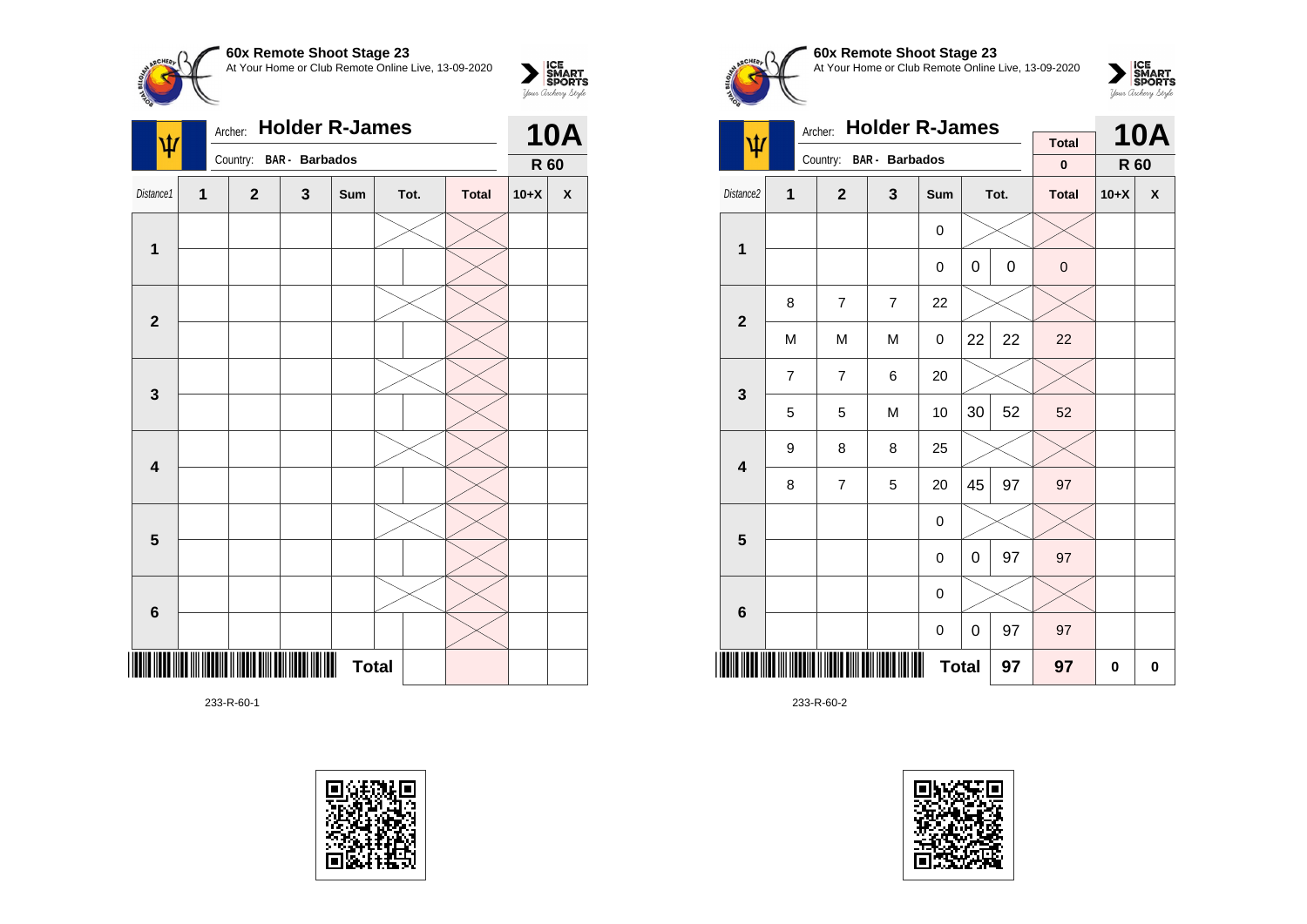**60x Remote Shoot Stage 23**
At Your Home or Club Remote Online Live, 13-09-2020

Archer: **Holder R-James**
Country: BAR - Barbados

**10A**
**R 60**

| Distance1 | 1 | 2 | 3 | Sum | Tot. | | Total | 10+X | X |
|---|---|---|---|---|---|---|---|---|---|
| 1 | | | | | | | | | |
| | | | | | | | | | |
| 2 | | | | | | | | | |
| | | | | | | | | | |
| 3 | | | | | | | | | |
| | | | | | | | | | |
| 4 | | | | | | | | | |
| | | | | | | | | | |
| 5 | | | | | | | | | |
| | | | | | | | | | |
| 6 | | | | | | | | | |
| | | | | | | | | | |
| | | | | Total | | | | | |

233-R-60-1

**60x Remote Shoot Stage 23**
At Your Home or Club Remote Online Live, 13-09-2020

Archer: **Holder R-James**
Country: BAR - Barbados

Total: 0

**10A**
**R 60**

| Distance2 | 1 | 2 | 3 | Sum | Tot. | | Total | 10+X | X |
|---|---|---|---|---|---|---|---|---|---|
| 1 | | | | 0 | | | | | |
| | | | | 0 | 0 | 0 | 0 | | |
| 2 | 8 | 7 | 7 | 22 | | | | | |
| | M | M | M | 0 | 22 | 22 | 22 | | |
| 3 | 7 | 7 | 6 | 20 | | | | | |
| | 5 | 5 | M | 10 | 30 | 52 | 52 | | |
| 4 | 9 | 8 | 8 | 25 | | | | | |
| | 8 | 7 | 5 | 20 | 45 | 97 | 97 | | |
| 5 | | | | 0 | | | | | |
| | | | | 0 | 0 | 97 | 97 | | |
| 6 | | | | 0 | | | | | |
| | | | | 0 | 0 | 97 | 97 | | |
| | | | | Total | | 97 | 97 | 0 | 0 |

233-R-60-2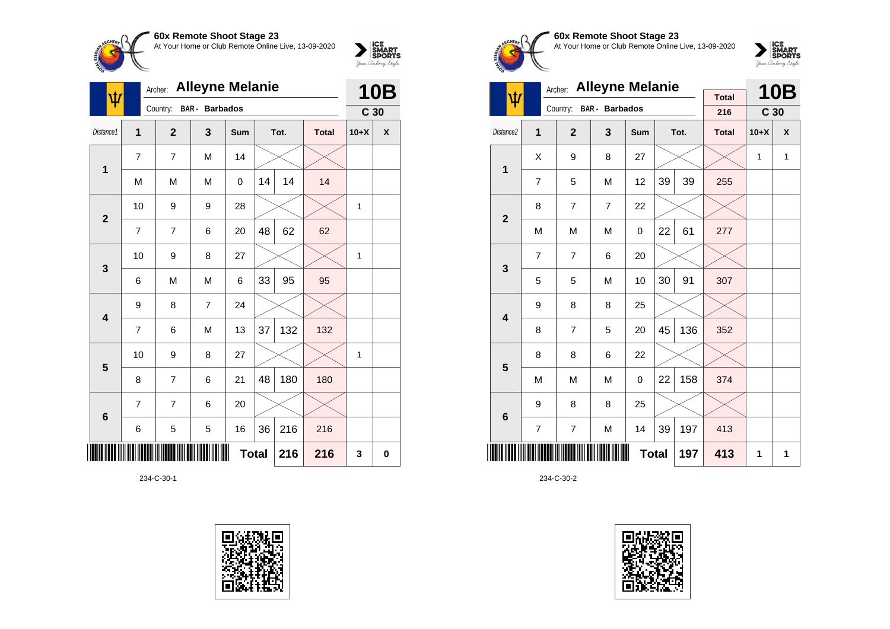**60x Remote Shoot Stage 23**
At Your Home or Club Remote Online Live, 13-09-2020

Archer: **Alleyne Melanie**
Country: BAR - Barbados

**10B**
**C 30**

| Distance1 | 1 | 2 | 3 | Sum | Tot. | | Total | 10+X | X |
|---|---|---|---|---|---|---|---|---|---|
| 1 | 7 | 7 | M | 14 | | | | | |
| | M | M | M | 0 | 14 | 14 | 14 | | |
| 2 | 10 | 9 | 9 | 28 | | | | 1 | |
| | 7 | 7 | 6 | 20 | 48 | 62 | 62 | | |
| 3 | 10 | 9 | 8 | 27 | | | | 1 | |
| | 6 | M | M | 6 | 33 | 95 | 95 | | |
| 4 | 9 | 8 | 7 | 24 | | | | | |
| | 7 | 6 | M | 13 | 37 | 132 | 132 | | |
| 5 | 10 | 9 | 8 | 27 | | | | 1 | |
| | 8 | 7 | 6 | 21 | 48 | 180 | 180 | | |
| 6 | 7 | 7 | 6 | 20 | | | | | |
| | 6 | 5 | 5 | 16 | 36 | 216 | 216 | | |
| | | | | | **Total** | **216** | **216** | **3** | **0** |

234-C-30-1

**60x Remote Shoot Stage 23**
At Your Home or Club Remote Online Live, 13-09-2020

Archer: **Alleyne Melanie**
Country: BAR - Barbados

Total: 216

**10B**
**C 30**

| Distance2 | 1 | 2 | 3 | Sum | Tot. | | Total | 10+X | X |
|---|---|---|---|---|---|---|---|---|---|
| 1 | X | 9 | 8 | 27 | | | | 1 | 1 |
| | 7 | 5 | M | 12 | 39 | 39 | 255 | | |
| 2 | 8 | 7 | 7 | 22 | | | | | |
| | M | M | M | 0 | 22 | 61 | 277 | | |
| 3 | 7 | 7 | 6 | 20 | | | | | |
| | 5 | 5 | M | 10 | 30 | 91 | 307 | | |
| 4 | 9 | 8 | 8 | 25 | | | | | |
| | 8 | 7 | 5 | 20 | 45 | 136 | 352 | | |
| 5 | 8 | 8 | 6 | 22 | | | | | |
| | M | M | M | 0 | 22 | 158 | 374 | | |
| 6 | 9 | 8 | 8 | 25 | | | | | |
| | 7 | 7 | M | 14 | 39 | 197 | 413 | | |
| | | | | | **Total** | **197** | **413** | **1** | **1** |

234-C-30-2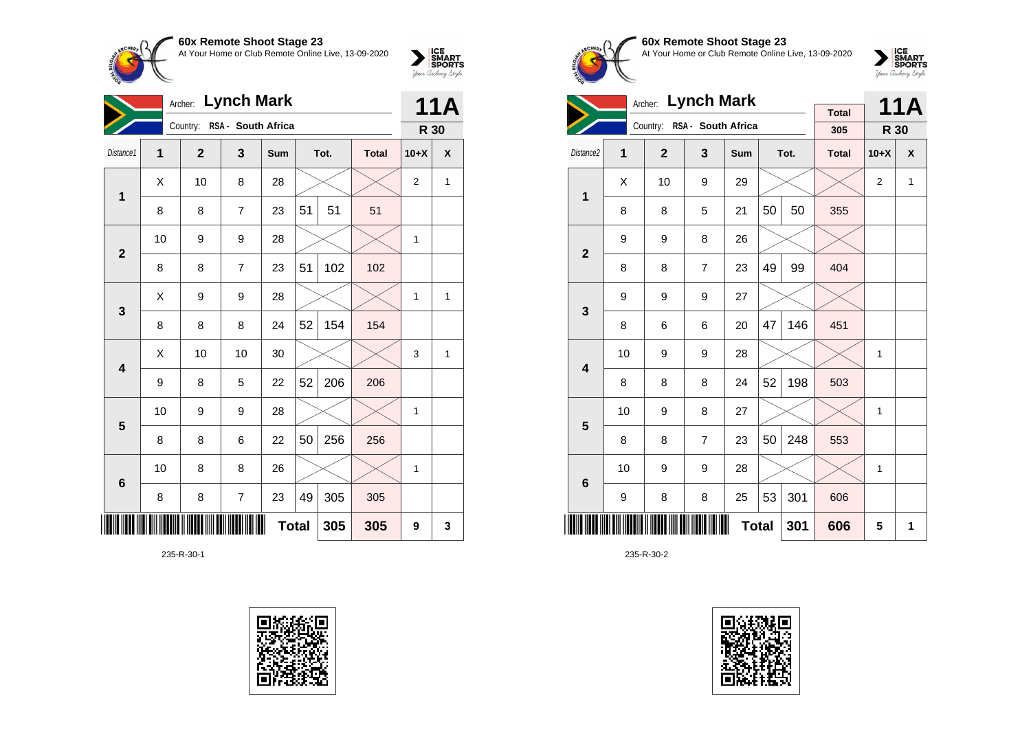**60x Remote Shoot Stage 23**
At Your Home or Club Remote Online Live, 13-09-2020

Archer: **Lynch Mark**
Country: RSA - South Africa

**11A** | **R 30**

| Distance1 | 1 | 2 | 3 | Sum | Tot. | | Total | 10+X | X |
|---|---|---|---|---|---|---|---|---|---|
| 1 | X | 10 | 8 | 28 | | | | 2 | 1 |
| | 8 | 8 | 7 | 23 | 51 | 51 | 51 | | |
| 2 | 10 | 9 | 9 | 28 | | | | 1 | |
| | 8 | 8 | 7 | 23 | 51 | 102 | 102 | | |
| 3 | X | 9 | 9 | 28 | | | | 1 | 1 |
| | 8 | 8 | 8 | 24 | 52 | 154 | 154 | | |
| 4 | X | 10 | 10 | 30 | | | | 3 | 1 |
| | 9 | 8 | 5 | 22 | 52 | 206 | 206 | | |
| 5 | 10 | 9 | 9 | 28 | | | | 1 | |
| | 8 | 8 | 6 | 22 | 50 | 256 | 256 | | |
| 6 | 10 | 8 | 8 | 26 | | | | 1 | |
| | 8 | 8 | 7 | 23 | 49 | 305 | 305 | | |
| | | | | | **Total** | **305** | **305** | **9** | **3** |

235-R-30-1

**60x Remote Shoot Stage 23**
At Your Home or Club Remote Online Live, 13-09-2020

Archer: **Lynch Mark**
Country: RSA - South Africa

Total: 305

**11A** | **R 30**

| Distance2 | 1 | 2 | 3 | Sum | Tot. | | Total | 10+X | X |
|---|---|---|---|---|---|---|---|---|---|
| 1 | X | 10 | 9 | 29 | | | | 2 | 1 |
| | 8 | 8 | 5 | 21 | 50 | 50 | 355 | | |
| 2 | 9 | 9 | 8 | 26 | | | | | |
| | 8 | 8 | 7 | 23 | 49 | 99 | 404 | | |
| 3 | 9 | 9 | 9 | 27 | | | | | |
| | 8 | 6 | 6 | 20 | 47 | 146 | 451 | | |
| 4 | 10 | 9 | 9 | 28 | | | | 1 | |
| | 8 | 8 | 8 | 24 | 52 | 198 | 503 | | |
| 5 | 10 | 9 | 8 | 27 | | | | 1 | |
| | 8 | 8 | 7 | 23 | 50 | 248 | 553 | | |
| 6 | 10 | 9 | 9 | 28 | | | | 1 | |
| | 9 | 8 | 8 | 25 | 53 | 301 | 606 | | |
| | | | | | **Total** | **301** | **606** | **5** | **1** |

235-R-30-2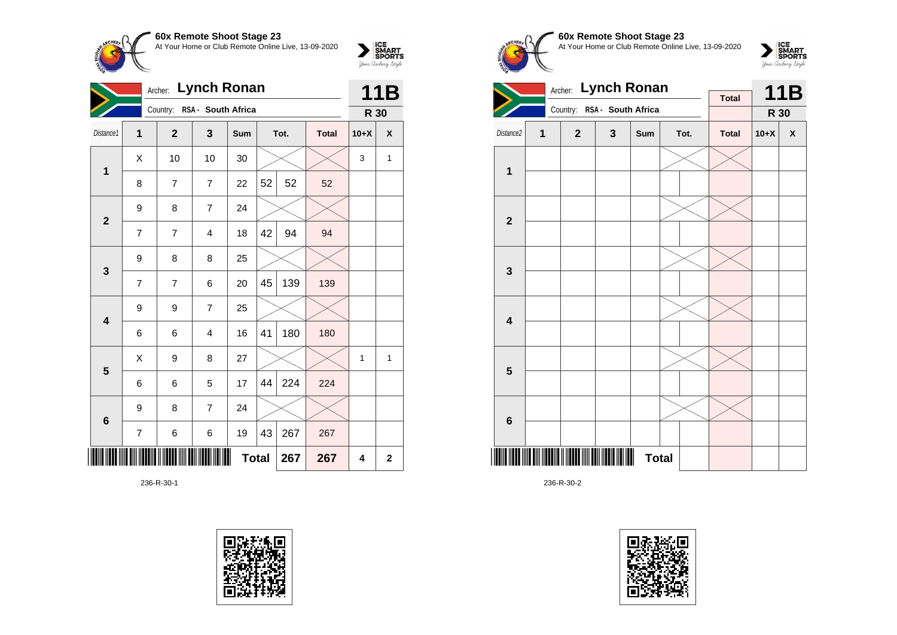**60x Remote Shoot Stage 23**
At Your Home or Club Remote Online Live, 13-09-2020

Archer: **Lynch Ronan**
Country: **RSA - South Africa**

**11B**
**R 30**

| Distance1 | 1 | 2 | 3 | Sum | Tot. | | Total | 10+X | X |
|---|---|---|---|---|---|---|---|---|---|
| 1 | X | 10 | 10 | 30 | | | | 3 | 1 |
| | 8 | 7 | 7 | 22 | 52 | 52 | 52 | | |
| 2 | 9 | 8 | 7 | 24 | | | | | |
| | 7 | 7 | 4 | 18 | 42 | 94 | 94 | | |
| 3 | 9 | 8 | 8 | 25 | | | | | |
| | 7 | 7 | 6 | 20 | 45 | 139 | 139 | | |
| 4 | 9 | 9 | 7 | 25 | | | | | |
| | 6 | 6 | 4 | 16 | 41 | 180 | 180 | | |
| 5 | X | 9 | 8 | 27 | | | | 1 | 1 |
| | 6 | 6 | 5 | 17 | 44 | 224 | 224 | | |
| 6 | 9 | 8 | 7 | 24 | | | | | |
| | 7 | 6 | 6 | 19 | 43 | 267 | 267 | | |
| | | | | **Total** | | 267 | 267 | 4 | 2 |

236-R-30-1

**60x Remote Shoot Stage 23**
At Your Home or Club Remote Online Live, 13-09-2020

Archer: **Lynch Ronan**
Country: **RSA - South Africa**

**11B**
**R 30**

| Distance2 | 1 | 2 | 3 | Sum | Tot. | | Total | 10+X | X |
|---|---|---|---|---|---|---|---|---|---|
| 1 | | | | | | | | | |
| | | | | | | | | | |
| 2 | | | | | | | | | |
| | | | | | | | | | |
| 3 | | | | | | | | | |
| | | | | | | | | | |
| 4 | | | | | | | | | |
| | | | | | | | | | |
| 5 | | | | | | | | | |
| | | | | | | | | | |
| 6 | | | | | | | | | |
| | | | | | | | | | |
| | | | | | **Total** | | | | |

236-R-30-2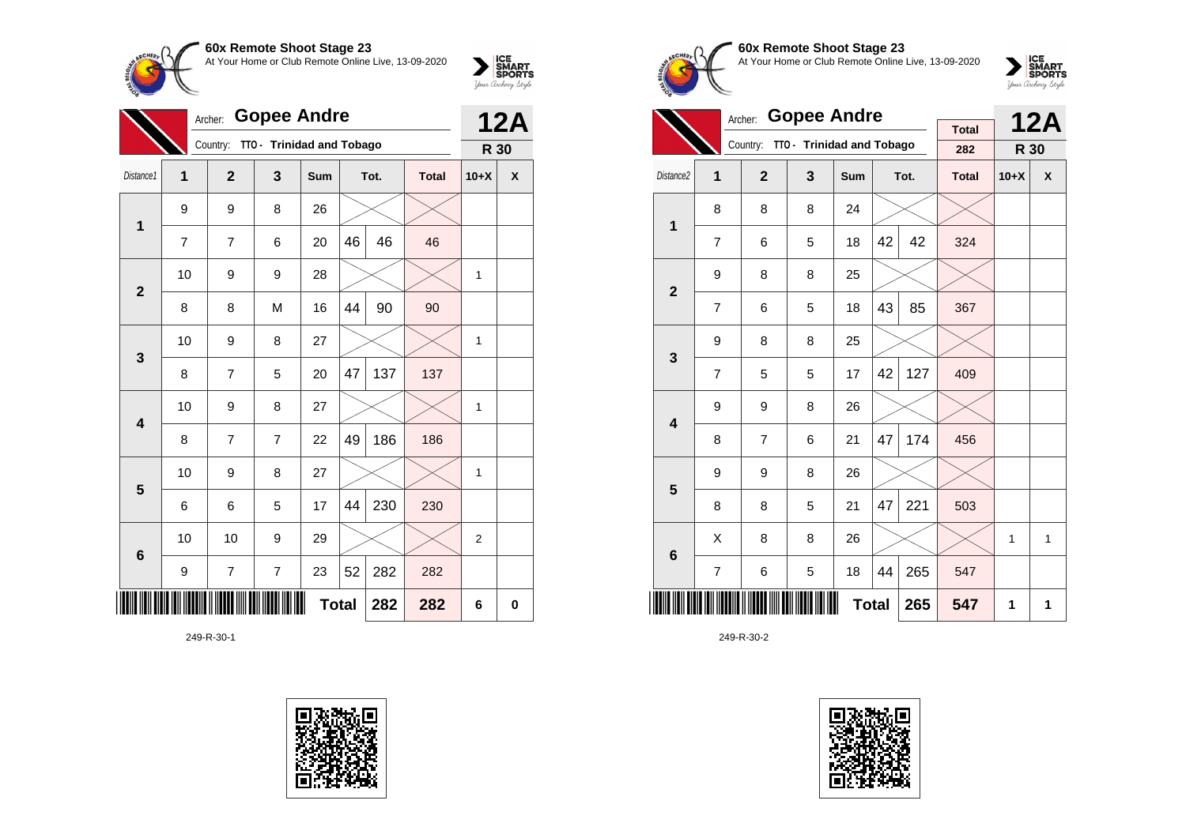**60x Remote Shoot Stage 23**
At Your Home or Club Remote Online Live, 13-09-2020

Archer: **Gopee Andre**
Country: TTO - Trinidad and Tobago

**12A**
**R 30**

| Distance1 | 1 | 2 | 3 | Sum | Tot. | | Total | 10+X | X |
|---|---|---|---|---|---|---|---|---|---|
| 1 | 9 | 9 | 8 | 26 | | | | | |
| | 7 | 7 | 6 | 20 | 46 | 46 | 46 | | |
| 2 | 10 | 9 | 9 | 28 | | | | 1 | |
| | 8 | 8 | M | 16 | 44 | 90 | 90 | | |
| 3 | 10 | 9 | 8 | 27 | | | | 1 | |
| | 8 | 7 | 5 | 20 | 47 | 137 | 137 | | |
| 4 | 10 | 9 | 8 | 27 | | | | 1 | |
| | 8 | 7 | 7 | 22 | 49 | 186 | 186 | | |
| 5 | 10 | 9 | 8 | 27 | | | | 1 | |
| | 6 | 6 | 5 | 17 | 44 | 230 | 230 | | |
| 6 | 10 | 10 | 9 | 29 | | | | 2 | |
| | 9 | 7 | 7 | 23 | 52 | 282 | 282 | | |
| | | | | Total | | 282 | 282 | 6 | 0 |

249-R-30-1

**60x Remote Shoot Stage 23**
At Your Home or Club Remote Online Live, 13-09-2020

Archer: **Gopee Andre**
Country: TTO - Trinidad and Tobago

Total: 282

**12A**
**R 30**

| Distance2 | 1 | 2 | 3 | Sum | Tot. | | Total | 10+X | X |
|---|---|---|---|---|---|---|---|---|---|
| 1 | 8 | 8 | 8 | 24 | | | | | |
| | 7 | 6 | 5 | 18 | 42 | 42 | 324 | | |
| 2 | 9 | 8 | 8 | 25 | | | | | |
| | 7 | 6 | 5 | 18 | 43 | 85 | 367 | | |
| 3 | 9 | 8 | 8 | 25 | | | | | |
| | 7 | 5 | 5 | 17 | 42 | 127 | 409 | | |
| 4 | 9 | 9 | 8 | 26 | | | | | |
| | 8 | 7 | 6 | 21 | 47 | 174 | 456 | | |
| 5 | 9 | 9 | 8 | 26 | | | | | |
| | 8 | 8 | 5 | 21 | 47 | 221 | 503 | | |
| 6 | X | 8 | 8 | 26 | | | | 1 | 1 |
| | 7 | 6 | 5 | 18 | 44 | 265 | 547 | | |
| | | | | Total | | 265 | 547 | 1 | 1 |

249-R-30-2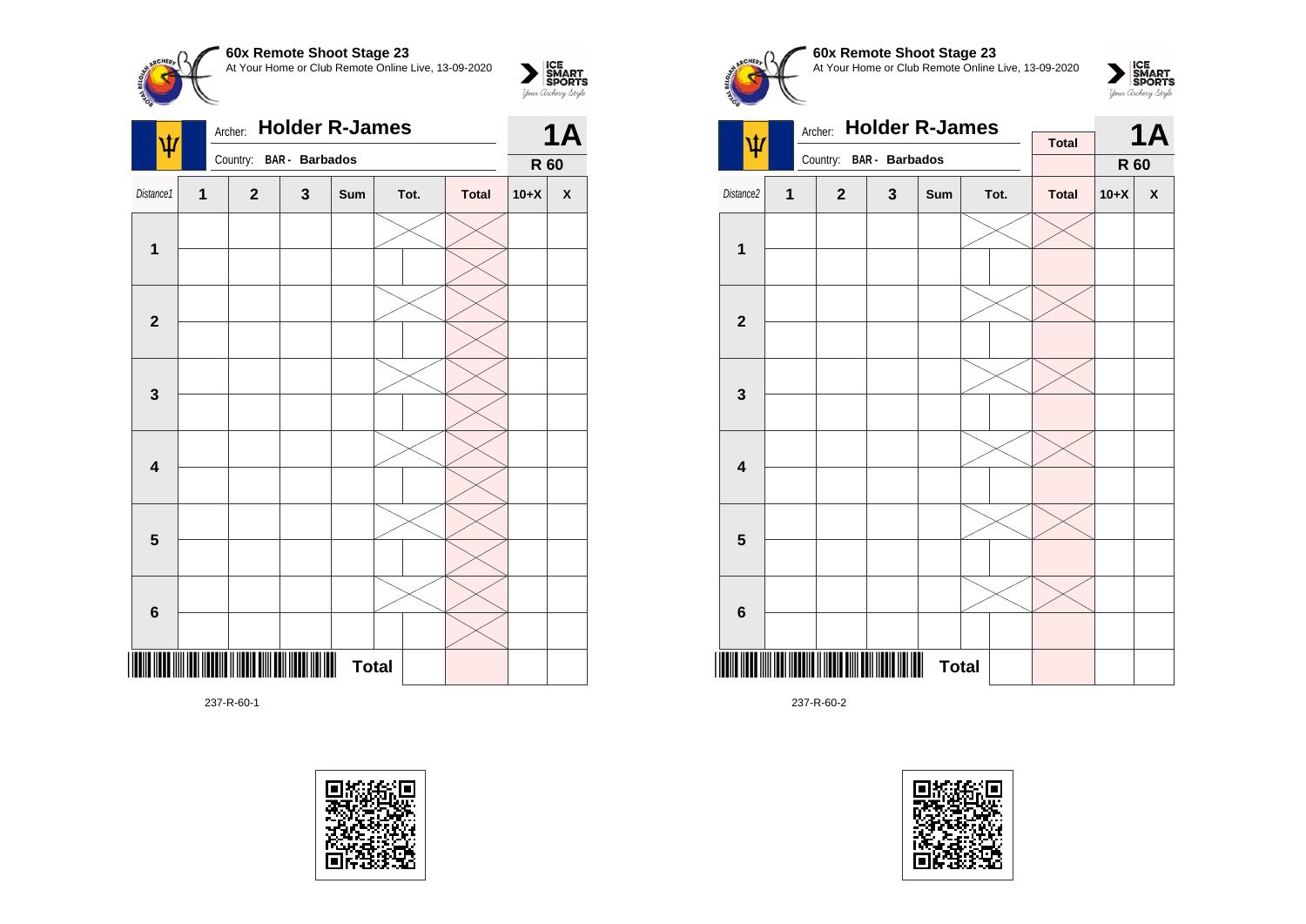## 60x Remote Shoot Stage 23

At Your Home or Club Remote Online Live, 13-09-2020

Archer: **Holder R-James**

Country: **BAR - Barbados**

**1A**

**R 60**

| Distance1 | 1 | 2 | 3 | Sum | Tot. | Total | 10+X | X |
|---|---|---|---|---|---|---|---|---|
| **1** | | | | | | | | |
| | | | | | | | | |
| **2** | | | | | | | | |
| | | | | | | | | |
| **3** | | | | | | | | |
| | | | | | | | | |
| **4** | | | | | | | | |
| | | | | | | | | |
| **5** | | | | | | | | |
| | | | | | | | | |
| **6** | | | | | | | | |
| | | | | | | | | |
| | | | | **Total** | | | | |

237-R-60-1

## 60x Remote Shoot Stage 23

At Your Home or Club Remote Online Live, 13-09-2020

Archer: **Holder R-James**

Country: **BAR - Barbados**

**Total**

**1A**

**R 60**

| Distance2 | 1 | 2 | 3 | Sum | Tot. | Total | 10+X | X |
|---|---|---|---|---|---|---|---|---|
| **1** | | | | | | | | |
| | | | | | | | | |
| **2** | | | | | | | | |
| | | | | | | | | |
| **3** | | | | | | | | |
| | | | | | | | | |
| **4** | | | | | | | | |
| | | | | | | | | |
| **5** | | | | | | | | |
| | | | | | | | | |
| **6** | | | | | | | | |
| | | | | | | | | |
| | | | | **Total** | | | | |

237-R-60-2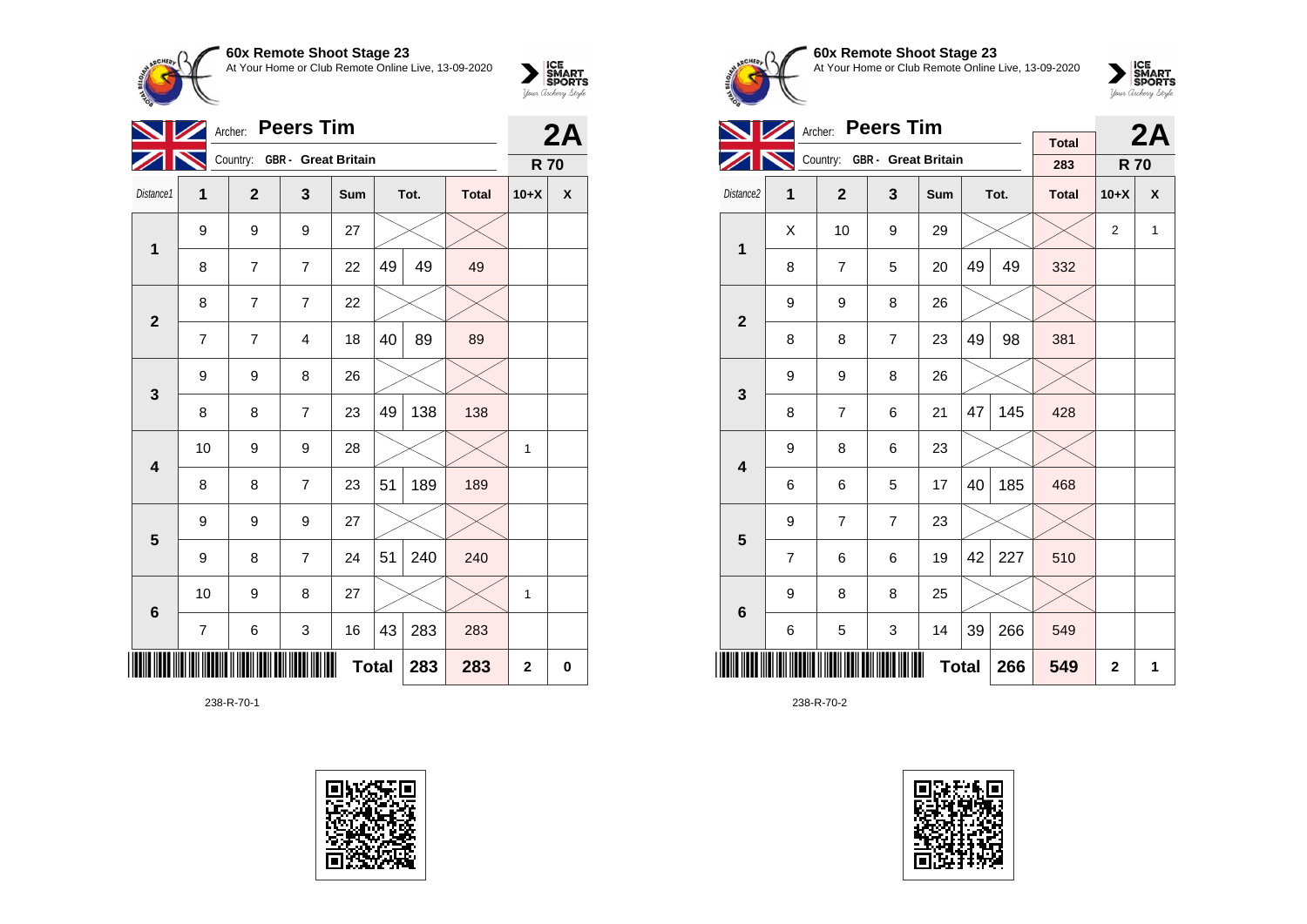## 60x Remote Shoot Stage 23

At Your Home or Club Remote Online Live, 13-09-2020

Archer: **Peers Tim** — **2A**

Country: GBR - Great Britain — **R 70**

| Distance1 | 1 | 2 | 3 | Sum | Tot. | | Total | 10+X | X |
|---|---|---|---|---|---|---|---|---|---|
| 1 | 9 | 9 | 9 | 27 | | | | | |
| | 8 | 7 | 7 | 22 | 49 | 49 | 49 | | |
| 2 | 8 | 7 | 7 | 22 | | | | | |
| | 7 | 7 | 4 | 18 | 40 | 89 | 89 | | |
| 3 | 9 | 9 | 8 | 26 | | | | | |
| | 8 | 8 | 7 | 23 | 49 | 138 | 138 | | |
| 4 | 10 | 9 | 9 | 28 | | | | 1 | |
| | 8 | 8 | 7 | 23 | 51 | 189 | 189 | | |
| 5 | 9 | 9 | 9 | 27 | | | | | |
| | 9 | 8 | 7 | 24 | 51 | 240 | 240 | | |
| 6 | 10 | 9 | 8 | 27 | | | | 1 | |
| | 7 | 6 | 3 | 16 | 43 | 283 | 283 | | |
| | | | | | Total | 283 | 283 | 2 | 0 |

238-R-70-1

## 60x Remote Shoot Stage 23

At Your Home or Club Remote Online Live, 13-09-2020

Archer: **Peers Tim** — **2A**

Country: GBR - Great Britain — Total 283 — **R 70**

| Distance2 | 1 | 2 | 3 | Sum | Tot. | | Total | 10+X | X |
|---|---|---|---|---|---|---|---|---|---|
| 1 | X | 10 | 9 | 29 | | | | 2 | 1 |
| | 8 | 7 | 5 | 20 | 49 | 49 | 332 | | |
| 2 | 9 | 9 | 8 | 26 | | | | | |
| | 8 | 8 | 7 | 23 | 49 | 98 | 381 | | |
| 3 | 9 | 9 | 8 | 26 | | | | | |
| | 8 | 7 | 6 | 21 | 47 | 145 | 428 | | |
| 4 | 9 | 8 | 6 | 23 | | | | | |
| | 6 | 6 | 5 | 17 | 40 | 185 | 468 | | |
| 5 | 9 | 7 | 7 | 23 | | | | | |
| | 7 | 6 | 6 | 19 | 42 | 227 | 510 | | |
| 6 | 9 | 8 | 8 | 25 | | | | | |
| | 6 | 5 | 3 | 14 | 39 | 266 | 549 | | |
| | | | | | Total | 266 | 549 | 2 | 1 |

238-R-70-2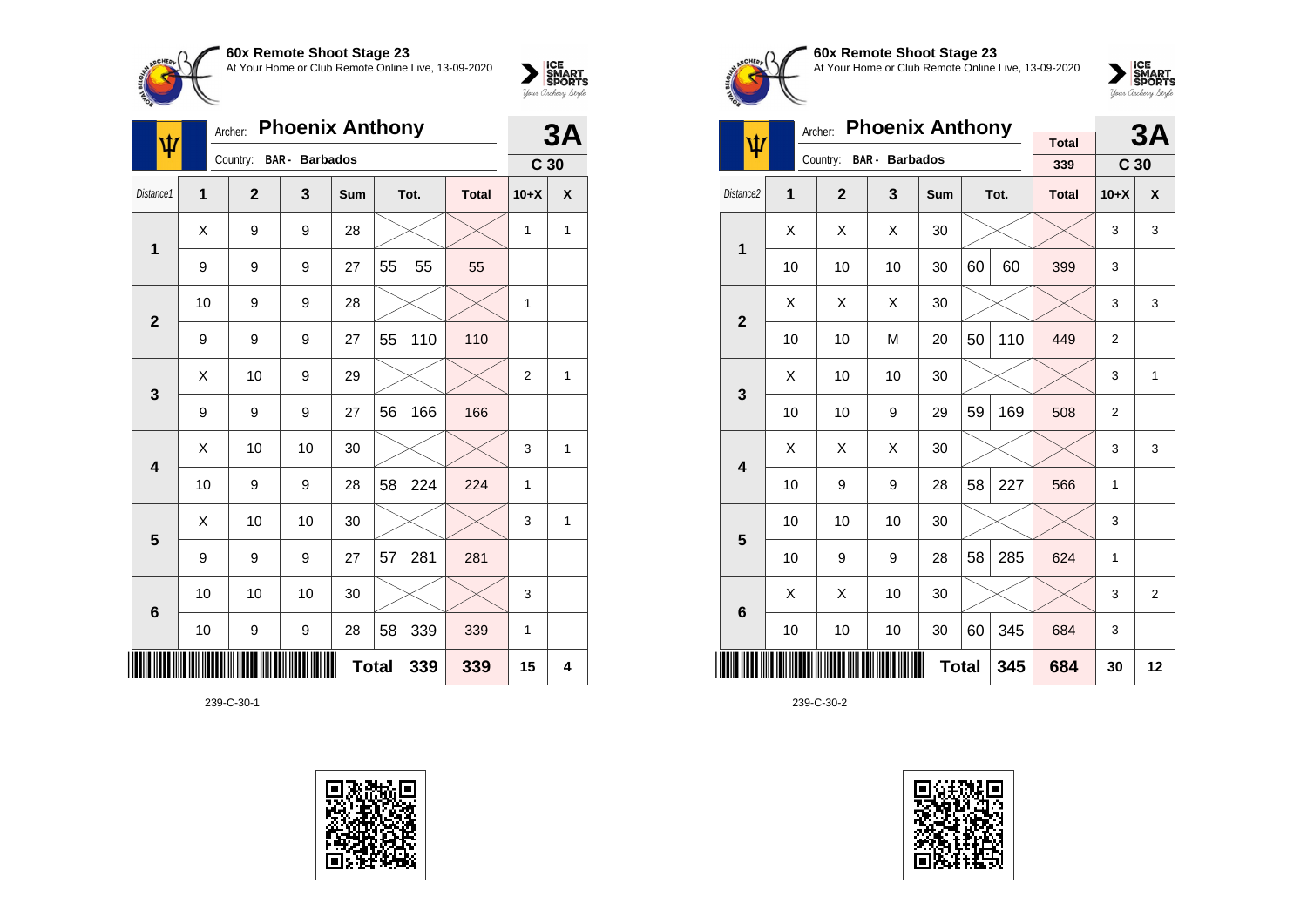**60x Remote Shoot Stage 23**
At Your Home or Club Remote Online Live, 13-09-2020

Archer: **Phoenix Anthony** — **3A**
Country: BAR - Barbados — **C 30**

| Distance1 | 1 | 2 | 3 | Sum | Tot. | | Total | 10+X | X |
|---|---|---|---|---|---|---|---|---|---|
| 1 | X | 9 | 9 | 28 | | | | 1 | 1 |
| | 9 | 9 | 9 | 27 | 55 | 55 | 55 | | |
| 2 | 10 | 9 | 9 | 28 | | | | 1 | |
| | 9 | 9 | 9 | 27 | 55 | 110 | 110 | | |
| 3 | X | 10 | 9 | 29 | | | | 2 | 1 |
| | 9 | 9 | 9 | 27 | 56 | 166 | 166 | | |
| 4 | X | 10 | 10 | 30 | | | | 3 | 1 |
| | 10 | 9 | 9 | 28 | 58 | 224 | 224 | 1 | |
| 5 | X | 10 | 10 | 30 | | | | 3 | 1 |
| | 9 | 9 | 9 | 27 | 57 | 281 | 281 | | |
| 6 | 10 | 10 | 10 | 30 | | | | 3 | |
| | 10 | 9 | 9 | 28 | 58 | 339 | 339 | 1 | |
| | | | | | **Total** | **339** | **339** | **15** | **4** |

239-C-30-1

**60x Remote Shoot Stage 23**
At Your Home or Club Remote Online Live, 13-09-2020

Archer: **Phoenix Anthony** — Total: 339 — **3A**
Country: BAR - Barbados — **C 30**

| Distance2 | 1 | 2 | 3 | Sum | Tot. | | Total | 10+X | X |
|---|---|---|---|---|---|---|---|---|---|
| 1 | X | X | X | 30 | | | | 3 | 3 |
| | 10 | 10 | 10 | 30 | 60 | 60 | 399 | 3 | |
| 2 | X | X | X | 30 | | | | 3 | 3 |
| | 10 | 10 | M | 20 | 50 | 110 | 449 | 2 | |
| 3 | X | 10 | 10 | 30 | | | | 3 | 1 |
| | 10 | 10 | 9 | 29 | 59 | 169 | 508 | 2 | |
| 4 | X | X | X | 30 | | | | 3 | 3 |
| | 10 | 9 | 9 | 28 | 58 | 227 | 566 | 1 | |
| 5 | 10 | 10 | 10 | 30 | | | | 3 | |
| | 10 | 9 | 9 | 28 | 58 | 285 | 624 | 1 | |
| 6 | X | X | 10 | 30 | | | | 3 | 2 |
| | 10 | 10 | 10 | 30 | 60 | 345 | 684 | 3 | |
| | | | | | **Total** | **345** | **684** | **30** | **12** |

239-C-30-2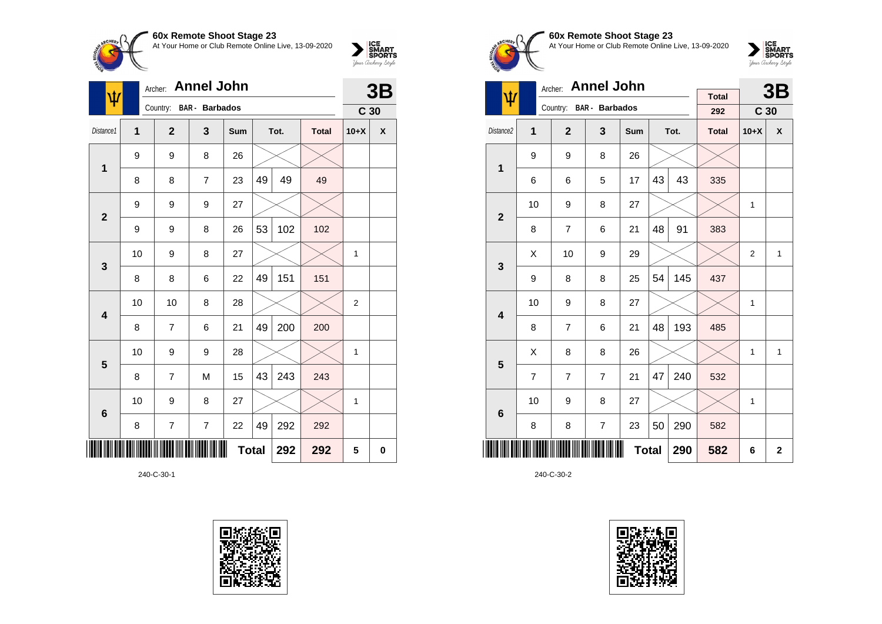## 60x Remote Shoot Stage 23

At Your Home or Club Remote Online Live, 13-09-2020

Archer: **Annel John**

Country: **BAR - Barbados**

**3B** — **C 30**

| Distance1 | 1 | 2 | 3 | Sum | Tot. | | Total | 10+X | X |
|---|---|---|---|---|---|---|---|---|---|
| 1 | 9 | 9 | 8 | 26 | | | | | |
| | 8 | 8 | 7 | 23 | 49 | 49 | 49 | | |
| 2 | 9 | 9 | 9 | 27 | | | | | |
| | 9 | 9 | 8 | 26 | 53 | 102 | 102 | | |
| 3 | 10 | 9 | 8 | 27 | | | | 1 | |
| | 8 | 8 | 6 | 22 | 49 | 151 | 151 | | |
| 4 | 10 | 10 | 8 | 28 | | | | 2 | |
| | 8 | 7 | 6 | 21 | 49 | 200 | 200 | | |
| 5 | 10 | 9 | 9 | 28 | | | | 1 | |
| | 8 | 7 | M | 15 | 43 | 243 | 243 | | |
| 6 | 10 | 9 | 8 | 27 | | | | 1 | |
| | 8 | 7 | 7 | 22 | 49 | 292 | 292 | | |
| | | | | | **Total** | **292** | **292** | **5** | **0** |

240-C-30-1

## 60x Remote Shoot Stage 23

At Your Home or Club Remote Online Live, 13-09-2020

Archer: **Annel John**

Country: **BAR - Barbados**

Total: **292**

**3B** — **C 30**

| Distance2 | 1 | 2 | 3 | Sum | Tot. | | Total | 10+X | X |
|---|---|---|---|---|---|---|---|---|---|
| 1 | 9 | 9 | 8 | 26 | | | | | |
| | 6 | 6 | 5 | 17 | 43 | 43 | 335 | | |
| 2 | 10 | 9 | 8 | 27 | | | | 1 | |
| | 8 | 7 | 6 | 21 | 48 | 91 | 383 | | |
| 3 | X | 10 | 9 | 29 | | | | 2 | 1 |
| | 9 | 8 | 8 | 25 | 54 | 145 | 437 | | |
| 4 | 10 | 9 | 8 | 27 | | | | 1 | |
| | 8 | 7 | 6 | 21 | 48 | 193 | 485 | | |
| 5 | X | 8 | 8 | 26 | | | | 1 | 1 |
| | 7 | 7 | 7 | 21 | 47 | 240 | 532 | | |
| 6 | 10 | 9 | 8 | 27 | | | | 1 | |
| | 8 | 8 | 7 | 23 | 50 | 290 | 582 | | |
| | | | | | **Total** | **290** | **582** | **6** | **2** |

240-C-30-2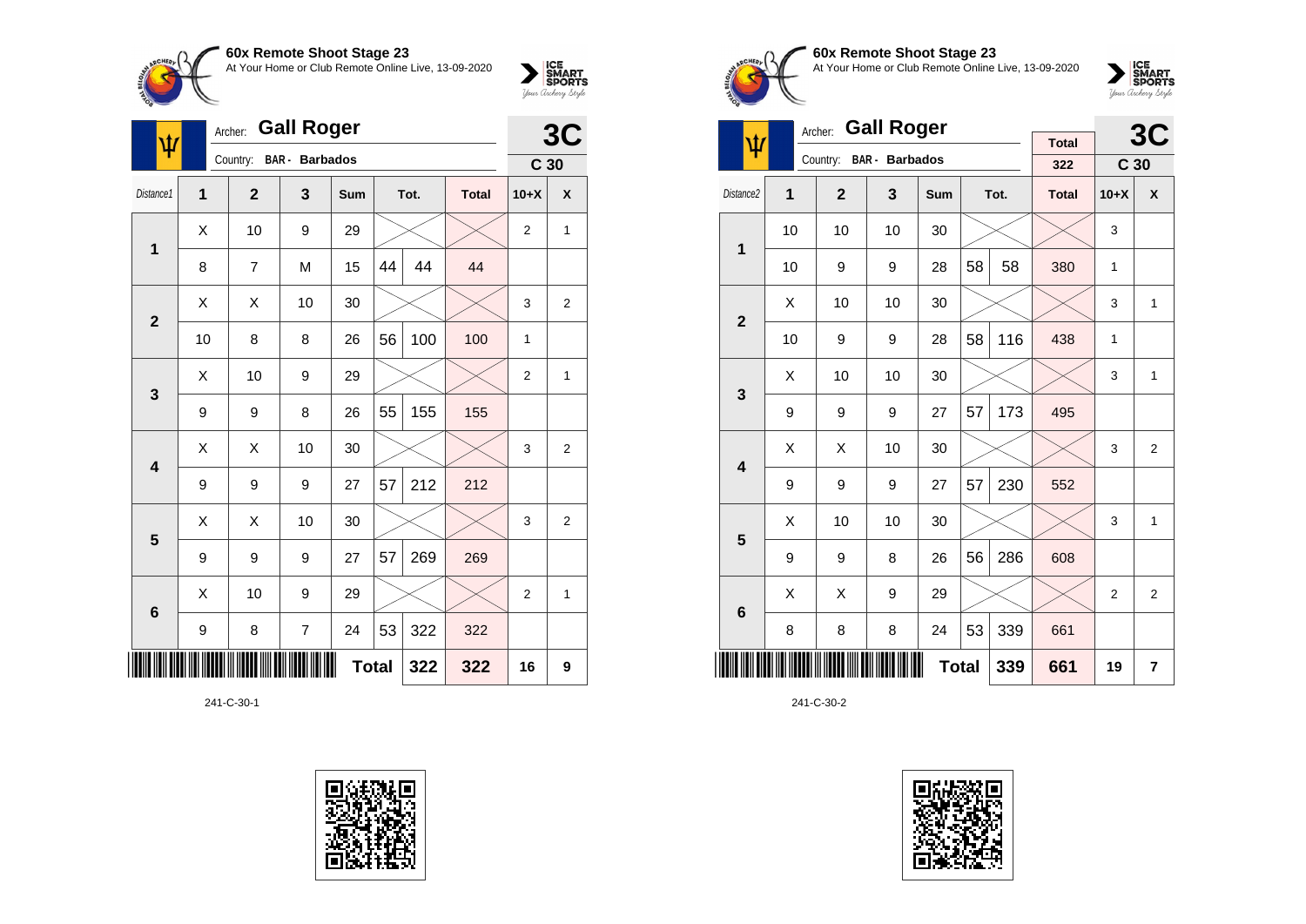**60x Remote Shoot Stage 23**
At Your Home or Club Remote Online Live, 13-09-2020

Archer: **Gall Roger**
Country: BAR - Barbados

**3C**
**C 30**

| Distance1 | 1 | 2 | 3 | Sum | Tot. | | Total | 10+X | X |
|---|---|---|---|---|---|---|---|---|---|
| 1 | X | 10 | 9 | 29 | | | | 2 | 1 |
| | 8 | 7 | M | 15 | 44 | 44 | 44 | | |
| 2 | X | X | 10 | 30 | | | | 3 | 2 |
| | 10 | 8 | 8 | 26 | 56 | 100 | 100 | 1 | |
| 3 | X | 10 | 9 | 29 | | | | 2 | 1 |
| | 9 | 9 | 8 | 26 | 55 | 155 | 155 | | |
| 4 | X | X | 10 | 30 | | | | 3 | 2 |
| | 9 | 9 | 9 | 27 | 57 | 212 | 212 | | |
| 5 | X | X | 10 | 30 | | | | 3 | 2 |
| | 9 | 9 | 9 | 27 | 57 | 269 | 269 | | |
| 6 | X | 10 | 9 | 29 | | | | 2 | 1 |
| | 9 | 8 | 7 | 24 | 53 | 322 | 322 | | |
| | | | | Total | | 322 | 322 | 16 | 9 |

241-C-30-1

**60x Remote Shoot Stage 23**
At Your Home or Club Remote Online Live, 13-09-2020

Archer: **Gall Roger**
Country: BAR - Barbados

Total: 322

**3C**
**C 30**

| Distance2 | 1 | 2 | 3 | Sum | Tot. | | Total | 10+X | X |
|---|---|---|---|---|---|---|---|---|---|
| 1 | 10 | 10 | 10 | 30 | | | | 3 | |
| | 10 | 9 | 9 | 28 | 58 | 58 | 380 | 1 | |
| 2 | X | 10 | 10 | 30 | | | | 3 | 1 |
| | 10 | 9 | 9 | 28 | 58 | 116 | 438 | 1 | |
| 3 | X | 10 | 10 | 30 | | | | 3 | 1 |
| | 9 | 9 | 9 | 27 | 57 | 173 | 495 | | |
| 4 | X | X | 10 | 30 | | | | 3 | 2 |
| | 9 | 9 | 9 | 27 | 57 | 230 | 552 | | |
| 5 | X | 10 | 10 | 30 | | | | 3 | 1 |
| | 9 | 9 | 8 | 26 | 56 | 286 | 608 | | |
| 6 | X | X | 9 | 29 | | | | 2 | 2 |
| | 8 | 8 | 8 | 24 | 53 | 339 | 661 | | |
| | | | | Total | | 339 | 661 | 19 | 7 |

241-C-30-2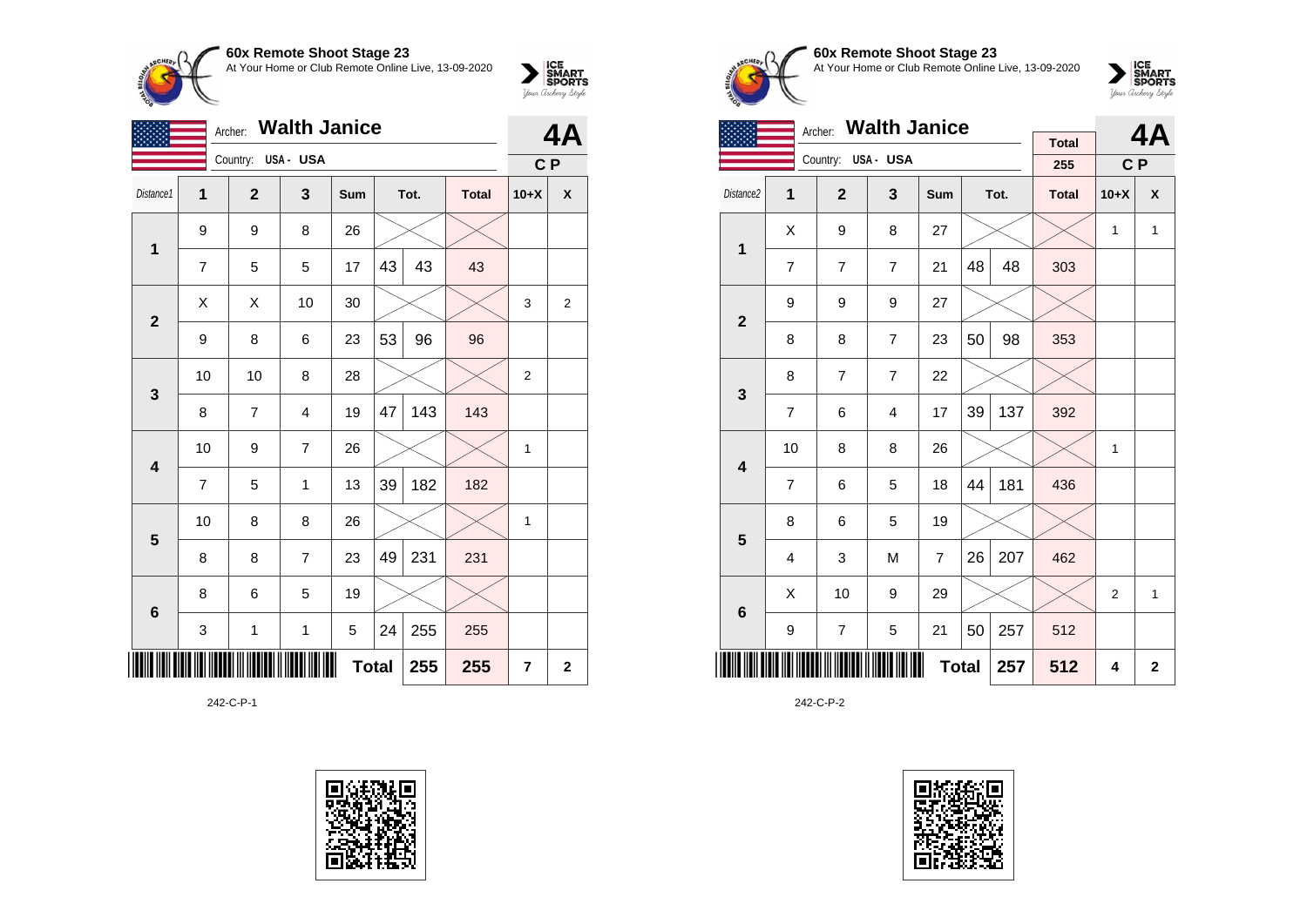## 60x Remote Shoot Stage 23

At Your Home or Club Remote Online Live, 13-09-2020

Archer: **Walth Janice**

Country: USA - USA

**4A** — C P

| Distance1 | 1 | 2 | 3 | Sum | Tot. | | Total | 10+X | X |
|---|---|---|---|---|---|---|---|---|---|
| **1** | 9 | 9 | 8 | 26 | | | | | |
| | 7 | 5 | 5 | 17 | 43 | 43 | 43 | | |
| **2** | X | X | 10 | 30 | | | | 3 | 2 |
| | 9 | 8 | 6 | 23 | 53 | 96 | 96 | | |
| **3** | 10 | 10 | 8 | 28 | | | | 2 | |
| | 8 | 7 | 4 | 19 | 47 | 143 | 143 | | |
| **4** | 10 | 9 | 7 | 26 | | | | 1 | |
| | 7 | 5 | 1 | 13 | 39 | 182 | 182 | | |
| **5** | 10 | 8 | 8 | 26 | | | | 1 | |
| | 8 | 8 | 7 | 23 | 49 | 231 | 231 | | |
| **6** | 8 | 6 | 5 | 19 | | | | | |
| | 3 | 1 | 1 | 5 | 24 | 255 | 255 | | |
| | | | | | **Total** | **255** | **255** | **7** | **2** |

242-C-P-1

## 60x Remote Shoot Stage 23

At Your Home or Club Remote Online Live, 13-09-2020

Archer: **Walth Janice**

Country: USA - USA

Total: 255

**4A** — C P

| Distance2 | 1 | 2 | 3 | Sum | Tot. | | Total | 10+X | X |
|---|---|---|---|---|---|---|---|---|---|
| **1** | X | 9 | 8 | 27 | | | | 1 | 1 |
| | 7 | 7 | 7 | 21 | 48 | 48 | 303 | | |
| **2** | 9 | 9 | 9 | 27 | | | | | |
| | 8 | 8 | 7 | 23 | 50 | 98 | 353 | | |
| **3** | 8 | 7 | 7 | 22 | | | | | |
| | 7 | 6 | 4 | 17 | 39 | 137 | 392 | | |
| **4** | 10 | 8 | 8 | 26 | | | | 1 | |
| | 7 | 6 | 5 | 18 | 44 | 181 | 436 | | |
| **5** | 8 | 6 | 5 | 19 | | | | | |
| | 4 | 3 | M | 7 | 26 | 207 | 462 | | |
| **6** | X | 10 | 9 | 29 | | | | 2 | 1 |
| | 9 | 7 | 5 | 21 | 50 | 257 | 512 | | |
| | | | | | **Total** | **257** | **512** | **4** | **2** |

242-C-P-2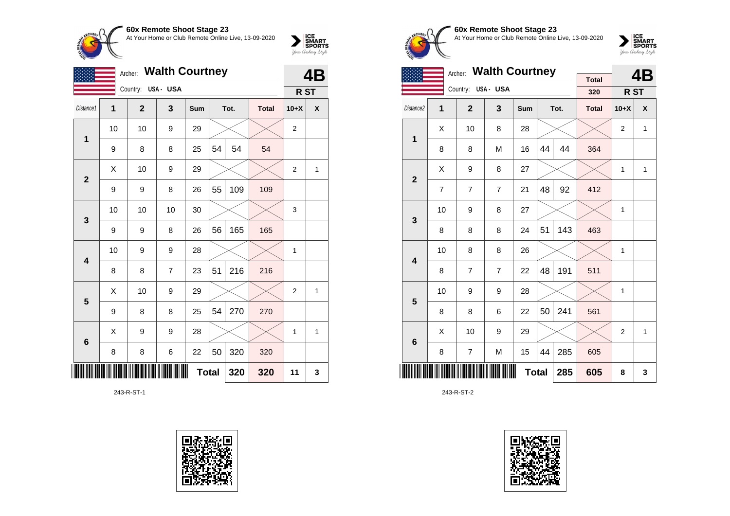## 60x Remote Shoot Stage 23

At Your Home or Club Remote Online Live, 13-09-2020

Archer: **Walth Courtney**

Country: USA - USA

**4B**

**R ST**

| Distance1 | 1 | 2 | 3 | Sum | Tot. | | Total | 10+X | X |
|---|---|---|---|---|---|---|---|---|---|
| 1 | 10 | 10 | 9 | 29 | | | | 2 | |
| | 9 | 8 | 8 | 25 | 54 | 54 | 54 | | |
| 2 | X | 10 | 9 | 29 | | | | 2 | 1 |
| | 9 | 9 | 8 | 26 | 55 | 109 | 109 | | |
| 3 | 10 | 10 | 10 | 30 | | | | 3 | |
| | 9 | 9 | 8 | 26 | 56 | 165 | 165 | | |
| 4 | 10 | 9 | 9 | 28 | | | | 1 | |
| | 8 | 8 | 7 | 23 | 51 | 216 | 216 | | |
| 5 | X | 10 | 9 | 29 | | | | 2 | 1 |
| | 9 | 8 | 8 | 25 | 54 | 270 | 270 | | |
| 6 | X | 9 | 9 | 28 | | | | 1 | 1 |
| | 8 | 8 | 6 | 22 | 50 | 320 | 320 | | |
| | | | | | Total | 320 | 320 | 11 | 3 |

243-R-ST-1

## 60x Remote Shoot Stage 23

At Your Home or Club Remote Online Live, 13-09-2020

Archer: **Walth Courtney**

Country: USA - USA

Total: 320

**4B**

**R ST**

| Distance2 | 1 | 2 | 3 | Sum | Tot. | | Total | 10+X | X |
|---|---|---|---|---|---|---|---|---|---|
| 1 | X | 10 | 8 | 28 | | | | 2 | 1 |
| | 8 | 8 | M | 16 | 44 | 44 | 364 | | |
| 2 | X | 9 | 8 | 27 | | | | 1 | 1 |
| | 7 | 7 | 7 | 21 | 48 | 92 | 412 | | |
| 3 | 10 | 9 | 8 | 27 | | | | 1 | |
| | 8 | 8 | 8 | 24 | 51 | 143 | 463 | | |
| 4 | 10 | 8 | 8 | 26 | | | | 1 | |
| | 8 | 7 | 7 | 22 | 48 | 191 | 511 | | |
| 5 | 10 | 9 | 9 | 28 | | | | 1 | |
| | 8 | 8 | 6 | 22 | 50 | 241 | 561 | | |
| 6 | X | 10 | 9 | 29 | | | | 2 | 1 |
| | 8 | 7 | M | 15 | 44 | 285 | 605 | | |
| | | | | | Total | 285 | 605 | 8 | 3 |

243-R-ST-2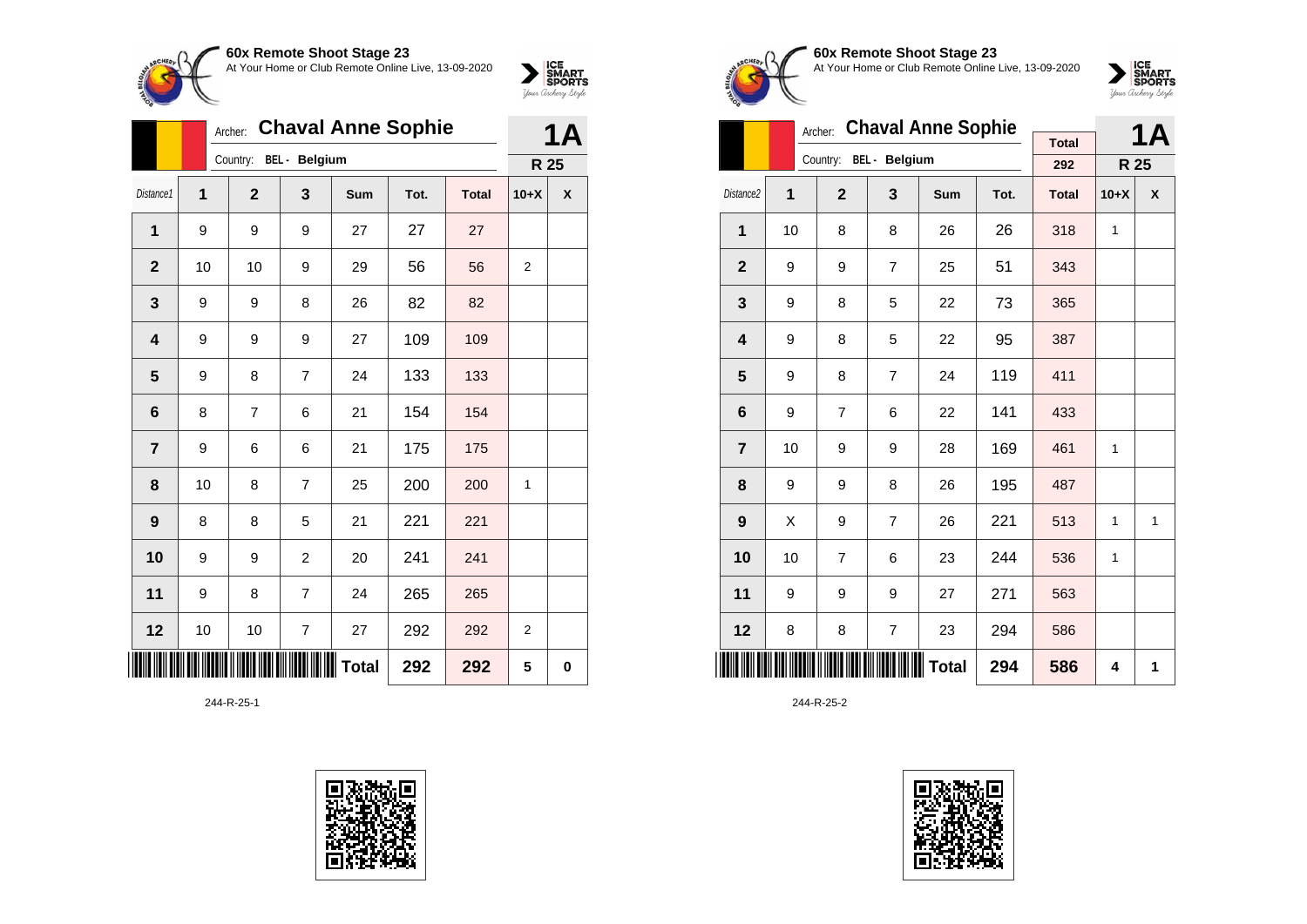## 60x Remote Shoot Stage 23

At Your Home or Club Remote Online Live, 13-09-2020

Archer: **Chaval Anne Sophie**

Country: BEL - Belgium

**1A** — R 25

| Distance1 | 1 | 2 | 3 | Sum | Tot. | Total | 10+X | X |
|---|---|---|---|---|---|---|---|---|
| 1 | 9 | 9 | 9 | 27 | 27 | 27 | | |
| 2 | 10 | 10 | 9 | 29 | 56 | 56 | 2 | |
| 3 | 9 | 9 | 8 | 26 | 82 | 82 | | |
| 4 | 9 | 9 | 9 | 27 | 109 | 109 | | |
| 5 | 9 | 8 | 7 | 24 | 133 | 133 | | |
| 6 | 8 | 7 | 6 | 21 | 154 | 154 | | |
| 7 | 9 | 6 | 6 | 21 | 175 | 175 | | |
| 8 | 10 | 8 | 7 | 25 | 200 | 200 | 1 | |
| 9 | 8 | 8 | 5 | 21 | 221 | 221 | | |
| 10 | 9 | 9 | 2 | 20 | 241 | 241 | | |
| 11 | 9 | 8 | 7 | 24 | 265 | 265 | | |
| 12 | 10 | 10 | 7 | 27 | 292 | 292 | 2 | |
| | | | | **Total** | **292** | **292** | **5** | **0** |

244-R-25-1

## 60x Remote Shoot Stage 23

At Your Home or Club Remote Online Live, 13-09-2020

Archer: **Chaval Anne Sophie**

Country: BEL - Belgium

Total: 292

**1A** — R 25

| Distance2 | 1 | 2 | 3 | Sum | Tot. | Total | 10+X | X |
|---|---|---|---|---|---|---|---|---|
| 1 | 10 | 8 | 8 | 26 | 26 | 318 | 1 | |
| 2 | 9 | 9 | 7 | 25 | 51 | 343 | | |
| 3 | 9 | 8 | 5 | 22 | 73 | 365 | | |
| 4 | 9 | 8 | 5 | 22 | 95 | 387 | | |
| 5 | 9 | 8 | 7 | 24 | 119 | 411 | | |
| 6 | 9 | 7 | 6 | 22 | 141 | 433 | | |
| 7 | 10 | 9 | 9 | 28 | 169 | 461 | 1 | |
| 8 | 9 | 9 | 8 | 26 | 195 | 487 | | |
| 9 | X | 9 | 7 | 26 | 221 | 513 | 1 | 1 |
| 10 | 10 | 7 | 6 | 23 | 244 | 536 | 1 | |
| 11 | 9 | 9 | 9 | 27 | 271 | 563 | | |
| 12 | 8 | 8 | 7 | 23 | 294 | 586 | | |
| | | | | **Total** | **294** | **586** | **4** | **1** |

244-R-25-2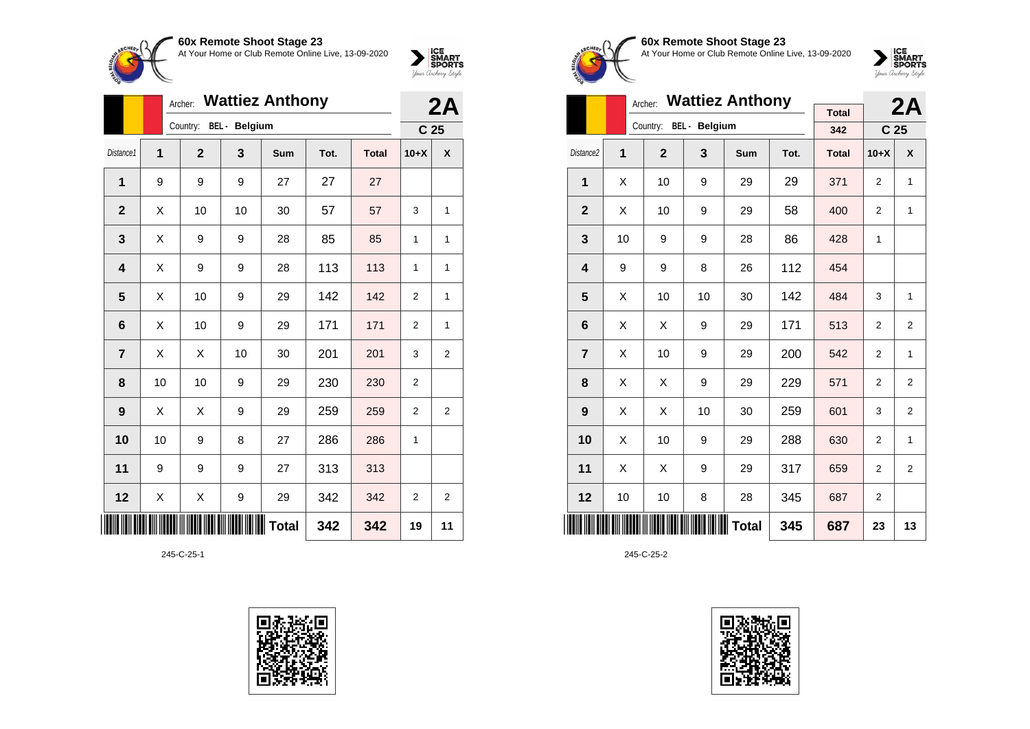**60x Remote Shoot Stage 23**
At Your Home or Club Remote Online Live, 13-09-2020

Archer: **Wattiez Anthony** — **2A**
Country: BEL - Belgium — C 25

| Distance1 | 1 | 2 | 3 | Sum | Tot. | Total | 10+X | X |
|---|---|---|---|---|---|---|---|---|
| 1 | 9 | 9 | 9 | 27 | 27 | 27 | | |
| 2 | X | 10 | 10 | 30 | 57 | 57 | 3 | 1 |
| 3 | X | 9 | 9 | 28 | 85 | 85 | 1 | 1 |
| 4 | X | 9 | 9 | 28 | 113 | 113 | 1 | 1 |
| 5 | X | 10 | 9 | 29 | 142 | 142 | 2 | 1 |
| 6 | X | 10 | 9 | 29 | 171 | 171 | 2 | 1 |
| 7 | X | X | 10 | 30 | 201 | 201 | 3 | 2 |
| 8 | 10 | 10 | 9 | 29 | 230 | 230 | 2 | |
| 9 | X | X | 9 | 29 | 259 | 259 | 2 | 2 |
| 10 | 10 | 9 | 8 | 27 | 286 | 286 | 1 | |
| 11 | 9 | 9 | 9 | 27 | 313 | 313 | | |
| 12 | X | X | 9 | 29 | 342 | 342 | 2 | 2 |
| | | | | Total | 342 | 342 | 19 | 11 |

245-C-25-1

**60x Remote Shoot Stage 23**
At Your Home or Club Remote Online Live, 13-09-2020

Archer: **Wattiez Anthony** — **2A**
Country: BEL - Belgium — Total 342 — C 25

| Distance2 | 1 | 2 | 3 | Sum | Tot. | Total | 10+X | X |
|---|---|---|---|---|---|---|---|---|
| 1 | X | 10 | 9 | 29 | 29 | 371 | 2 | 1 |
| 2 | X | 10 | 9 | 29 | 58 | 400 | 2 | 1 |
| 3 | 10 | 9 | 9 | 28 | 86 | 428 | 1 | |
| 4 | 9 | 9 | 8 | 26 | 112 | 454 | | |
| 5 | X | 10 | 10 | 30 | 142 | 484 | 3 | 1 |
| 6 | X | X | 9 | 29 | 171 | 513 | 2 | 2 |
| 7 | X | 10 | 9 | 29 | 200 | 542 | 2 | 1 |
| 8 | X | X | 9 | 29 | 229 | 571 | 2 | 2 |
| 9 | X | X | 10 | 30 | 259 | 601 | 3 | 2 |
| 10 | X | 10 | 9 | 29 | 288 | 630 | 2 | 1 |
| 11 | X | X | 9 | 29 | 317 | 659 | 2 | 2 |
| 12 | 10 | 10 | 8 | 28 | 345 | 687 | 2 | |
| | | | | Total | 345 | 687 | 23 | 13 |

245-C-25-2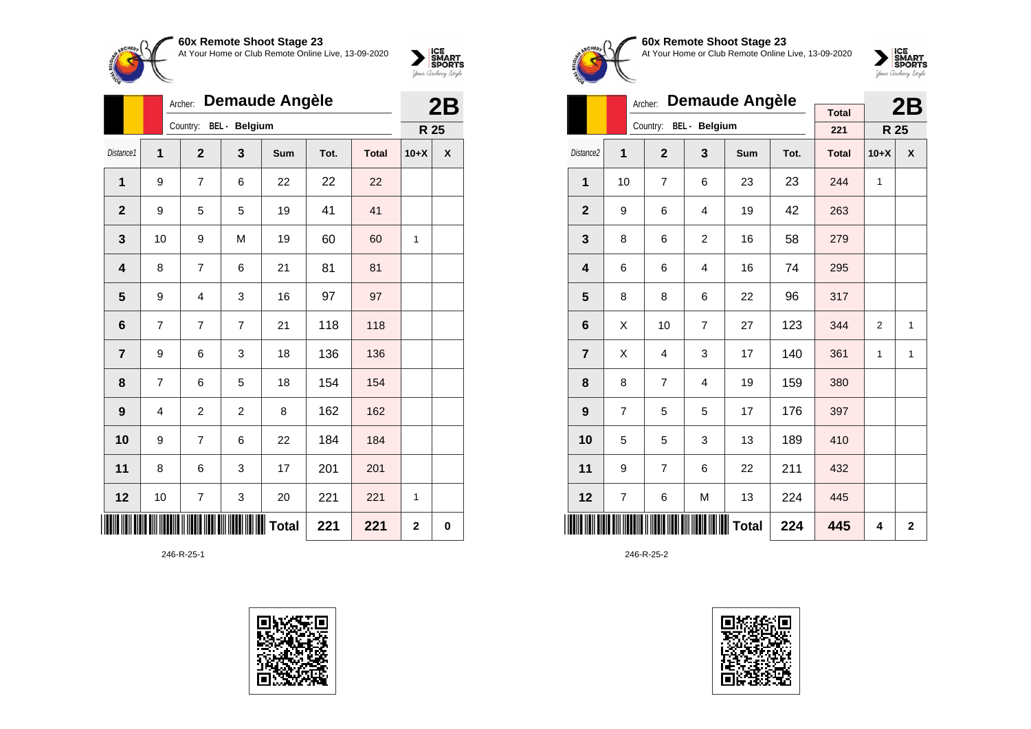## 60x Remote Shoot Stage 23

At Your Home or Club Remote Online Live, 13-09-2020

Archer: **Demaude Angèle**

Country: **BEL - Belgium**

**2B** — **R 25**

| Distance1 | 1 | 2 | 3 | Sum | Tot. | Total | 10+X | X |
|---|---|---|---|---|---|---|---|---|
| 1 | 9 | 7 | 6 | 22 | 22 | 22 | | |
| 2 | 9 | 5 | 5 | 19 | 41 | 41 | | |
| 3 | 10 | 9 | M | 19 | 60 | 60 | 1 | |
| 4 | 8 | 7 | 6 | 21 | 81 | 81 | | |
| 5 | 9 | 4 | 3 | 16 | 97 | 97 | | |
| 6 | 7 | 7 | 7 | 21 | 118 | 118 | | |
| 7 | 9 | 6 | 3 | 18 | 136 | 136 | | |
| 8 | 7 | 6 | 5 | 18 | 154 | 154 | | |
| 9 | 4 | 2 | 2 | 8 | 162 | 162 | | |
| 10 | 9 | 7 | 6 | 22 | 184 | 184 | | |
| 11 | 8 | 6 | 3 | 17 | 201 | 201 | | |
| 12 | 10 | 7 | 3 | 20 | 221 | 221 | 1 | |
| | | | | **Total** | **221** | **221** | **2** | **0** |

246-R-25-1

## 60x Remote Shoot Stage 23

At Your Home or Club Remote Online Live, 13-09-2020

Archer: **Demaude Angèle**

Country: **BEL - Belgium**

Total: 221

**2B** — **R 25**

| Distance2 | 1 | 2 | 3 | Sum | Tot. | Total | 10+X | X |
|---|---|---|---|---|---|---|---|---|
| 1 | 10 | 7 | 6 | 23 | 23 | 244 | 1 | |
| 2 | 9 | 6 | 4 | 19 | 42 | 263 | | |
| 3 | 8 | 6 | 2 | 16 | 58 | 279 | | |
| 4 | 6 | 6 | 4 | 16 | 74 | 295 | | |
| 5 | 8 | 8 | 6 | 22 | 96 | 317 | | |
| 6 | X | 10 | 7 | 27 | 123 | 344 | 2 | 1 |
| 7 | X | 4 | 3 | 17 | 140 | 361 | 1 | 1 |
| 8 | 8 | 7 | 4 | 19 | 159 | 380 | | |
| 9 | 7 | 5 | 5 | 17 | 176 | 397 | | |
| 10 | 5 | 5 | 3 | 13 | 189 | 410 | | |
| 11 | 9 | 7 | 6 | 22 | 211 | 432 | | |
| 12 | 7 | 6 | M | 13 | 224 | 445 | | |
| | | | | **Total** | **224** | **445** | **4** | **2** |

246-R-25-2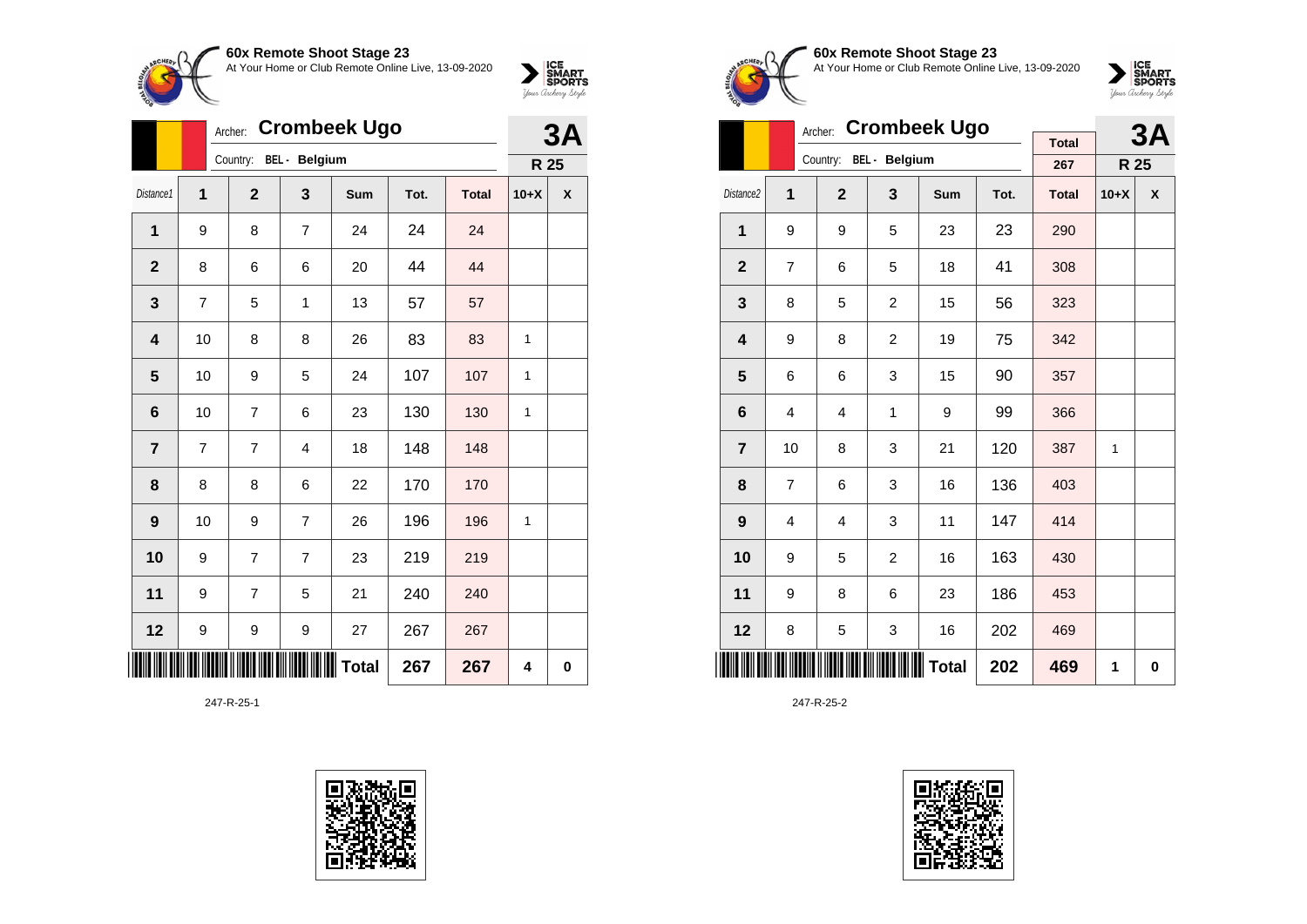**60x Remote Shoot Stage 23**
At Your Home or Club Remote Online Live, 13-09-2020

Archer: **Crombeek Ugo**
Country: BEL - Belgium

**3A**
**R 25**

| Distance1 | 1 | 2 | 3 | Sum | Tot. | Total | 10+X | X |
|---|---|---|---|---|---|---|---|---|
| 1 | 9 | 8 | 7 | 24 | 24 | 24 | | |
| 2 | 8 | 6 | 6 | 20 | 44 | 44 | | |
| 3 | 7 | 5 | 1 | 13 | 57 | 57 | | |
| 4 | 10 | 8 | 8 | 26 | 83 | 83 | 1 | |
| 5 | 10 | 9 | 5 | 24 | 107 | 107 | 1 | |
| 6 | 10 | 7 | 6 | 23 | 130 | 130 | 1 | |
| 7 | 7 | 7 | 4 | 18 | 148 | 148 | | |
| 8 | 8 | 8 | 6 | 22 | 170 | 170 | | |
| 9 | 10 | 9 | 7 | 26 | 196 | 196 | 1 | |
| 10 | 9 | 7 | 7 | 23 | 219 | 219 | | |
| 11 | 9 | 7 | 5 | 21 | 240 | 240 | | |
| 12 | 9 | 9 | 9 | 27 | 267 | 267 | | |
| | | | | **Total** | **267** | **267** | **4** | **0** |

247-R-25-1

**60x Remote Shoot Stage 23**
At Your Home or Club Remote Online Live, 13-09-2020

Archer: **Crombeek Ugo**
Country: BEL - Belgium

Total: 267

**3A**
**R 25**

| Distance2 | 1 | 2 | 3 | Sum | Tot. | Total | 10+X | X |
|---|---|---|---|---|---|---|---|---|
| 1 | 9 | 9 | 5 | 23 | 23 | 290 | | |
| 2 | 7 | 6 | 5 | 18 | 41 | 308 | | |
| 3 | 8 | 5 | 2 | 15 | 56 | 323 | | |
| 4 | 9 | 8 | 2 | 19 | 75 | 342 | | |
| 5 | 6 | 6 | 3 | 15 | 90 | 357 | | |
| 6 | 4 | 4 | 1 | 9 | 99 | 366 | | |
| 7 | 10 | 8 | 3 | 21 | 120 | 387 | 1 | |
| 8 | 7 | 6 | 3 | 16 | 136 | 403 | | |
| 9 | 4 | 4 | 3 | 11 | 147 | 414 | | |
| 10 | 9 | 5 | 2 | 16 | 163 | 430 | | |
| 11 | 9 | 8 | 6 | 23 | 186 | 453 | | |
| 12 | 8 | 5 | 3 | 16 | 202 | 469 | | |
| | | | | **Total** | **202** | **469** | **1** | **0** |

247-R-25-2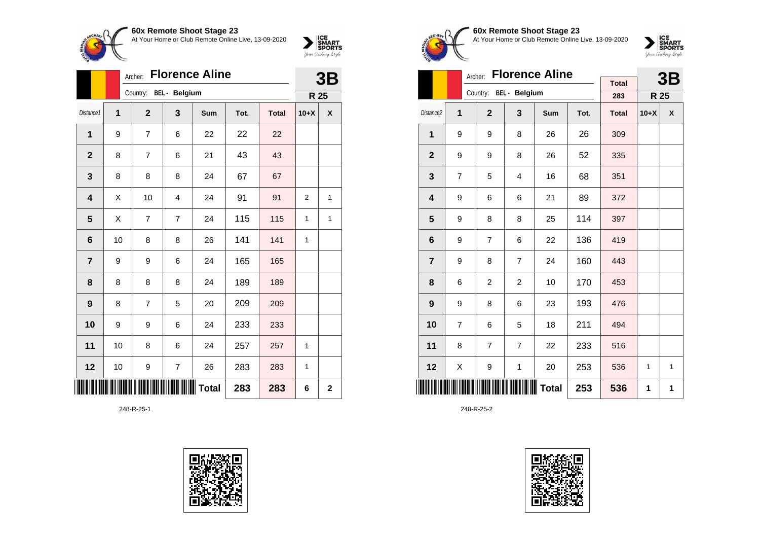## 60x Remote Shoot Stage 23

At Your Home or Club Remote Online Live, 13-09-2020

Archer: **Florence Aline**

Country: BEL - Belgium

**3B** R 25

| Distance1 | 1 | 2 | 3 | Sum | Tot. | Total | 10+X | X |
|---|---|---|---|---|---|---|---|---|
| 1 | 9 | 7 | 6 | 22 | 22 | 22 | | |
| 2 | 8 | 7 | 6 | 21 | 43 | 43 | | |
| 3 | 8 | 8 | 8 | 24 | 67 | 67 | | |
| 4 | X | 10 | 4 | 24 | 91 | 91 | 2 | 1 |
| 5 | X | 7 | 7 | 24 | 115 | 115 | 1 | 1 |
| 6 | 10 | 8 | 8 | 26 | 141 | 141 | 1 | |
| 7 | 9 | 9 | 6 | 24 | 165 | 165 | | |
| 8 | 8 | 8 | 8 | 24 | 189 | 189 | | |
| 9 | 8 | 7 | 5 | 20 | 209 | 209 | | |
| 10 | 9 | 9 | 6 | 24 | 233 | 233 | | |
| 11 | 10 | 8 | 6 | 24 | 257 | 257 | 1 | |
| 12 | 10 | 9 | 7 | 26 | 283 | 283 | 1 | |
| | | | | Total | 283 | 283 | 6 | 2 |

248-R-25-1

## 60x Remote Shoot Stage 23

At Your Home or Club Remote Online Live, 13-09-2020

Archer: **Florence Aline**

Country: BEL - Belgium

Total 283

**3B** R 25

| Distance2 | 1 | 2 | 3 | Sum | Tot. | Total | 10+X | X |
|---|---|---|---|---|---|---|---|---|
| 1 | 9 | 9 | 8 | 26 | 26 | 309 | | |
| 2 | 9 | 9 | 8 | 26 | 52 | 335 | | |
| 3 | 7 | 5 | 4 | 16 | 68 | 351 | | |
| 4 | 9 | 6 | 6 | 21 | 89 | 372 | | |
| 5 | 9 | 8 | 8 | 25 | 114 | 397 | | |
| 6 | 9 | 7 | 6 | 22 | 136 | 419 | | |
| 7 | 9 | 8 | 7 | 24 | 160 | 443 | | |
| 8 | 6 | 2 | 2 | 10 | 170 | 453 | | |
| 9 | 9 | 8 | 6 | 23 | 193 | 476 | | |
| 10 | 7 | 6 | 5 | 18 | 211 | 494 | | |
| 11 | 8 | 7 | 7 | 22 | 233 | 516 | | |
| 12 | X | 9 | 1 | 20 | 253 | 536 | 1 | 1 |
| | | | | Total | 253 | 536 | 1 | 1 |

248-R-25-2